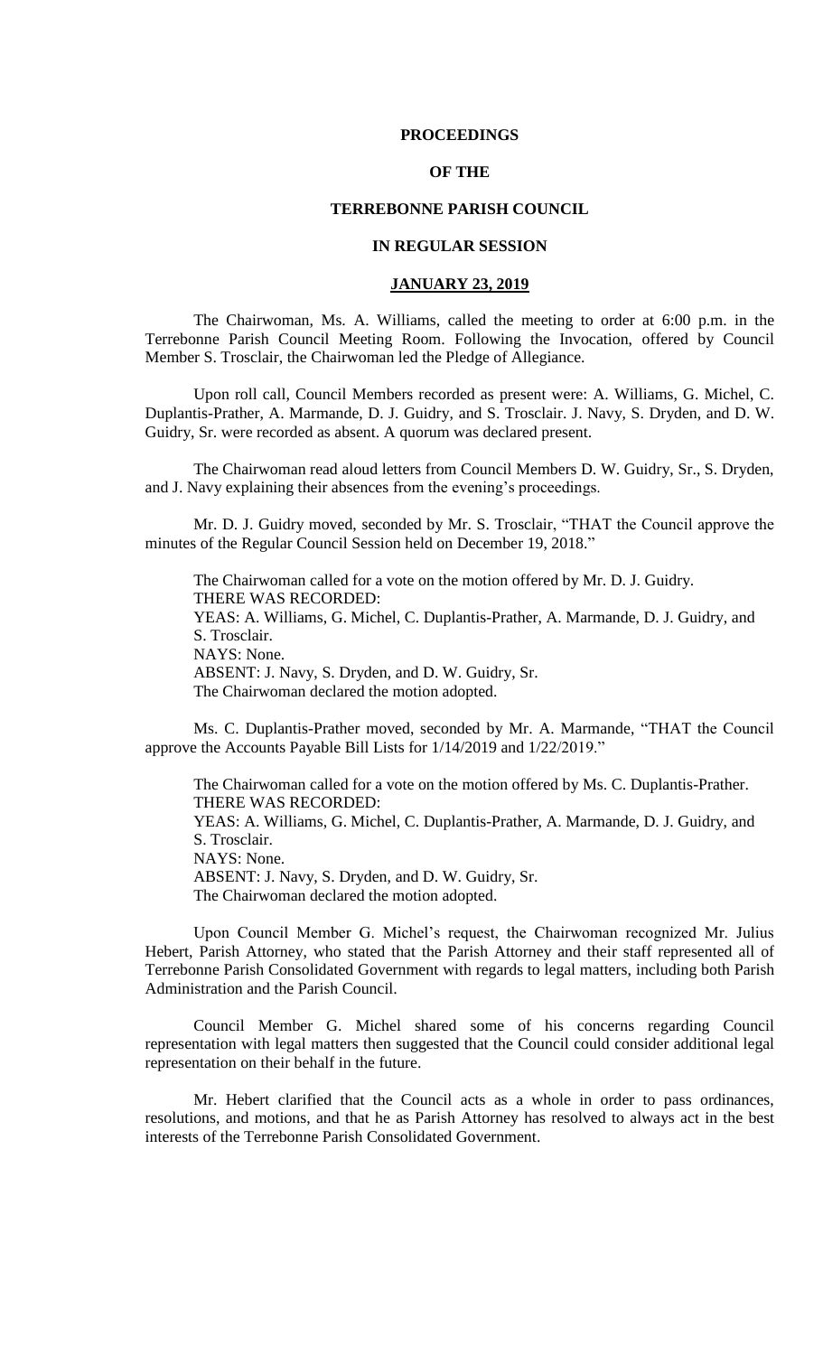# PROCEEDINGS

# OF THE

# TERREBONNE PARISH COUNCIL

# IN REGULAR SESSION

## JANUARY 23, 2019

The Chairwoman, Ms. A. Williams, called the meeting to order at 6:00 p.m. in the Terrebonne Parish Council Meeting Room. Following the Invocation, offered by Council Member S. Trosclair, the Chairwoman led the Pledge of Allegiance.

Upon roll call, Council Members recorded as present were: A. Williams, G. Michel, C. Duplantis-Prather, A. Marmande, D. J. Guidry, and S. Trosclair. J. Navy, S. Dryden, and D. W. Guidry, Sr. were recorded as absent. A quorum was declared present.

The Chairwoman read aloud letters from Council Members D. W. Guidry, Sr., S. Dryden, and J. Navy explaining their absences from the evening's proceedings.

Mr. D. J. Guidry moved, seconded by Mr. S. Trosclair, "THAT the Council approve the minutes of the Regular Council Session held on December 19, 2018."

The Chairwoman called for a vote on the motion offered by Mr. D. J. Guidry.
THERE WAS RECORDED:
YEAS: A. Williams, G. Michel, C. Duplantis-Prather, A. Marmande, D. J. Guidry, and S. Trosclair.
NAYS: None.
ABSENT: J. Navy, S. Dryden, and D. W. Guidry, Sr.
The Chairwoman declared the motion adopted.

Ms. C. Duplantis-Prather moved, seconded by Mr. A. Marmande, "THAT the Council approve the Accounts Payable Bill Lists for 1/14/2019 and 1/22/2019."

The Chairwoman called for a vote on the motion offered by Ms. C. Duplantis-Prather.
THERE WAS RECORDED:
YEAS: A. Williams, G. Michel, C. Duplantis-Prather, A. Marmande, D. J. Guidry, and S. Trosclair.
NAYS: None.
ABSENT: J. Navy, S. Dryden, and D. W. Guidry, Sr.
The Chairwoman declared the motion adopted.

Upon Council Member G. Michel's request, the Chairwoman recognized Mr. Julius Hebert, Parish Attorney, who stated that the Parish Attorney and their staff represented all of Terrebonne Parish Consolidated Government with regards to legal matters, including both Parish Administration and the Parish Council.

Council Member G. Michel shared some of his concerns regarding Council representation with legal matters then suggested that the Council could consider additional legal representation on their behalf in the future.

Mr. Hebert clarified that the Council acts as a whole in order to pass ordinances, resolutions, and motions, and that he as Parish Attorney has resolved to always act in the best interests of the Terrebonne Parish Consolidated Government.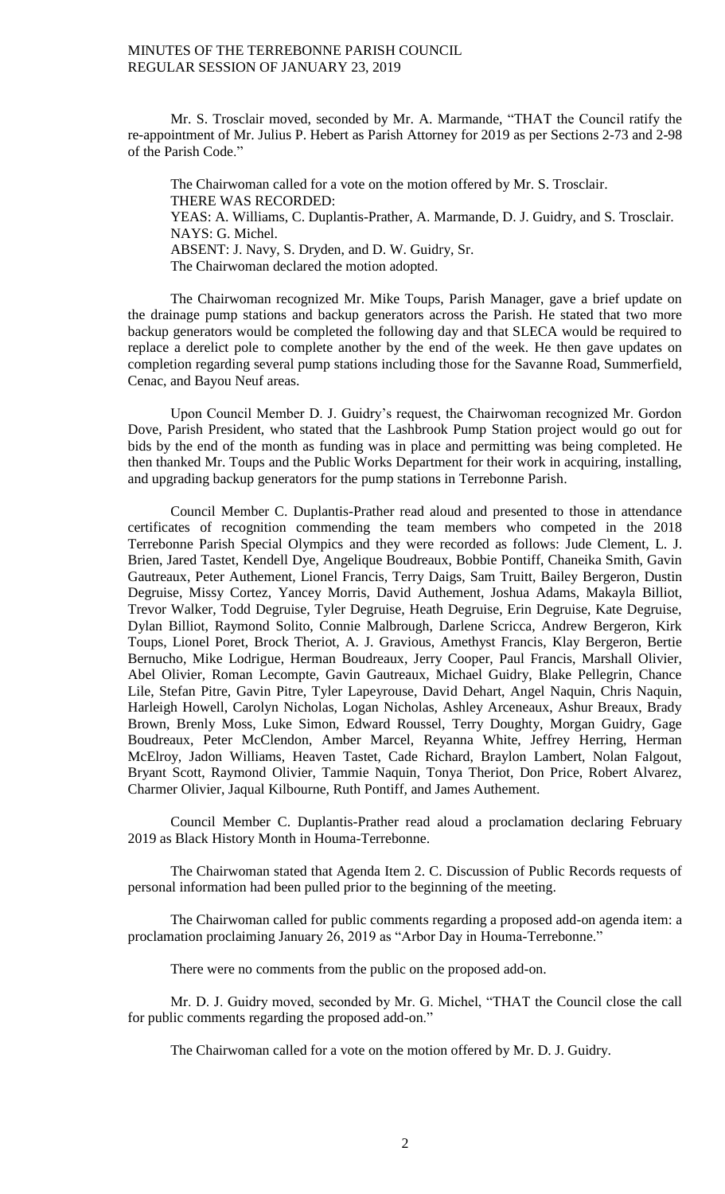Mr. S. Trosclair moved, seconded by Mr. A. Marmande, "THAT the Council ratify the re-appointment of Mr. Julius P. Hebert as Parish Attorney for 2019 as per Sections 2-73 and 2-98 of the Parish Code."

The Chairwoman called for a vote on the motion offered by Mr. S. Trosclair.
THERE WAS RECORDED:
YEAS: A. Williams, C. Duplantis-Prather, A. Marmande, D. J. Guidry, and S. Trosclair.
NAYS: G. Michel.
ABSENT: J. Navy, S. Dryden, and D. W. Guidry, Sr.
The Chairwoman declared the motion adopted.

The Chairwoman recognized Mr. Mike Toups, Parish Manager, gave a brief update on the drainage pump stations and backup generators across the Parish. He stated that two more backup generators would be completed the following day and that SLECA would be required to replace a derelict pole to complete another by the end of the week. He then gave updates on completion regarding several pump stations including those for the Savanne Road, Summerfield, Cenac, and Bayou Neuf areas.

Upon Council Member D. J. Guidry's request, the Chairwoman recognized Mr. Gordon Dove, Parish President, who stated that the Lashbrook Pump Station project would go out for bids by the end of the month as funding was in place and permitting was being completed. He then thanked Mr. Toups and the Public Works Department for their work in acquiring, installing, and upgrading backup generators for the pump stations in Terrebonne Parish.

Council Member C. Duplantis-Prather read aloud and presented to those in attendance certificates of recognition commending the team members who competed in the 2018 Terrebonne Parish Special Olympics and they were recorded as follows: Jude Clement, L. J. Brien, Jared Tastet, Kendell Dye, Angelique Boudreaux, Bobbie Pontiff, Chaneika Smith, Gavin Gautreaux, Peter Authement, Lionel Francis, Terry Daigs, Sam Truitt, Bailey Bergeron, Dustin Degruise, Missy Cortez, Yancey Morris, David Authement, Joshua Adams, Makayla Billiot, Trevor Walker, Todd Degruise, Tyler Degruise, Heath Degruise, Erin Degruise, Kate Degruise, Dylan Billiot, Raymond Solito, Connie Malbrough, Darlene Scricca, Andrew Bergeron, Kirk Toups, Lionel Poret, Brock Theriot, A. J. Gravious, Amethyst Francis, Klay Bergeron, Bertie Bernucho, Mike Lodrigue, Herman Boudreaux, Jerry Cooper, Paul Francis, Marshall Olivier, Abel Olivier, Roman Lecompte, Gavin Gautreaux, Michael Guidry, Blake Pellegrin, Chance Lile, Stefan Pitre, Gavin Pitre, Tyler Lapeyrouse, David Dehart, Angel Naquin, Chris Naquin, Harleigh Howell, Carolyn Nicholas, Logan Nicholas, Ashley Arceneaux, Ashur Breaux, Brady Brown, Brenly Moss, Luke Simon, Edward Roussel, Terry Doughty, Morgan Guidry, Gage Boudreaux, Peter McClendon, Amber Marcel, Reyanna White, Jeffrey Herring, Herman McElroy, Jadon Williams, Heaven Tastet, Cade Richard, Braylon Lambert, Nolan Falgout, Bryant Scott, Raymond Olivier, Tammie Naquin, Tonya Theriot, Don Price, Robert Alvarez, Charmer Olivier, Jaqual Kilbourne, Ruth Pontiff, and James Authement.

Council Member C. Duplantis-Prather read aloud a proclamation declaring February 2019 as Black History Month in Houma-Terrebonne.

The Chairwoman stated that Agenda Item 2. C. Discussion of Public Records requests of personal information had been pulled prior to the beginning of the meeting.

The Chairwoman called for public comments regarding a proposed add-on agenda item: a proclamation proclaiming January 26, 2019 as "Arbor Day in Houma-Terrebonne."

There were no comments from the public on the proposed add-on.

Mr. D. J. Guidry moved, seconded by Mr. G. Michel, "THAT the Council close the call for public comments regarding the proposed add-on."

The Chairwoman called for a vote on the motion offered by Mr. D. J. Guidry.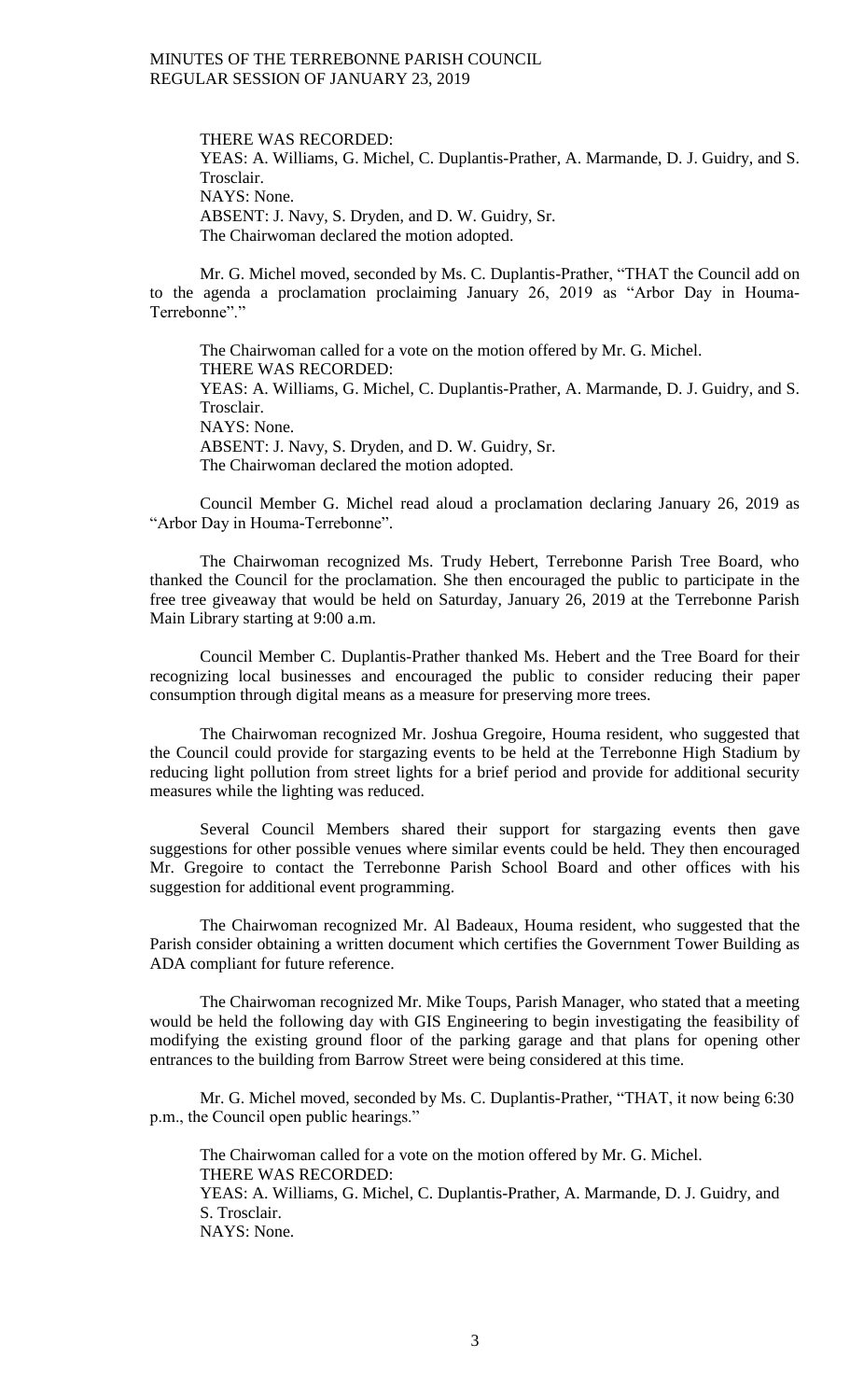THERE WAS RECORDED:
YEAS: A. Williams, G. Michel, C. Duplantis-Prather, A. Marmande, D. J. Guidry, and S. Trosclair.
NAYS: None.
ABSENT: J. Navy, S. Dryden, and D. W. Guidry, Sr.
The Chairwoman declared the motion adopted.

Mr. G. Michel moved, seconded by Ms. C. Duplantis-Prather, "THAT the Council add on to the agenda a proclamation proclaiming January 26, 2019 as "Arbor Day in Houma-Terrebonne"."

The Chairwoman called for a vote on the motion offered by Mr. G. Michel.
THERE WAS RECORDED:
YEAS: A. Williams, G. Michel, C. Duplantis-Prather, A. Marmande, D. J. Guidry, and S. Trosclair.
NAYS: None.
ABSENT: J. Navy, S. Dryden, and D. W. Guidry, Sr.
The Chairwoman declared the motion adopted.

Council Member G. Michel read aloud a proclamation declaring January 26, 2019 as "Arbor Day in Houma-Terrebonne".

The Chairwoman recognized Ms. Trudy Hebert, Terrebonne Parish Tree Board, who thanked the Council for the proclamation. She then encouraged the public to participate in the free tree giveaway that would be held on Saturday, January 26, 2019 at the Terrebonne Parish Main Library starting at 9:00 a.m.

Council Member C. Duplantis-Prather thanked Ms. Hebert and the Tree Board for their recognizing local businesses and encouraged the public to consider reducing their paper consumption through digital means as a measure for preserving more trees.

The Chairwoman recognized Mr. Joshua Gregoire, Houma resident, who suggested that the Council could provide for stargazing events to be held at the Terrebonne High Stadium by reducing light pollution from street lights for a brief period and provide for additional security measures while the lighting was reduced.

Several Council Members shared their support for stargazing events then gave suggestions for other possible venues where similar events could be held. They then encouraged Mr. Gregoire to contact the Terrebonne Parish School Board and other offices with his suggestion for additional event programming.

The Chairwoman recognized Mr. Al Badeaux, Houma resident, who suggested that the Parish consider obtaining a written document which certifies the Government Tower Building as ADA compliant for future reference.

The Chairwoman recognized Mr. Mike Toups, Parish Manager, who stated that a meeting would be held the following day with GIS Engineering to begin investigating the feasibility of modifying the existing ground floor of the parking garage and that plans for opening other entrances to the building from Barrow Street were being considered at this time.

Mr. G. Michel moved, seconded by Ms. C. Duplantis-Prather, "THAT, it now being 6:30 p.m., the Council open public hearings."

The Chairwoman called for a vote on the motion offered by Mr. G. Michel.
THERE WAS RECORDED:
YEAS: A. Williams, G. Michel, C. Duplantis-Prather, A. Marmande, D. J. Guidry, and S. Trosclair.
NAYS: None.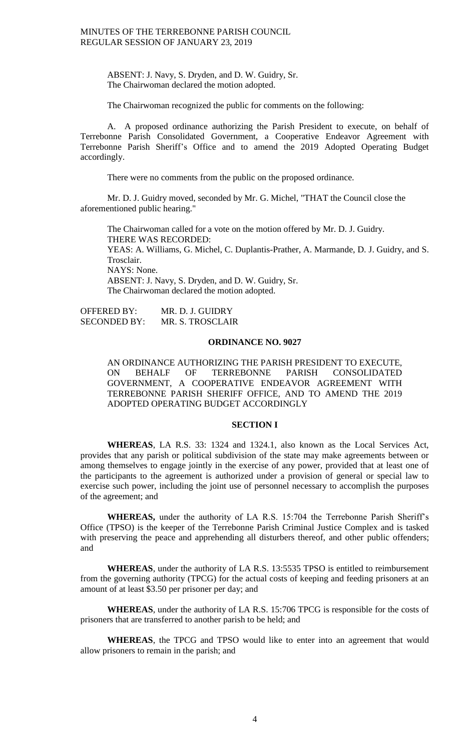ABSENT: J. Navy, S. Dryden, and D. W. Guidry, Sr.
The Chairwoman declared the motion adopted.

The Chairwoman recognized the public for comments on the following:

A. A proposed ordinance authorizing the Parish President to execute, on behalf of Terrebonne Parish Consolidated Government, a Cooperative Endeavor Agreement with Terrebonne Parish Sheriff's Office and to amend the 2019 Adopted Operating Budget accordingly.

There were no comments from the public on the proposed ordinance.

Mr. D. J. Guidry moved, seconded by Mr. G. Michel, "THAT the Council close the aforementioned public hearing."

The Chairwoman called for a vote on the motion offered by Mr. D. J. Guidry.
THERE WAS RECORDED:
YEAS: A. Williams, G. Michel, C. Duplantis-Prather, A. Marmande, D. J. Guidry, and S. Trosclair.
NAYS: None.
ABSENT: J. Navy, S. Dryden, and D. W. Guidry, Sr.
The Chairwoman declared the motion adopted.

OFFERED BY: MR. D. J. GUIDRY
SECONDED BY: MR. S. TROSCLAIR

## ORDINANCE NO. 9027

AN ORDINANCE AUTHORIZING THE PARISH PRESIDENT TO EXECUTE, ON BEHALF OF TERREBONNE PARISH CONSOLIDATED GOVERNMENT, A COOPERATIVE ENDEAVOR AGREEMENT WITH TERREBONNE PARISH SHERIFF OFFICE, AND TO AMEND THE 2019 ADOPTED OPERATING BUDGET ACCORDINGLY

### SECTION I

**WHEREAS**, LA R.S. 33: 1324 and 1324.1, also known as the Local Services Act, provides that any parish or political subdivision of the state may make agreements between or among themselves to engage jointly in the exercise of any power, provided that at least one of the participants to the agreement is authorized under a provision of general or special law to exercise such power, including the joint use of personnel necessary to accomplish the purposes of the agreement; and

**WHEREAS,** under the authority of LA R.S. 15:704 the Terrebonne Parish Sheriff's Office (TPSO) is the keeper of the Terrebonne Parish Criminal Justice Complex and is tasked with preserving the peace and apprehending all disturbers thereof, and other public offenders; and

**WHEREAS**, under the authority of LA R.S. 13:5535 TPSO is entitled to reimbursement from the governing authority (TPCG) for the actual costs of keeping and feeding prisoners at an amount of at least $3.50 per prisoner per day; and

**WHEREAS**, under the authority of LA R.S. 15:706 TPCG is responsible for the costs of prisoners that are transferred to another parish to be held; and

**WHEREAS**, the TPCG and TPSO would like to enter into an agreement that would allow prisoners to remain in the parish; and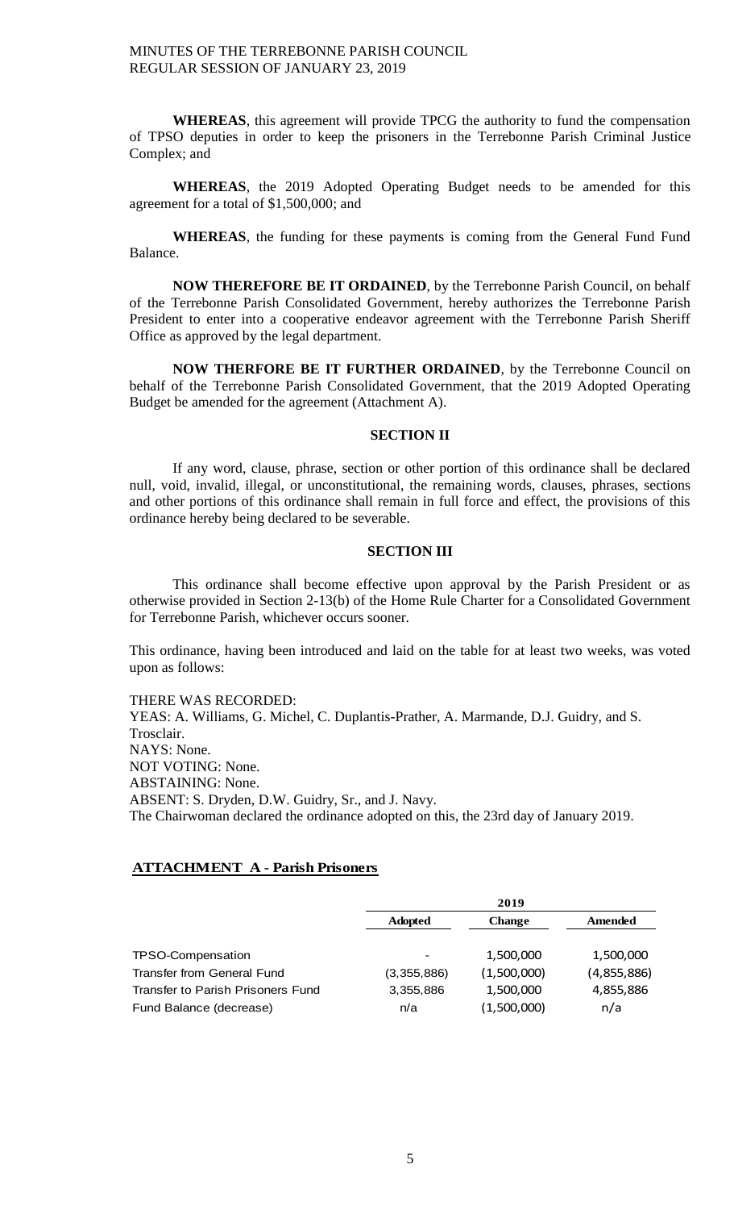**WHEREAS**, this agreement will provide TPCG the authority to fund the compensation of TPSO deputies in order to keep the prisoners in the Terrebonne Parish Criminal Justice Complex; and

**WHEREAS**, the 2019 Adopted Operating Budget needs to be amended for this agreement for a total of $1,500,000; and

**WHEREAS**, the funding for these payments is coming from the General Fund Fund Balance.

**NOW THEREFORE BE IT ORDAINED**, by the Terrebonne Parish Council, on behalf of the Terrebonne Parish Consolidated Government, hereby authorizes the Terrebonne Parish President to enter into a cooperative endeavor agreement with the Terrebonne Parish Sheriff Office as approved by the legal department.

**NOW THERFORE BE IT FURTHER ORDAINED**, by the Terrebonne Council on behalf of the Terrebonne Parish Consolidated Government, that the 2019 Adopted Operating Budget be amended for the agreement (Attachment A).

**SECTION II**

If any word, clause, phrase, section or other portion of this ordinance shall be declared null, void, invalid, illegal, or unconstitutional, the remaining words, clauses, phrases, sections and other portions of this ordinance shall remain in full force and effect, the provisions of this ordinance hereby being declared to be severable.

**SECTION III**

This ordinance shall become effective upon approval by the Parish President or as otherwise provided in Section 2-13(b) of the Home Rule Charter for a Consolidated Government for Terrebonne Parish, whichever occurs sooner.

This ordinance, having been introduced and laid on the table for at least two weeks, was voted upon as follows:

THERE WAS RECORDED:
YEAS: A. Williams, G. Michel, C. Duplantis-Prather, A. Marmande, D.J. Guidry, and S. Trosclair.
NAYS: None.
NOT VOTING: None.
ABSTAINING: None.
ABSENT: S. Dryden, D.W. Guidry, Sr., and J. Navy.
The Chairwoman declared the ordinance adopted on this, the 23rd day of January 2019.

**ATTACHMENT A - Parish Prisoners**

| | 2019 | | |
|---|---|---|---|
| | **Adopted** | **Change** | **Amended** |
| TPSO-Compensation | - | 1,500,000 | 1,500,000 |
| Transfer from General Fund | (3,355,886) | (1,500,000) | (4,855,886) |
| Transfer to Parish Prisoners Fund | 3,355,886 | 1,500,000 | 4,855,886 |
| Fund Balance (decrease) | n/a | (1,500,000) | n/a |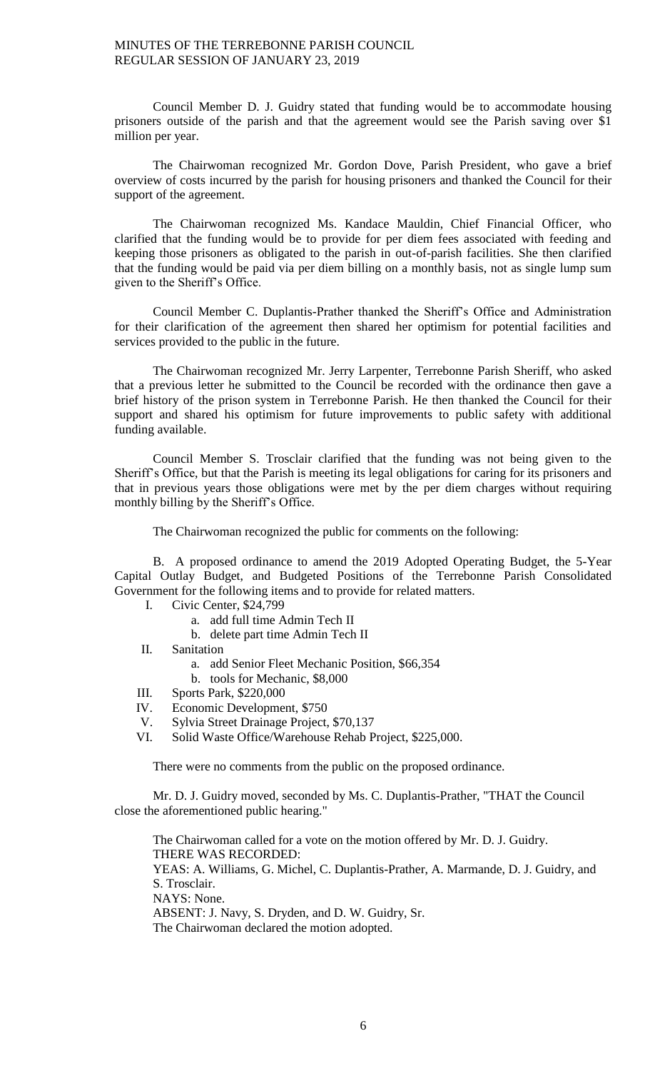Council Member D. J. Guidry stated that funding would be to accommodate housing prisoners outside of the parish and that the agreement would see the Parish saving over $1 million per year.

The Chairwoman recognized Mr. Gordon Dove, Parish President, who gave a brief overview of costs incurred by the parish for housing prisoners and thanked the Council for their support of the agreement.

The Chairwoman recognized Ms. Kandace Mauldin, Chief Financial Officer, who clarified that the funding would be to provide for per diem fees associated with feeding and keeping those prisoners as obligated to the parish in out-of-parish facilities. She then clarified that the funding would be paid via per diem billing on a monthly basis, not as single lump sum given to the Sheriff's Office.

Council Member C. Duplantis-Prather thanked the Sheriff's Office and Administration for their clarification of the agreement then shared her optimism for potential facilities and services provided to the public in the future.

The Chairwoman recognized Mr. Jerry Larpenter, Terrebonne Parish Sheriff, who asked that a previous letter he submitted to the Council be recorded with the ordinance then gave a brief history of the prison system in Terrebonne Parish. He then thanked the Council for their support and shared his optimism for future improvements to public safety with additional funding available.

Council Member S. Trosclair clarified that the funding was not being given to the Sheriff's Office, but that the Parish is meeting its legal obligations for caring for its prisoners and that in previous years those obligations were met by the per diem charges without requiring monthly billing by the Sheriff's Office.

The Chairwoman recognized the public for comments on the following:

B. A proposed ordinance to amend the 2019 Adopted Operating Budget, the 5-Year Capital Outlay Budget, and Budgeted Positions of the Terrebonne Parish Consolidated Government for the following items and to provide for related matters.

- I. Civic Center, $24,799
  - a. add full time Admin Tech II
  - b. delete part time Admin Tech II
- II. Sanitation
  - a. add Senior Fleet Mechanic Position, $66,354
  - b. tools for Mechanic, $8,000
- III. Sports Park, $220,000
- IV. Economic Development, $750
- V. Sylvia Street Drainage Project, $70,137
- VI. Solid Waste Office/Warehouse Rehab Project, $225,000.

There were no comments from the public on the proposed ordinance.

Mr. D. J. Guidry moved, seconded by Ms. C. Duplantis-Prather, "THAT the Council close the aforementioned public hearing."

The Chairwoman called for a vote on the motion offered by Mr. D. J. Guidry.
THERE WAS RECORDED:
YEAS: A. Williams, G. Michel, C. Duplantis-Prather, A. Marmande, D. J. Guidry, and S. Trosclair.
NAYS: None.
ABSENT: J. Navy, S. Dryden, and D. W. Guidry, Sr.
The Chairwoman declared the motion adopted.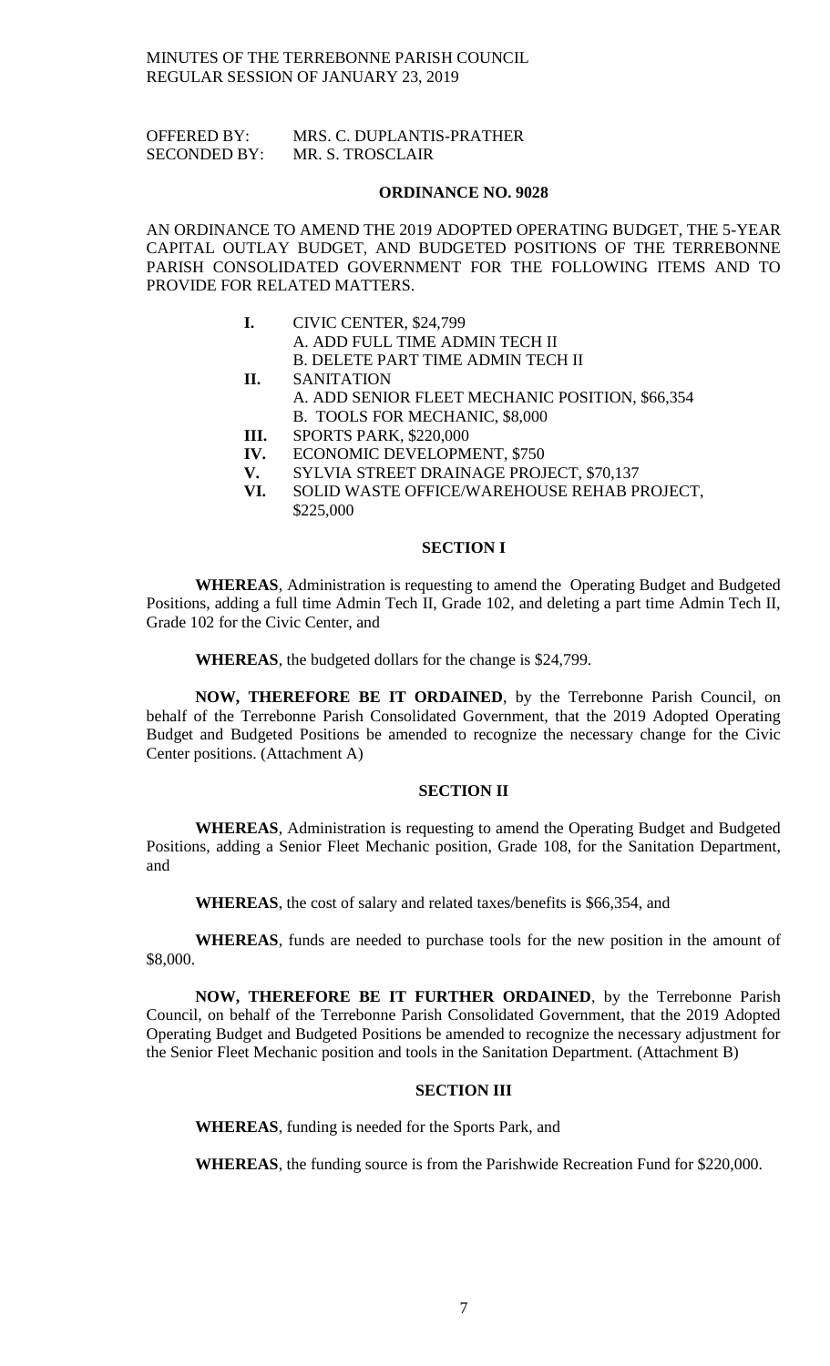OFFERED BY: MRS. C. DUPLANTIS-PRATHER
SECONDED BY: MR. S. TROSCLAIR

## ORDINANCE NO. 9028

AN ORDINANCE TO AMEND THE 2019 ADOPTED OPERATING BUDGET, THE 5-YEAR CAPITAL OUTLAY BUDGET, AND BUDGETED POSITIONS OF THE TERREBONNE PARISH CONSOLIDATED GOVERNMENT FOR THE FOLLOWING ITEMS AND TO PROVIDE FOR RELATED MATTERS.

- **I.** CIVIC CENTER, $24,799
  - A. ADD FULL TIME ADMIN TECH II
  - B. DELETE PART TIME ADMIN TECH II
- **II.** SANITATION
  - A. ADD SENIOR FLEET MECHANIC POSITION, $66,354
  - B. TOOLS FOR MECHANIC, $8,000
- **III.** SPORTS PARK, $220,000
- **IV.** ECONOMIC DEVELOPMENT, $750
- **V.** SYLVIA STREET DRAINAGE PROJECT, $70,137
- **VI.** SOLID WASTE OFFICE/WAREHOUSE REHAB PROJECT, $225,000

### SECTION I

**WHEREAS**, Administration is requesting to amend the Operating Budget and Budgeted Positions, adding a full time Admin Tech II, Grade 102, and deleting a part time Admin Tech II, Grade 102 for the Civic Center, and

**WHEREAS**, the budgeted dollars for the change is $24,799.

**NOW, THEREFORE BE IT ORDAINED**, by the Terrebonne Parish Council, on behalf of the Terrebonne Parish Consolidated Government, that the 2019 Adopted Operating Budget and Budgeted Positions be amended to recognize the necessary change for the Civic Center positions. (Attachment A)

### SECTION II

**WHEREAS**, Administration is requesting to amend the Operating Budget and Budgeted Positions, adding a Senior Fleet Mechanic position, Grade 108, for the Sanitation Department, and

**WHEREAS**, the cost of salary and related taxes/benefits is $66,354, and

**WHEREAS**, funds are needed to purchase tools for the new position in the amount of $8,000.

**NOW, THEREFORE BE IT FURTHER ORDAINED**, by the Terrebonne Parish Council, on behalf of the Terrebonne Parish Consolidated Government, that the 2019 Adopted Operating Budget and Budgeted Positions be amended to recognize the necessary adjustment for the Senior Fleet Mechanic position and tools in the Sanitation Department. (Attachment B)

### SECTION III

**WHEREAS**, funding is needed for the Sports Park, and

**WHEREAS**, the funding source is from the Parishwide Recreation Fund for $220,000.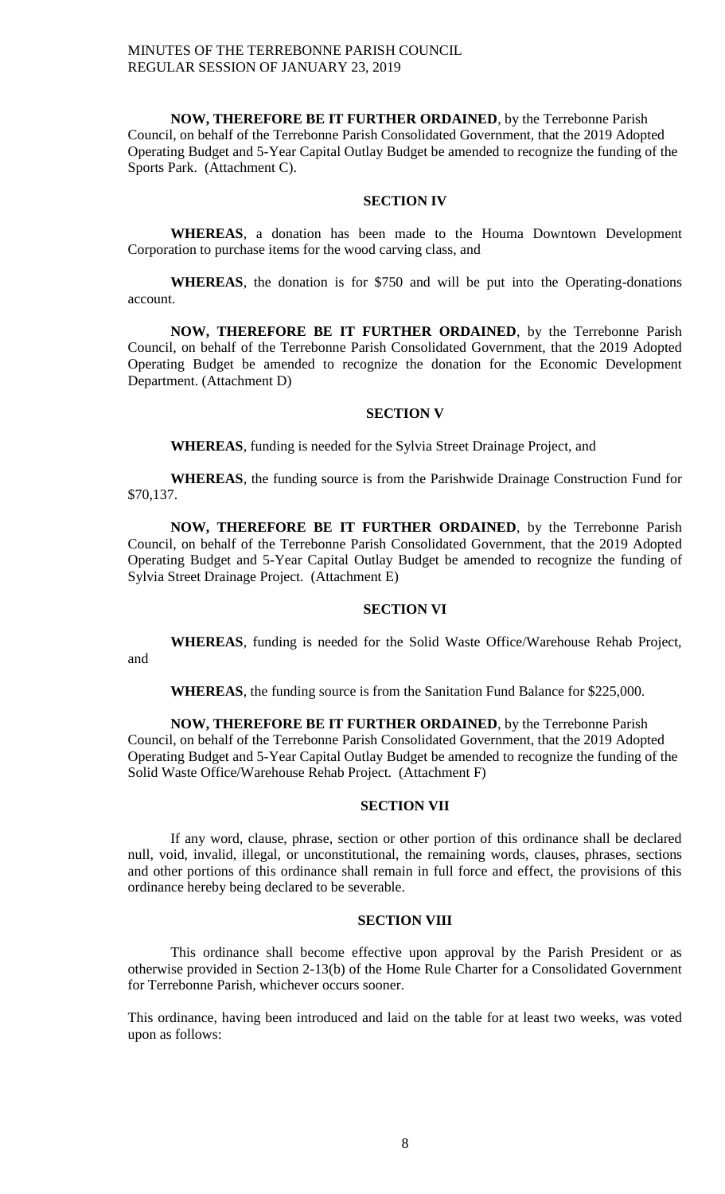**NOW, THEREFORE BE IT FURTHER ORDAINED**, by the Terrebonne Parish Council, on behalf of the Terrebonne Parish Consolidated Government, that the 2019 Adopted Operating Budget and 5-Year Capital Outlay Budget be amended to recognize the funding of the Sports Park. (Attachment C).

## SECTION IV

**WHEREAS**, a donation has been made to the Houma Downtown Development Corporation to purchase items for the wood carving class, and

**WHEREAS**, the donation is for $750 and will be put into the Operating-donations account.

**NOW, THEREFORE BE IT FURTHER ORDAINED**, by the Terrebonne Parish Council, on behalf of the Terrebonne Parish Consolidated Government, that the 2019 Adopted Operating Budget be amended to recognize the donation for the Economic Development Department. (Attachment D)

## SECTION V

**WHEREAS**, funding is needed for the Sylvia Street Drainage Project, and

**WHEREAS**, the funding source is from the Parishwide Drainage Construction Fund for $70,137.

**NOW, THEREFORE BE IT FURTHER ORDAINED**, by the Terrebonne Parish Council, on behalf of the Terrebonne Parish Consolidated Government, that the 2019 Adopted Operating Budget and 5-Year Capital Outlay Budget be amended to recognize the funding of Sylvia Street Drainage Project. (Attachment E)

## SECTION VI

**WHEREAS**, funding is needed for the Solid Waste Office/Warehouse Rehab Project, and

**WHEREAS**, the funding source is from the Sanitation Fund Balance for $225,000.

**NOW, THEREFORE BE IT FURTHER ORDAINED**, by the Terrebonne Parish Council, on behalf of the Terrebonne Parish Consolidated Government, that the 2019 Adopted Operating Budget and 5-Year Capital Outlay Budget be amended to recognize the funding of the Solid Waste Office/Warehouse Rehab Project. (Attachment F)

## SECTION VII

If any word, clause, phrase, section or other portion of this ordinance shall be declared null, void, invalid, illegal, or unconstitutional, the remaining words, clauses, phrases, sections and other portions of this ordinance shall remain in full force and effect, the provisions of this ordinance hereby being declared to be severable.

## SECTION VIII

This ordinance shall become effective upon approval by the Parish President or as otherwise provided in Section 2-13(b) of the Home Rule Charter for a Consolidated Government for Terrebonne Parish, whichever occurs sooner.

This ordinance, having been introduced and laid on the table for at least two weeks, was voted upon as follows: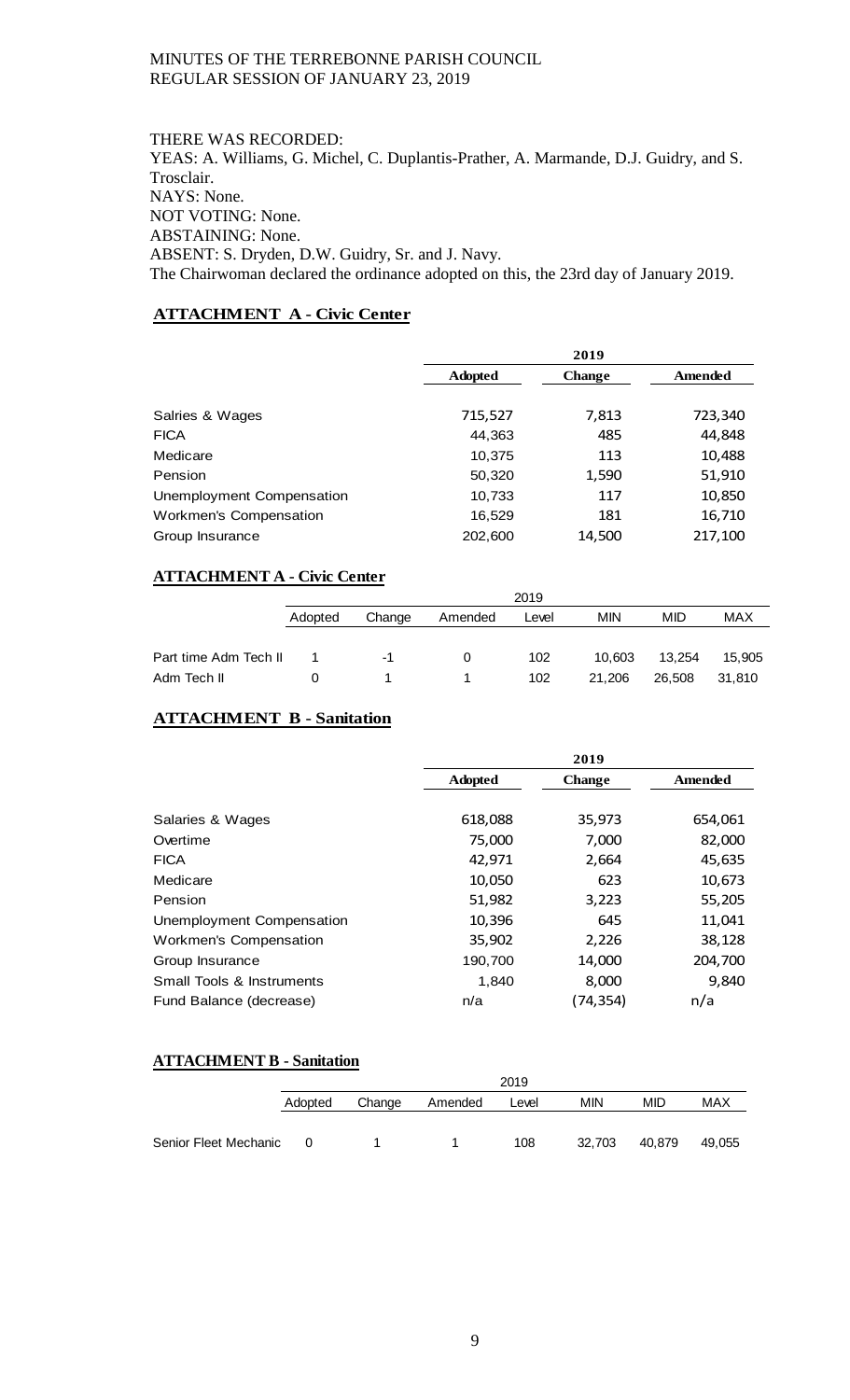THERE WAS RECORDED:
YEAS: A. Williams, G. Michel, C. Duplantis-Prather, A. Marmande, D.J. Guidry, and S. Trosclair.
NAYS: None.
NOT VOTING: None.
ABSTAINING: None.
ABSENT: S. Dryden, D.W. Guidry, Sr. and J. Navy.
The Chairwoman declared the ordinance adopted on this, the 23rd day of January 2019.

## ATTACHMENT A - Civic Center

| | 2019 | | |
|---|---|---|---|
| | **Adopted** | **Change** | **Amended** |
| Salries & Wages | 715,527 | 7,813 | 723,340 |
| FICA | 44,363 | 485 | 44,848 |
| Medicare | 10,375 | 113 | 10,488 |
| Pension | 50,320 | 1,590 | 51,910 |
| Unemployment Compensation | 10,733 | 117 | 10,850 |
| Workmen's Compensation | 16,529 | 181 | 16,710 |
| Group Insurance | 202,600 | 14,500 | 217,100 |

## ATTACHMENT A - Civic Center

| | 2019 | | | | | | |
|---|---|---|---|---|---|---|---|
| | Adopted | Change | Amended | Level | MIN | MID | MAX |
| Part time Adm Tech II | 1 | -1 | 0 | 102 | 10,603 | 13,254 | 15,905 |
| Adm Tech II | 0 | 1 | 1 | 102 | 21,206 | 26,508 | 31,810 |

## ATTACHMENT B - Sanitation

| | 2019 | | |
|---|---|---|---|
| | **Adopted** | **Change** | **Amended** |
| Salaries & Wages | 618,088 | 35,973 | 654,061 |
| Overtime | 75,000 | 7,000 | 82,000 |
| FICA | 42,971 | 2,664 | 45,635 |
| Medicare | 10,050 | 623 | 10,673 |
| Pension | 51,982 | 3,223 | 55,205 |
| Unemployment Compensation | 10,396 | 645 | 11,041 |
| Workmen's Compensation | 35,902 | 2,226 | 38,128 |
| Group Insurance | 190,700 | 14,000 | 204,700 |
| Small Tools & Instruments | 1,840 | 8,000 | 9,840 |
| Fund Balance (decrease) | n/a | (74,354) | n/a |

## ATTACHMENT B - Sanitation

| | 2019 | | | | | | |
|---|---|---|---|---|---|---|---|
| | Adopted | Change | Amended | Level | MIN | MID | MAX |
| Senior Fleet Mechanic | 0 | 1 | 1 | 108 | 32,703 | 40,879 | 49,055 |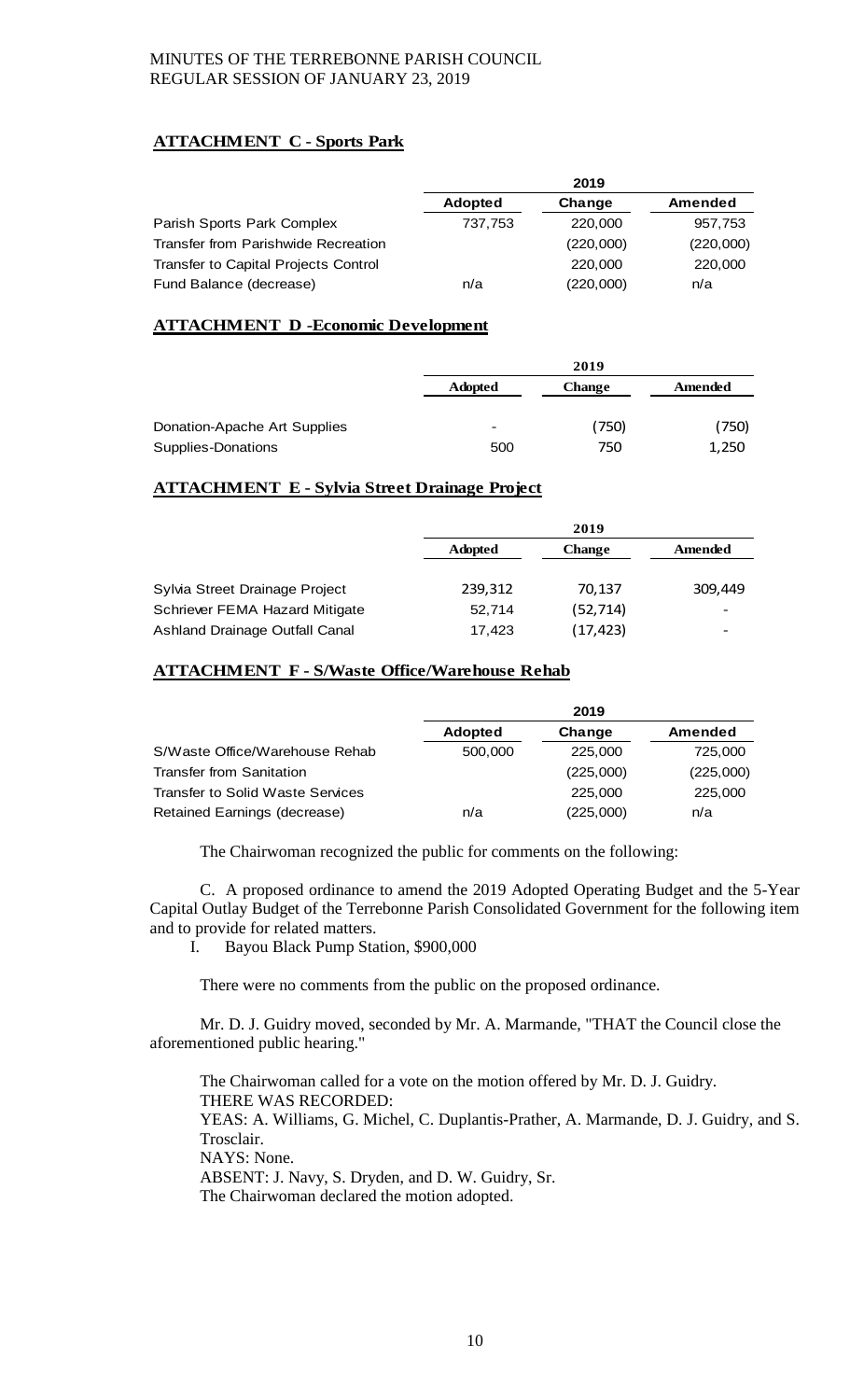**ATTACHMENT C - Sports Park**

| | 2019 | | |
|---|---|---|---|
| | **Adopted** | **Change** | **Amended** |
| Parish Sports Park Complex | 737,753 | 220,000 | 957,753 |
| Transfer from Parishwide Recreation | | (220,000) | (220,000) |
| Transfer to Capital Projects Control | | 220,000 | 220,000 |
| Fund Balance (decrease) | n/a | (220,000) | n/a |

**ATTACHMENT D -Economic Development**

| | 2019 | | |
|---|---|---|---|
| | **Adopted** | **Change** | **Amended** |
| Donation-Apache Art Supplies | - | (750) | (750) |
| Supplies-Donations | 500 | 750 | 1,250 |

**ATTACHMENT E - Sylvia Street Drainage Project**

| | 2019 | | |
|---|---|---|---|
| | **Adopted** | **Change** | **Amended** |
| Sylvia Street Drainage Project | 239,312 | 70,137 | 309,449 |
| Schriever FEMA Hazard Mitigate | 52,714 | (52,714) | - |
| Ashland Drainage Outfall Canal | 17,423 | (17,423) | - |

**ATTACHMENT F - S/Waste Office/Warehouse Rehab**

| | 2019 | | |
|---|---|---|---|
| | **Adopted** | **Change** | **Amended** |
| S/Waste Office/Warehouse Rehab | 500,000 | 225,000 | 725,000 |
| Transfer from Sanitation | | (225,000) | (225,000) |
| Transfer to Solid Waste Services | | 225,000 | 225,000 |
| Retained Earnings (decrease) | n/a | (225,000) | n/a |

The Chairwoman recognized the public for comments on the following:

C. A proposed ordinance to amend the 2019 Adopted Operating Budget and the 5-Year Capital Outlay Budget of the Terrebonne Parish Consolidated Government for the following item and to provide for related matters.

I. Bayou Black Pump Station, $900,000

There were no comments from the public on the proposed ordinance.

Mr. D. J. Guidry moved, seconded by Mr. A. Marmande, "THAT the Council close the aforementioned public hearing."

The Chairwoman called for a vote on the motion offered by Mr. D. J. Guidry.
THERE WAS RECORDED:
YEAS: A. Williams, G. Michel, C. Duplantis-Prather, A. Marmande, D. J. Guidry, and S. Trosclair.
NAYS: None.
ABSENT: J. Navy, S. Dryden, and D. W. Guidry, Sr.
The Chairwoman declared the motion adopted.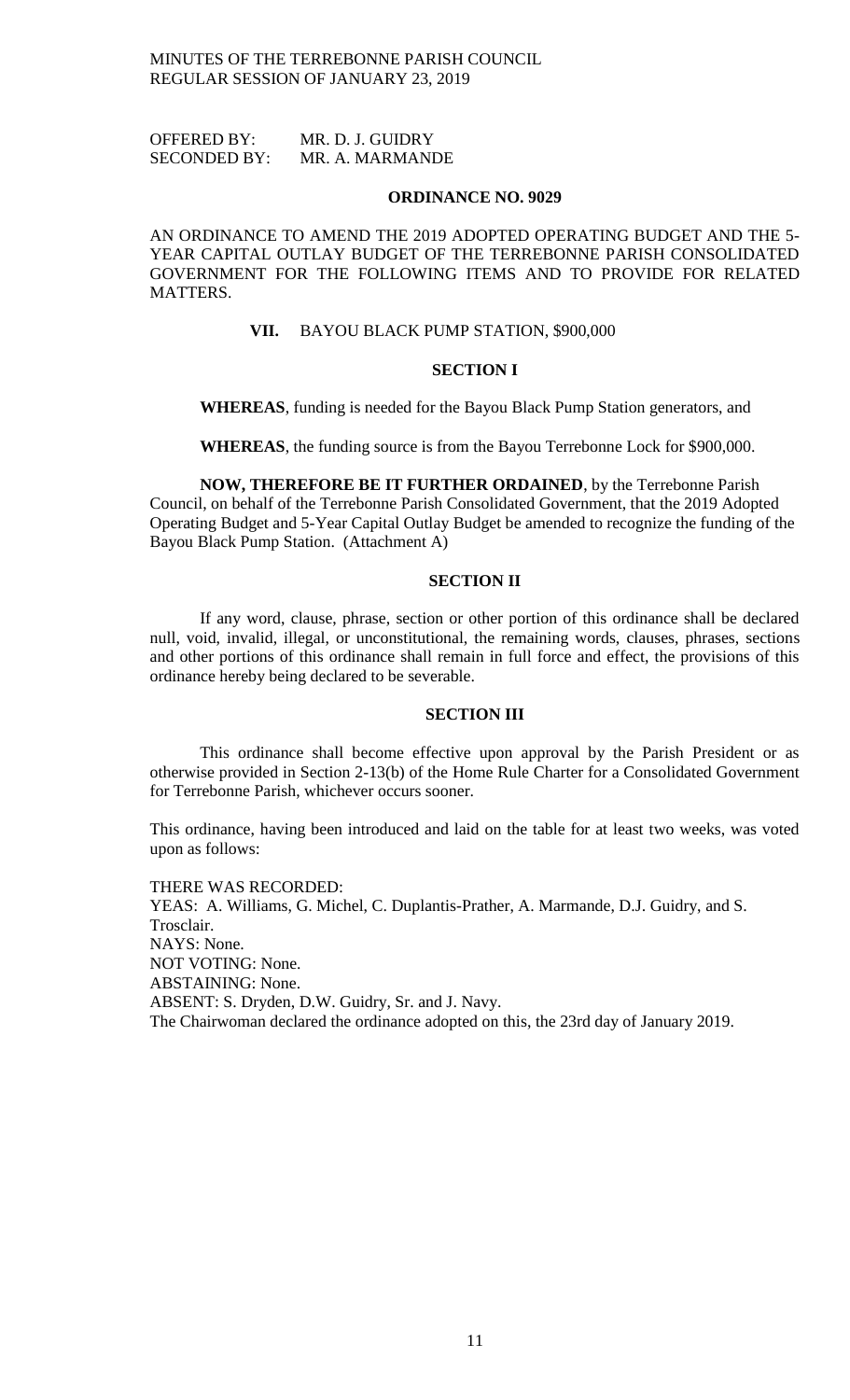OFFERED BY: MR. D. J. GUIDRY
SECONDED BY: MR. A. MARMANDE

**ORDINANCE NO. 9029**

AN ORDINANCE TO AMEND THE 2019 ADOPTED OPERATING BUDGET AND THE 5-YEAR CAPITAL OUTLAY BUDGET OF THE TERREBONNE PARISH CONSOLIDATED GOVERNMENT FOR THE FOLLOWING ITEMS AND TO PROVIDE FOR RELATED MATTERS.

**VII.** BAYOU BLACK PUMP STATION, $900,000

**SECTION I**

**WHEREAS**, funding is needed for the Bayou Black Pump Station generators, and

**WHEREAS**, the funding source is from the Bayou Terrebonne Lock for $900,000.

**NOW, THEREFORE BE IT FURTHER ORDAINED**, by the Terrebonne Parish Council, on behalf of the Terrebonne Parish Consolidated Government, that the 2019 Adopted Operating Budget and 5-Year Capital Outlay Budget be amended to recognize the funding of the Bayou Black Pump Station. (Attachment A)

**SECTION II**

If any word, clause, phrase, section or other portion of this ordinance shall be declared null, void, invalid, illegal, or unconstitutional, the remaining words, clauses, phrases, sections and other portions of this ordinance shall remain in full force and effect, the provisions of this ordinance hereby being declared to be severable.

**SECTION III**

This ordinance shall become effective upon approval by the Parish President or as otherwise provided in Section 2-13(b) of the Home Rule Charter for a Consolidated Government for Terrebonne Parish, whichever occurs sooner.

This ordinance, having been introduced and laid on the table for at least two weeks, was voted upon as follows:

THERE WAS RECORDED:
YEAS: A. Williams, G. Michel, C. Duplantis-Prather, A. Marmande, D.J. Guidry, and S. Trosclair.
NAYS: None.
NOT VOTING: None.
ABSTAINING: None.
ABSENT: S. Dryden, D.W. Guidry, Sr. and J. Navy.
The Chairwoman declared the ordinance adopted on this, the 23rd day of January 2019.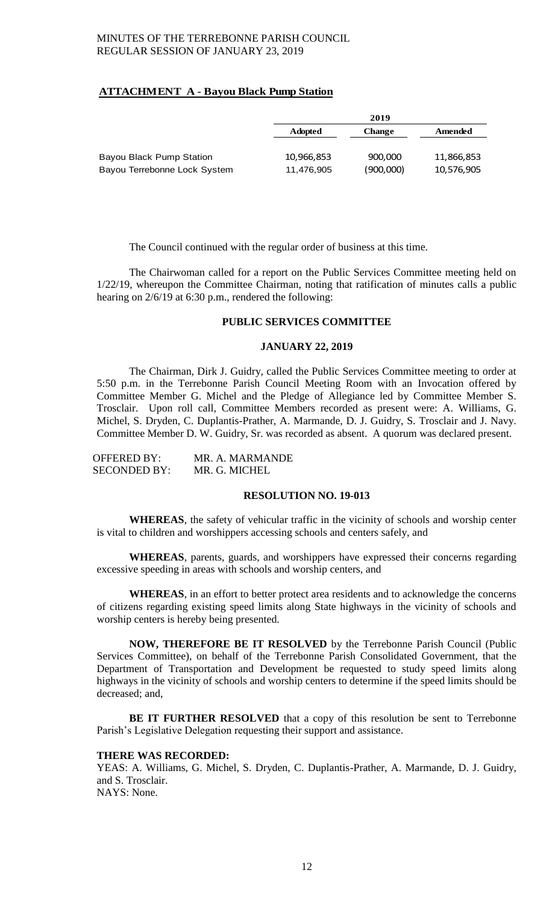**ATTACHMENT A - Bayou Black Pump Station**

| | 2019 | | |
|---|---|---|---|
| | **Adopted** | **Change** | **Amended** |
| Bayou Black Pump Station | 10,966,853 | 900,000 | 11,866,853 |
| Bayou Terrebonne Lock System | 11,476,905 | (900,000) | 10,576,905 |

The Council continued with the regular order of business at this time.

The Chairwoman called for a report on the Public Services Committee meeting held on 1/22/19, whereupon the Committee Chairman, noting that ratification of minutes calls a public hearing on 2/6/19 at 6:30 p.m., rendered the following:

**PUBLIC SERVICES COMMITTEE**

**JANUARY 22, 2019**

The Chairman, Dirk J. Guidry, called the Public Services Committee meeting to order at 5:50 p.m. in the Terrebonne Parish Council Meeting Room with an Invocation offered by Committee Member G. Michel and the Pledge of Allegiance led by Committee Member S. Trosclair. Upon roll call, Committee Members recorded as present were: A. Williams, G. Michel, S. Dryden, C. Duplantis-Prather, A. Marmande, D. J. Guidry, S. Trosclair and J. Navy. Committee Member D. W. Guidry, Sr. was recorded as absent. A quorum was declared present.

OFFERED BY: MR. A. MARMANDE
SECONDED BY: MR. G. MICHEL

**RESOLUTION NO. 19-013**

**WHEREAS**, the safety of vehicular traffic in the vicinity of schools and worship center is vital to children and worshippers accessing schools and centers safely, and

**WHEREAS**, parents, guards, and worshippers have expressed their concerns regarding excessive speeding in areas with schools and worship centers, and

**WHEREAS**, in an effort to better protect area residents and to acknowledge the concerns of citizens regarding existing speed limits along State highways in the vicinity of schools and worship centers is hereby being presented.

**NOW, THEREFORE BE IT RESOLVED** by the Terrebonne Parish Council (Public Services Committee), on behalf of the Terrebonne Parish Consolidated Government, that the Department of Transportation and Development be requested to study speed limits along highways in the vicinity of schools and worship centers to determine if the speed limits should be decreased; and,

**BE IT FURTHER RESOLVED** that a copy of this resolution be sent to Terrebonne Parish's Legislative Delegation requesting their support and assistance.

**THERE WAS RECORDED:**
YEAS: A. Williams, G. Michel, S. Dryden, C. Duplantis-Prather, A. Marmande, D. J. Guidry, and S. Trosclair.
NAYS: None.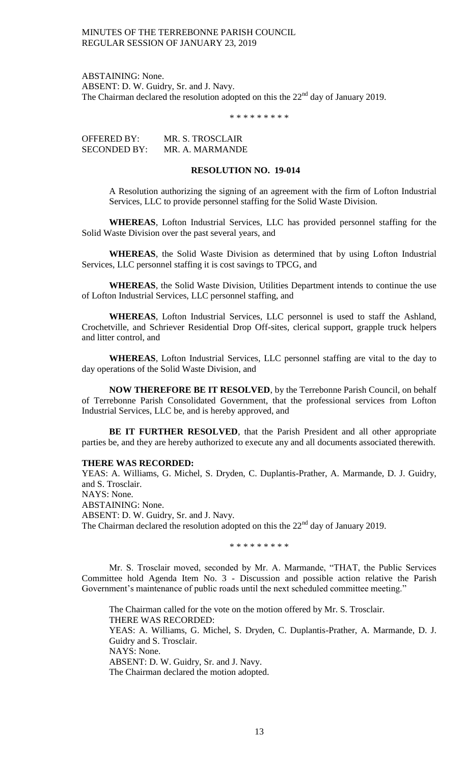ABSTAINING: None.
ABSENT: D. W. Guidry, Sr. and J. Navy.
The Chairman declared the resolution adopted on this the 22nd day of January 2019.

\* \* \* \* \* \* \* \* \*

OFFERED BY: MR. S. TROSCLAIR
SECONDED BY: MR. A. MARMANDE

**RESOLUTION NO. 19-014**

A Resolution authorizing the signing of an agreement with the firm of Lofton Industrial Services, LLC to provide personnel staffing for the Solid Waste Division.

**WHEREAS**, Lofton Industrial Services, LLC has provided personnel staffing for the Solid Waste Division over the past several years, and

**WHEREAS**, the Solid Waste Division as determined that by using Lofton Industrial Services, LLC personnel staffing it is cost savings to TPCG, and

**WHEREAS**, the Solid Waste Division, Utilities Department intends to continue the use of Lofton Industrial Services, LLC personnel staffing, and

**WHEREAS**, Lofton Industrial Services, LLC personnel is used to staff the Ashland, Crochetville, and Schriever Residential Drop Off-sites, clerical support, grapple truck helpers and litter control, and

**WHEREAS**, Lofton Industrial Services, LLC personnel staffing are vital to the day to day operations of the Solid Waste Division, and

**NOW THEREFORE BE IT RESOLVED**, by the Terrebonne Parish Council, on behalf of Terrebonne Parish Consolidated Government, that the professional services from Lofton Industrial Services, LLC be, and is hereby approved, and

**BE IT FURTHER RESOLVED**, that the Parish President and all other appropriate parties be, and they are hereby authorized to execute any and all documents associated therewith.

**THERE WAS RECORDED:**
YEAS: A. Williams, G. Michel, S. Dryden, C. Duplantis-Prather, A. Marmande, D. J. Guidry, and S. Trosclair.
NAYS: None.
ABSTAINING: None.
ABSENT: D. W. Guidry, Sr. and J. Navy.
The Chairman declared the resolution adopted on this the 22nd day of January 2019.

\* \* \* \* \* \* \* \* \*

Mr. S. Trosclair moved, seconded by Mr. A. Marmande, "THAT, the Public Services Committee hold Agenda Item No. 3 - Discussion and possible action relative the Parish Government's maintenance of public roads until the next scheduled committee meeting."

The Chairman called for the vote on the motion offered by Mr. S. Trosclair.
THERE WAS RECORDED:
YEAS: A. Williams, G. Michel, S. Dryden, C. Duplantis-Prather, A. Marmande, D. J. Guidry and S. Trosclair.
NAYS: None.
ABSENT: D. W. Guidry, Sr. and J. Navy.
The Chairman declared the motion adopted.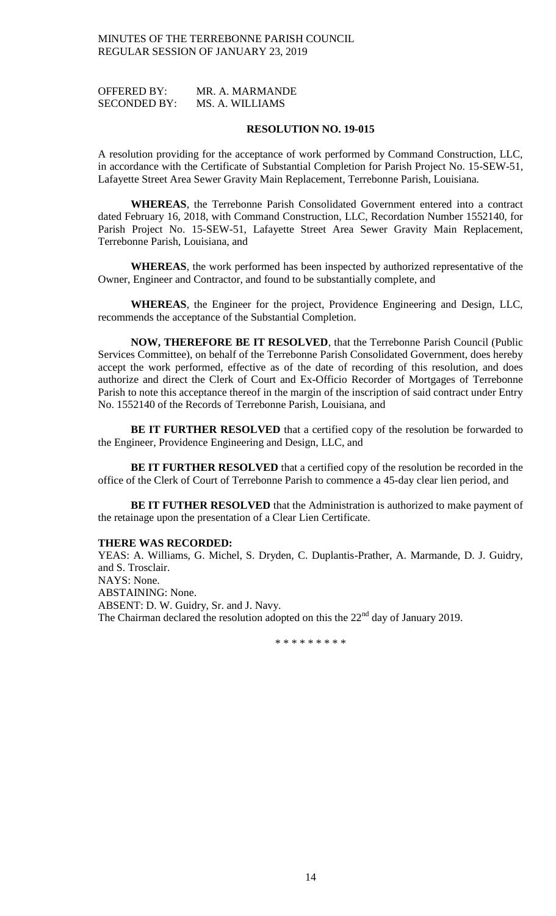OFFERED BY: MR. A. MARMANDE
SECONDED BY: MS. A. WILLIAMS

**RESOLUTION NO. 19-015**

A resolution providing for the acceptance of work performed by Command Construction, LLC, in accordance with the Certificate of Substantial Completion for Parish Project No. 15-SEW-51, Lafayette Street Area Sewer Gravity Main Replacement, Terrebonne Parish, Louisiana.

**WHEREAS**, the Terrebonne Parish Consolidated Government entered into a contract dated February 16, 2018, with Command Construction, LLC, Recordation Number 1552140, for Parish Project No. 15-SEW-51, Lafayette Street Area Sewer Gravity Main Replacement, Terrebonne Parish, Louisiana, and

**WHEREAS**, the work performed has been inspected by authorized representative of the Owner, Engineer and Contractor, and found to be substantially complete, and

**WHEREAS**, the Engineer for the project, Providence Engineering and Design, LLC, recommends the acceptance of the Substantial Completion.

**NOW, THEREFORE BE IT RESOLVED**, that the Terrebonne Parish Council (Public Services Committee), on behalf of the Terrebonne Parish Consolidated Government, does hereby accept the work performed, effective as of the date of recording of this resolution, and does authorize and direct the Clerk of Court and Ex-Officio Recorder of Mortgages of Terrebonne Parish to note this acceptance thereof in the margin of the inscription of said contract under Entry No. 1552140 of the Records of Terrebonne Parish, Louisiana, and

**BE IT FURTHER RESOLVED** that a certified copy of the resolution be forwarded to the Engineer, Providence Engineering and Design, LLC, and

**BE IT FURTHER RESOLVED** that a certified copy of the resolution be recorded in the office of the Clerk of Court of Terrebonne Parish to commence a 45-day clear lien period, and

**BE IT FUTHER RESOLVED** that the Administration is authorized to make payment of the retainage upon the presentation of a Clear Lien Certificate.

**THERE WAS RECORDED:**
YEAS: A. Williams, G. Michel, S. Dryden, C. Duplantis-Prather, A. Marmande, D. J. Guidry, and S. Trosclair.
NAYS: None.
ABSTAINING: None.
ABSENT: D. W. Guidry, Sr. and J. Navy.
The Chairman declared the resolution adopted on this the 22nd day of January 2019.

\* \* \* \* \* \* \* \* \*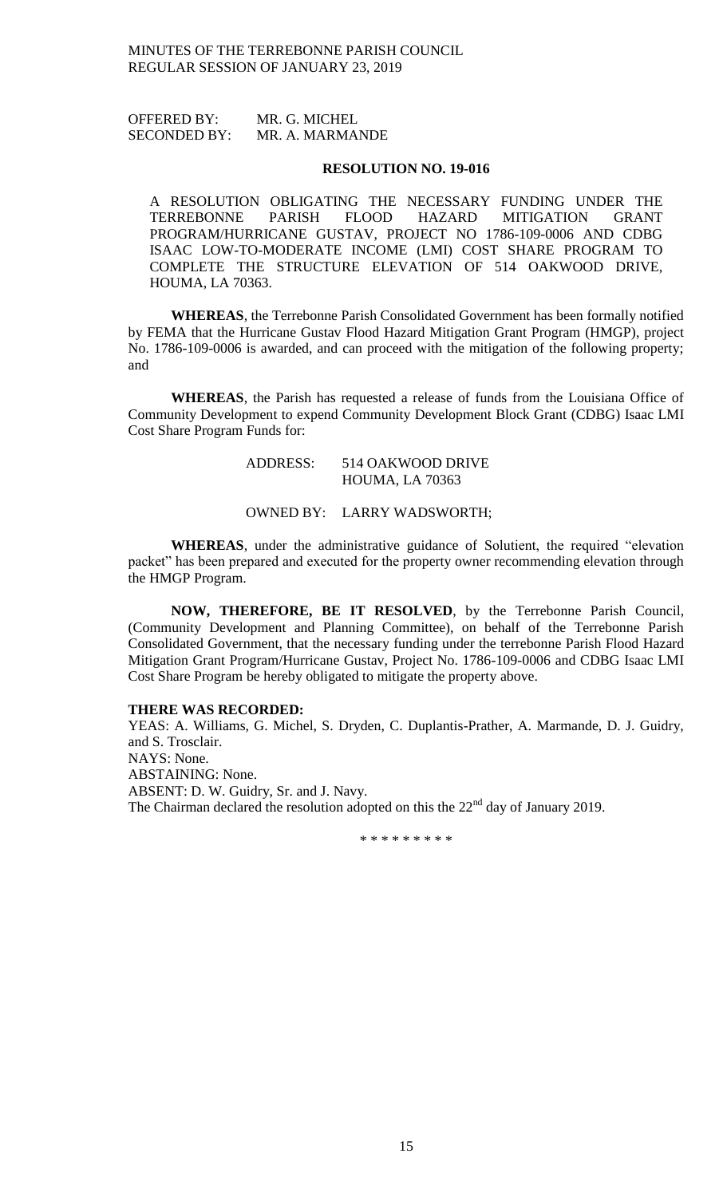OFFERED BY: MR. G. MICHEL
SECONDED BY: MR. A. MARMANDE

**RESOLUTION NO. 19-016**

A RESOLUTION OBLIGATING THE NECESSARY FUNDING UNDER THE TERREBONNE PARISH FLOOD HAZARD MITIGATION GRANT PROGRAM/HURRICANE GUSTAV, PROJECT NO 1786-109-0006 AND CDBG ISAAC LOW-TO-MODERATE INCOME (LMI) COST SHARE PROGRAM TO COMPLETE THE STRUCTURE ELEVATION OF 514 OAKWOOD DRIVE, HOUMA, LA 70363.

**WHEREAS**, the Terrebonne Parish Consolidated Government has been formally notified by FEMA that the Hurricane Gustav Flood Hazard Mitigation Grant Program (HMGP), project No. 1786-109-0006 is awarded, and can proceed with the mitigation of the following property; and

**WHEREAS**, the Parish has requested a release of funds from the Louisiana Office of Community Development to expend Community Development Block Grant (CDBG) Isaac LMI Cost Share Program Funds for:

ADDRESS: 514 OAKWOOD DRIVE
HOUMA, LA 70363

OWNED BY: LARRY WADSWORTH;

**WHEREAS**, under the administrative guidance of Solutient, the required "elevation packet" has been prepared and executed for the property owner recommending elevation through the HMGP Program.

**NOW, THEREFORE, BE IT RESOLVED**, by the Terrebonne Parish Council, (Community Development and Planning Committee), on behalf of the Terrebonne Parish Consolidated Government, that the necessary funding under the terrebonne Parish Flood Hazard Mitigation Grant Program/Hurricane Gustav, Project No. 1786-109-0006 and CDBG Isaac LMI Cost Share Program be hereby obligated to mitigate the property above.

**THERE WAS RECORDED:**
YEAS: A. Williams, G. Michel, S. Dryden, C. Duplantis-Prather, A. Marmande, D. J. Guidry, and S. Trosclair.
NAYS: None.
ABSTAINING: None.
ABSENT: D. W. Guidry, Sr. and J. Navy.
The Chairman declared the resolution adopted on this the 22nd day of January 2019.

\* \* \* \* \* \* \* \* \*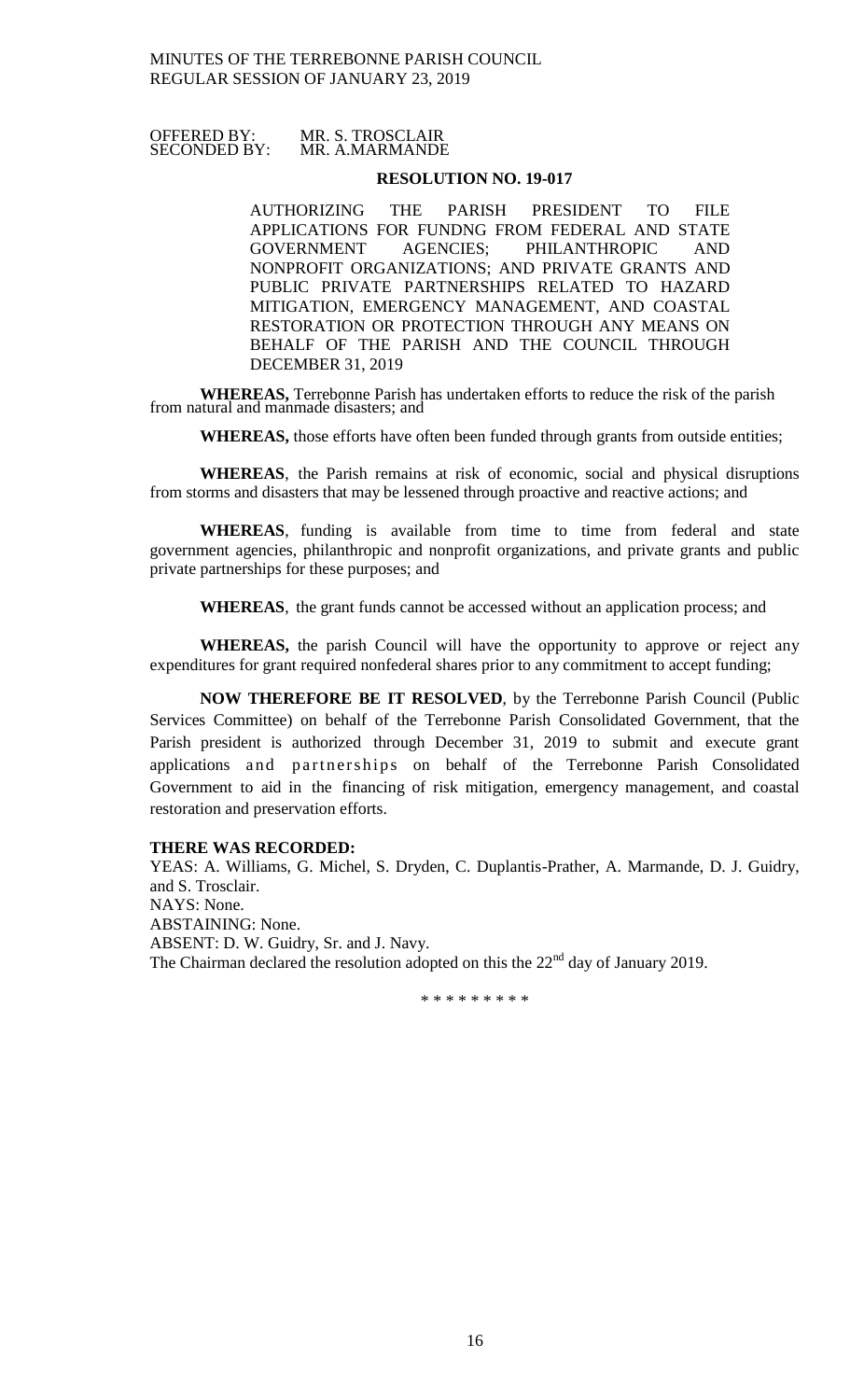OFFERED BY: MR. S. TROSCLAIR
SECONDED BY: MR. A.MARMANDE

**RESOLUTION NO. 19-017**

AUTHORIZING THE PARISH PRESIDENT TO FILE APPLICATIONS FOR FUNDNG FROM FEDERAL AND STATE GOVERNMENT AGENCIES; PHILANTHROPIC AND NONPROFIT ORGANIZATIONS; AND PRIVATE GRANTS AND PUBLIC PRIVATE PARTNERSHIPS RELATED TO HAZARD MITIGATION, EMERGENCY MANAGEMENT, AND COASTAL RESTORATION OR PROTECTION THROUGH ANY MEANS ON BEHALF OF THE PARISH AND THE COUNCIL THROUGH DECEMBER 31, 2019

**WHEREAS,** Terrebonne Parish has undertaken efforts to reduce the risk of the parish from natural and manmade disasters; and

**WHEREAS,** those efforts have often been funded through grants from outside entities;

**WHEREAS**, the Parish remains at risk of economic, social and physical disruptions from storms and disasters that may be lessened through proactive and reactive actions; and

**WHEREAS**, funding is available from time to time from federal and state government agencies, philanthropic and nonprofit organizations, and private grants and public private partnerships for these purposes; and

**WHEREAS**, the grant funds cannot be accessed without an application process; and

**WHEREAS,** the parish Council will have the opportunity to approve or reject any expenditures for grant required nonfederal shares prior to any commitment to accept funding;

**NOW THEREFORE BE IT RESOLVED**, by the Terrebonne Parish Council (Public Services Committee) on behalf of the Terrebonne Parish Consolidated Government, that the Parish president is authorized through December 31, 2019 to submit and execute grant applications and partnerships on behalf of the Terrebonne Parish Consolidated Government to aid in the financing of risk mitigation, emergency management, and coastal restoration and preservation efforts.

**THERE WAS RECORDED:**
YEAS: A. Williams, G. Michel, S. Dryden, C. Duplantis-Prather, A. Marmande, D. J. Guidry, and S. Trosclair.
NAYS: None.
ABSTAINING: None.
ABSENT: D. W. Guidry, Sr. and J. Navy.
The Chairman declared the resolution adopted on this the 22nd day of January 2019.

\* \* \* \* \* \* \* \* \*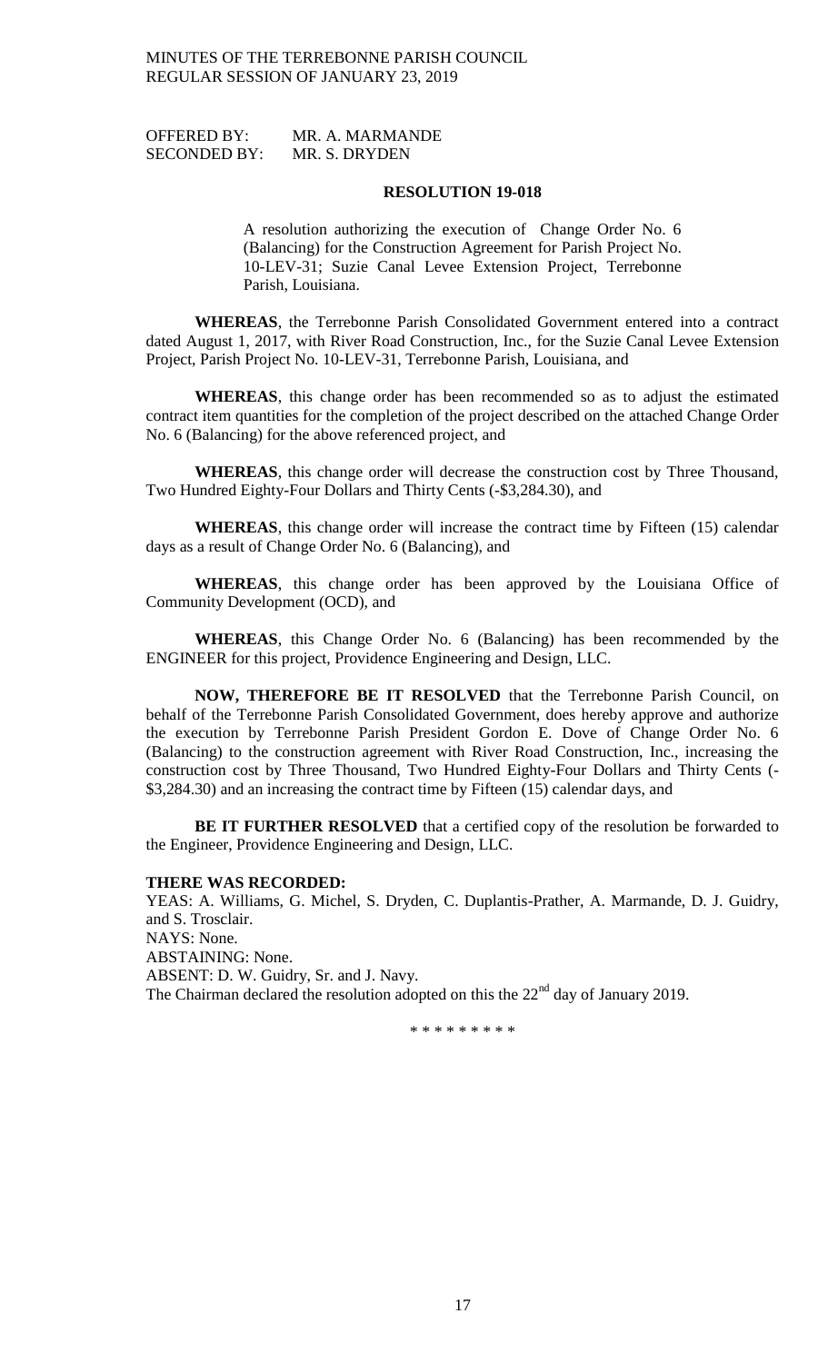OFFERED BY: MR. A. MARMANDE
SECONDED BY: MR. S. DRYDEN

**RESOLUTION 19-018**

A resolution authorizing the execution of Change Order No. 6 (Balancing) for the Construction Agreement for Parish Project No. 10-LEV-31; Suzie Canal Levee Extension Project, Terrebonne Parish, Louisiana.

**WHEREAS**, the Terrebonne Parish Consolidated Government entered into a contract dated August 1, 2017, with River Road Construction, Inc., for the Suzie Canal Levee Extension Project, Parish Project No. 10-LEV-31, Terrebonne Parish, Louisiana, and

**WHEREAS**, this change order has been recommended so as to adjust the estimated contract item quantities for the completion of the project described on the attached Change Order No. 6 (Balancing) for the above referenced project, and

**WHEREAS**, this change order will decrease the construction cost by Three Thousand, Two Hundred Eighty-Four Dollars and Thirty Cents (-$3,284.30), and

**WHEREAS**, this change order will increase the contract time by Fifteen (15) calendar days as a result of Change Order No. 6 (Balancing), and

**WHEREAS**, this change order has been approved by the Louisiana Office of Community Development (OCD), and

**WHEREAS**, this Change Order No. 6 (Balancing) has been recommended by the ENGINEER for this project, Providence Engineering and Design, LLC.

**NOW, THEREFORE BE IT RESOLVED** that the Terrebonne Parish Council, on behalf of the Terrebonne Parish Consolidated Government, does hereby approve and authorize the execution by Terrebonne Parish President Gordon E. Dove of Change Order No. 6 (Balancing) to the construction agreement with River Road Construction, Inc., increasing the construction cost by Three Thousand, Two Hundred Eighty-Four Dollars and Thirty Cents (-$3,284.30) and an increasing the contract time by Fifteen (15) calendar days, and

**BE IT FURTHER RESOLVED** that a certified copy of the resolution be forwarded to the Engineer, Providence Engineering and Design, LLC.

**THERE WAS RECORDED:**
YEAS: A. Williams, G. Michel, S. Dryden, C. Duplantis-Prather, A. Marmande, D. J. Guidry, and S. Trosclair.
NAYS: None.
ABSTAINING: None.
ABSENT: D. W. Guidry, Sr. and J. Navy.
The Chairman declared the resolution adopted on this the 22nd day of January 2019.

\* \* \* \* \* \* \* \* \*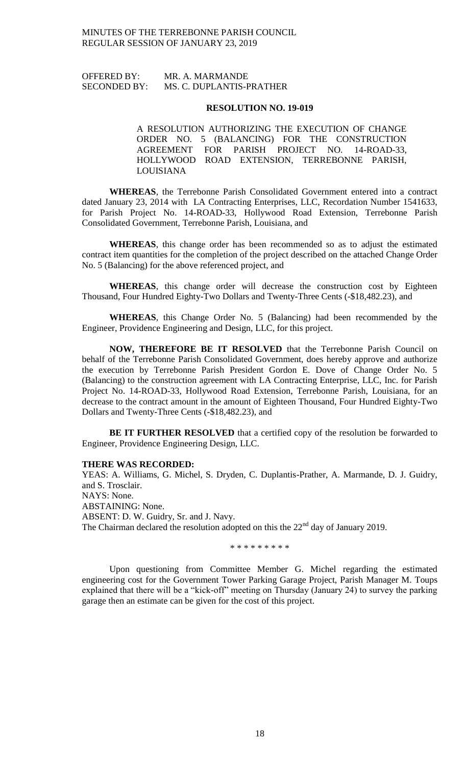OFFERED BY: MR. A. MARMANDE
SECONDED BY: MS. C. DUPLANTIS-PRATHER

**RESOLUTION NO. 19-019**

A RESOLUTION AUTHORIZING THE EXECUTION OF CHANGE ORDER NO. 5 (BALANCING) FOR THE CONSTRUCTION AGREEMENT FOR PARISH PROJECT NO. 14-ROAD-33, HOLLYWOOD ROAD EXTENSION, TERREBONNE PARISH, LOUISIANA

**WHEREAS**, the Terrebonne Parish Consolidated Government entered into a contract dated January 23, 2014 with LA Contracting Enterprises, LLC, Recordation Number 1541633, for Parish Project No. 14-ROAD-33, Hollywood Road Extension, Terrebonne Parish Consolidated Government, Terrebonne Parish, Louisiana, and

**WHEREAS**, this change order has been recommended so as to adjust the estimated contract item quantities for the completion of the project described on the attached Change Order No. 5 (Balancing) for the above referenced project, and

**WHEREAS**, this change order will decrease the construction cost by Eighteen Thousand, Four Hundred Eighty-Two Dollars and Twenty-Three Cents (-$18,482.23), and

**WHEREAS**, this Change Order No. 5 (Balancing) had been recommended by the Engineer, Providence Engineering and Design, LLC, for this project.

**NOW, THEREFORE BE IT RESOLVED** that the Terrebonne Parish Council on behalf of the Terrebonne Parish Consolidated Government, does hereby approve and authorize the execution by Terrebonne Parish President Gordon E. Dove of Change Order No. 5 (Balancing) to the construction agreement with LA Contracting Enterprise, LLC, Inc. for Parish Project No. 14-ROAD-33, Hollywood Road Extension, Terrebonne Parish, Louisiana, for an decrease to the contract amount in the amount of Eighteen Thousand, Four Hundred Eighty-Two Dollars and Twenty-Three Cents (-$18,482.23), and

**BE IT FURTHER RESOLVED** that a certified copy of the resolution be forwarded to Engineer, Providence Engineering Design, LLC.

**THERE WAS RECORDED:**

YEAS: A. Williams, G. Michel, S. Dryden, C. Duplantis-Prather, A. Marmande, D. J. Guidry, and S. Trosclair.
NAYS: None.
ABSTAINING: None.
ABSENT: D. W. Guidry, Sr. and J. Navy.
The Chairman declared the resolution adopted on this the 22nd day of January 2019.

\* \* \* \* \* \* \* \* \*

Upon questioning from Committee Member G. Michel regarding the estimated engineering cost for the Government Tower Parking Garage Project, Parish Manager M. Toups explained that there will be a "kick-off" meeting on Thursday (January 24) to survey the parking garage then an estimate can be given for the cost of this project.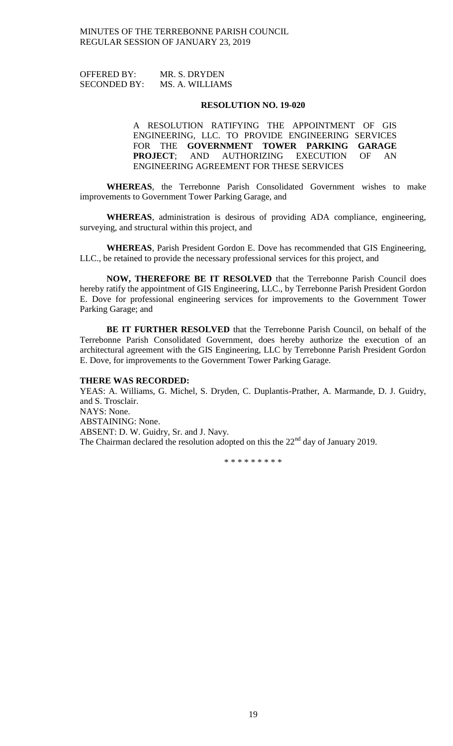OFFERED BY: MR. S. DRYDEN
SECONDED BY: MS. A. WILLIAMS

**RESOLUTION NO. 19-020**

A RESOLUTION RATIFYING THE APPOINTMENT OF GIS ENGINEERING, LLC. TO PROVIDE ENGINEERING SERVICES FOR THE **GOVERNMENT TOWER PARKING GARAGE PROJECT**; AND AUTHORIZING EXECUTION OF AN ENGINEERING AGREEMENT FOR THESE SERVICES

**WHEREAS**, the Terrebonne Parish Consolidated Government wishes to make improvements to Government Tower Parking Garage, and

**WHEREAS**, administration is desirous of providing ADA compliance, engineering, surveying, and structural within this project, and

**WHEREAS**, Parish President Gordon E. Dove has recommended that GIS Engineering, LLC., be retained to provide the necessary professional services for this project, and

**NOW, THEREFORE BE IT RESOLVED** that the Terrebonne Parish Council does hereby ratify the appointment of GIS Engineering, LLC., by Terrebonne Parish President Gordon E. Dove for professional engineering services for improvements to the Government Tower Parking Garage; and

**BE IT FURTHER RESOLVED** that the Terrebonne Parish Council, on behalf of the Terrebonne Parish Consolidated Government, does hereby authorize the execution of an architectural agreement with the GIS Engineering, LLC by Terrebonne Parish President Gordon E. Dove, for improvements to the Government Tower Parking Garage.

**THERE WAS RECORDED:**

YEAS: A. Williams, G. Michel, S. Dryden, C. Duplantis-Prather, A. Marmande, D. J. Guidry, and S. Trosclair.
NAYS: None.
ABSTAINING: None.
ABSENT: D. W. Guidry, Sr. and J. Navy.
The Chairman declared the resolution adopted on this the 22nd day of January 2019.

\* \* \* \* \* \* \* \* \*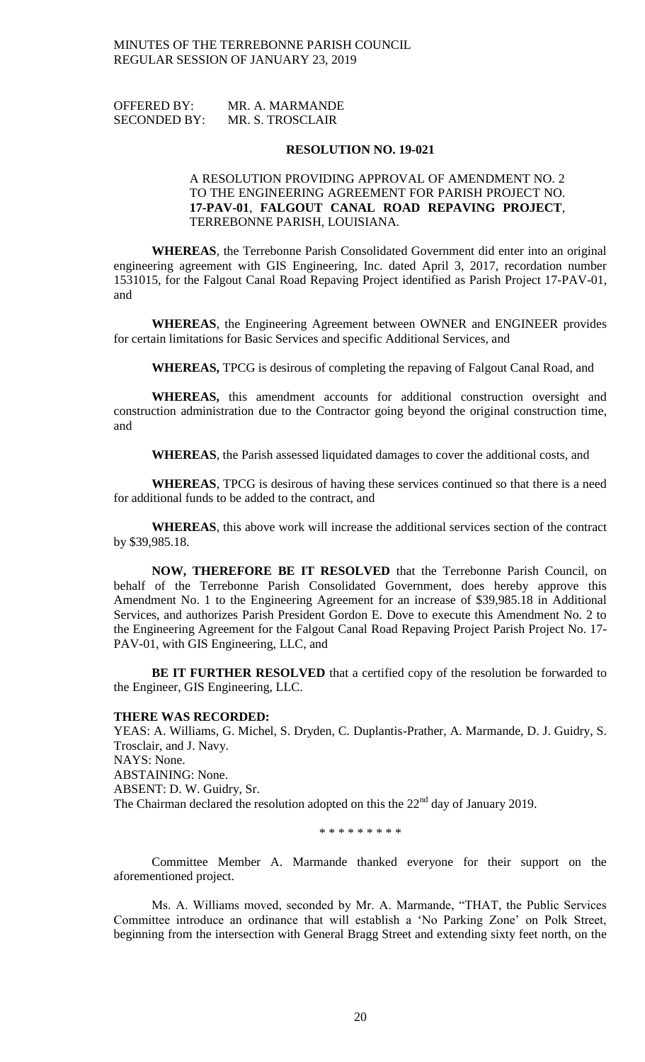OFFERED BY: MR. A. MARMANDE
SECONDED BY: MR. S. TROSCLAIR

**RESOLUTION NO. 19-021**

A RESOLUTION PROVIDING APPROVAL OF AMENDMENT NO. 2 TO THE ENGINEERING AGREEMENT FOR PARISH PROJECT NO. **17-PAV-01**, **FALGOUT CANAL ROAD REPAVING PROJECT**, TERREBONNE PARISH, LOUISIANA.

**WHEREAS**, the Terrebonne Parish Consolidated Government did enter into an original engineering agreement with GIS Engineering, Inc. dated April 3, 2017, recordation number 1531015, for the Falgout Canal Road Repaving Project identified as Parish Project 17-PAV-01, and

**WHEREAS**, the Engineering Agreement between OWNER and ENGINEER provides for certain limitations for Basic Services and specific Additional Services, and

**WHEREAS,** TPCG is desirous of completing the repaving of Falgout Canal Road, and

**WHEREAS,** this amendment accounts for additional construction oversight and construction administration due to the Contractor going beyond the original construction time, and

**WHEREAS**, the Parish assessed liquidated damages to cover the additional costs, and

**WHEREAS**, TPCG is desirous of having these services continued so that there is a need for additional funds to be added to the contract, and

**WHEREAS**, this above work will increase the additional services section of the contract by $39,985.18.

**NOW, THEREFORE BE IT RESOLVED** that the Terrebonne Parish Council, on behalf of the Terrebonne Parish Consolidated Government, does hereby approve this Amendment No. 1 to the Engineering Agreement for an increase of $39,985.18 in Additional Services, and authorizes Parish President Gordon E. Dove to execute this Amendment No. 2 to the Engineering Agreement for the Falgout Canal Road Repaving Project Parish Project No. 17-PAV-01, with GIS Engineering, LLC, and

**BE IT FURTHER RESOLVED** that a certified copy of the resolution be forwarded to the Engineer, GIS Engineering, LLC.

**THERE WAS RECORDED:**
YEAS: A. Williams, G. Michel, S. Dryden, C. Duplantis-Prather, A. Marmande, D. J. Guidry, S. Trosclair, and J. Navy.
NAYS: None.
ABSTAINING: None.
ABSENT: D. W. Guidry, Sr.
The Chairman declared the resolution adopted on this the 22nd day of January 2019.

\* \* \* \* \* \* \* \* \*

Committee Member A. Marmande thanked everyone for their support on the aforementioned project.

Ms. A. Williams moved, seconded by Mr. A. Marmande, "THAT, the Public Services Committee introduce an ordinance that will establish a 'No Parking Zone' on Polk Street, beginning from the intersection with General Bragg Street and extending sixty feet north, on the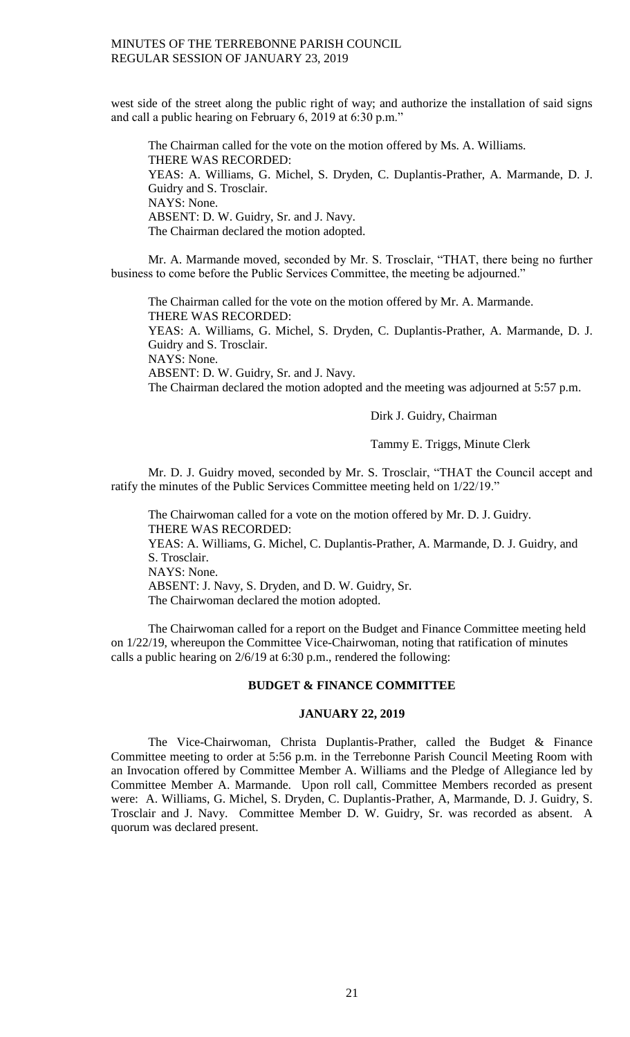west side of the street along the public right of way; and authorize the installation of said signs and call a public hearing on February 6, 2019 at 6:30 p.m."

The Chairman called for the vote on the motion offered by Ms. A. Williams.
THERE WAS RECORDED:
YEAS: A. Williams, G. Michel, S. Dryden, C. Duplantis-Prather, A. Marmande, D. J. Guidry and S. Trosclair.
NAYS: None.
ABSENT: D. W. Guidry, Sr. and J. Navy.
The Chairman declared the motion adopted.

Mr. A. Marmande moved, seconded by Mr. S. Trosclair, "THAT, there being no further business to come before the Public Services Committee, the meeting be adjourned."

The Chairman called for the vote on the motion offered by Mr. A. Marmande.
THERE WAS RECORDED:
YEAS: A. Williams, G. Michel, S. Dryden, C. Duplantis-Prather, A. Marmande, D. J. Guidry and S. Trosclair.
NAYS: None.
ABSENT: D. W. Guidry, Sr. and J. Navy.
The Chairman declared the motion adopted and the meeting was adjourned at 5:57 p.m.

Dirk J. Guidry, Chairman

Tammy E. Triggs, Minute Clerk

Mr. D. J. Guidry moved, seconded by Mr. S. Trosclair, "THAT the Council accept and ratify the minutes of the Public Services Committee meeting held on 1/22/19."

The Chairwoman called for a vote on the motion offered by Mr. D. J. Guidry.
THERE WAS RECORDED:
YEAS: A. Williams, G. Michel, C. Duplantis-Prather, A. Marmande, D. J. Guidry, and S. Trosclair.
NAYS: None.
ABSENT: J. Navy, S. Dryden, and D. W. Guidry, Sr.
The Chairwoman declared the motion adopted.

The Chairwoman called for a report on the Budget and Finance Committee meeting held on 1/22/19, whereupon the Committee Vice-Chairwoman, noting that ratification of minutes calls a public hearing on 2/6/19 at 6:30 p.m., rendered the following:

**BUDGET & FINANCE COMMITTEE**

**JANUARY 22, 2019**

The Vice-Chairwoman, Christa Duplantis-Prather, called the Budget & Finance Committee meeting to order at 5:56 p.m. in the Terrebonne Parish Council Meeting Room with an Invocation offered by Committee Member A. Williams and the Pledge of Allegiance led by Committee Member A. Marmande. Upon roll call, Committee Members recorded as present were: A. Williams, G. Michel, S. Dryden, C. Duplantis-Prather, A, Marmande, D. J. Guidry, S. Trosclair and J. Navy. Committee Member D. W. Guidry, Sr. was recorded as absent. A quorum was declared present.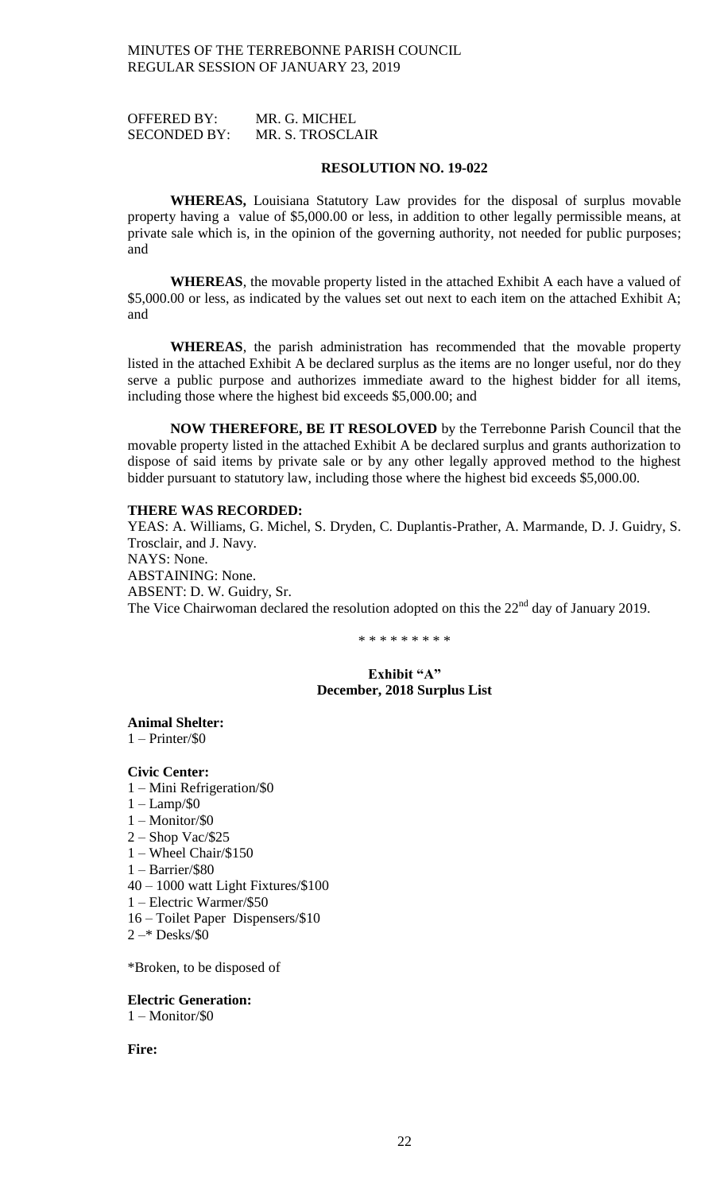OFFERED BY: MR. G. MICHEL
SECONDED BY: MR. S. TROSCLAIR

**RESOLUTION NO. 19-022**

**WHEREAS,** Louisiana Statutory Law provides for the disposal of surplus movable property having a value of $5,000.00 or less, in addition to other legally permissible means, at private sale which is, in the opinion of the governing authority, not needed for public purposes; and

**WHEREAS**, the movable property listed in the attached Exhibit A each have a valued of $5,000.00 or less, as indicated by the values set out next to each item on the attached Exhibit A; and

**WHEREAS**, the parish administration has recommended that the movable property listed in the attached Exhibit A be declared surplus as the items are no longer useful, nor do they serve a public purpose and authorizes immediate award to the highest bidder for all items, including those where the highest bid exceeds $5,000.00; and

**NOW THEREFORE, BE IT RESOLOVED** by the Terrebonne Parish Council that the movable property listed in the attached Exhibit A be declared surplus and grants authorization to dispose of said items by private sale or by any other legally approved method to the highest bidder pursuant to statutory law, including those where the highest bid exceeds $5,000.00.

**THERE WAS RECORDED:**
YEAS: A. Williams, G. Michel, S. Dryden, C. Duplantis-Prather, A. Marmande, D. J. Guidry, S. Trosclair, and J. Navy.
NAYS: None.
ABSTAINING: None.
ABSENT: D. W. Guidry, Sr.
The Vice Chairwoman declared the resolution adopted on this the 22nd day of January 2019.

\* \* \* \* \* \* \* \* \*

**Exhibit "A"**
**December, 2018 Surplus List**

**Animal Shelter:**
1 – Printer/$0

**Civic Center:**
1 – Mini Refrigeration/$0
1 – Lamp/$0
1 – Monitor/$0
2 – Shop Vac/$25
1 – Wheel Chair/$150
1 – Barrier/$80
40 – 1000 watt Light Fixtures/$100
1 – Electric Warmer/$50
16 – Toilet Paper Dispensers/$10
2 –* Desks/$0

*Broken, to be disposed of

**Electric Generation:**
1 – Monitor/$0

**Fire:**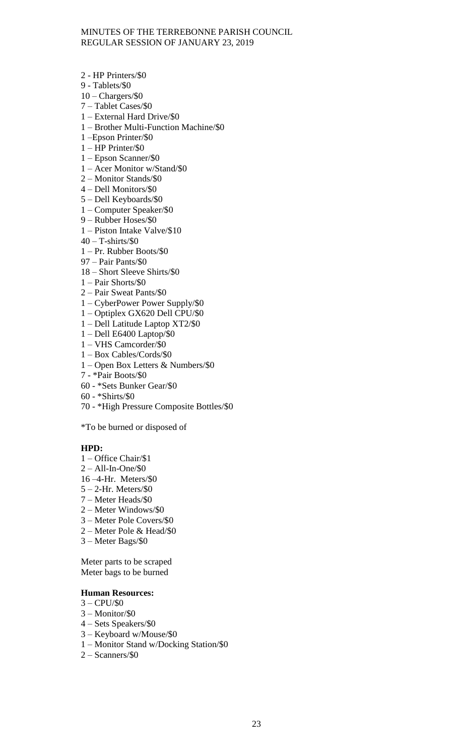2 - HP Printers/$0
9 - Tablets/$0
10 – Chargers/$0
7 – Tablet Cases/$0
1 – External Hard Drive/$0
1 – Brother Multi-Function Machine/$0
1 –Epson Printer/$0
1 – HP Printer/$0
1 – Epson Scanner/$0
1 – Acer Monitor w/Stand/$0
2 – Monitor Stands/$0
4 – Dell Monitors/$0
5 – Dell Keyboards/$0
1 – Computer Speaker/$0
9 – Rubber Hoses/$0
1 – Piston Intake Valve/$10
40 – T-shirts/$0
1 – Pr. Rubber Boots/$0
97 – Pair Pants/$0
18 – Short Sleeve Shirts/$0
1 – Pair Shorts/$0
2 – Pair Sweat Pants/$0
1 – CyberPower Power Supply/$0
1 – Optiplex GX620 Dell CPU/$0
1 – Dell Latitude Laptop XT2/$0
1 – Dell E6400 Laptop/$0
1 – VHS Camcorder/$0
1 – Box Cables/Cords/$0
1 – Open Box Letters & Numbers/$0
7 - *Pair Boots/$0
60 - *Sets Bunker Gear/$0
60 - *Shirts/$0
70 - *High Pressure Composite Bottles/$0

*To be burned or disposed of

**HPD:**
1 – Office Chair/$1
2 – All-In-One/$0
16 –4-Hr. Meters/$0
5 – 2-Hr. Meters/$0
7 – Meter Heads/$0
2 – Meter Windows/$0
3 – Meter Pole Covers/$0
2 – Meter Pole & Head/$0
3 – Meter Bags/$0

Meter parts to be scraped
Meter bags to be burned

**Human Resources:**
3 – CPU/$0
3 – Monitor/$0
4 – Sets Speakers/$0
3 – Keyboard w/Mouse/$0
1 – Monitor Stand w/Docking Station/$0
2 – Scanners/$0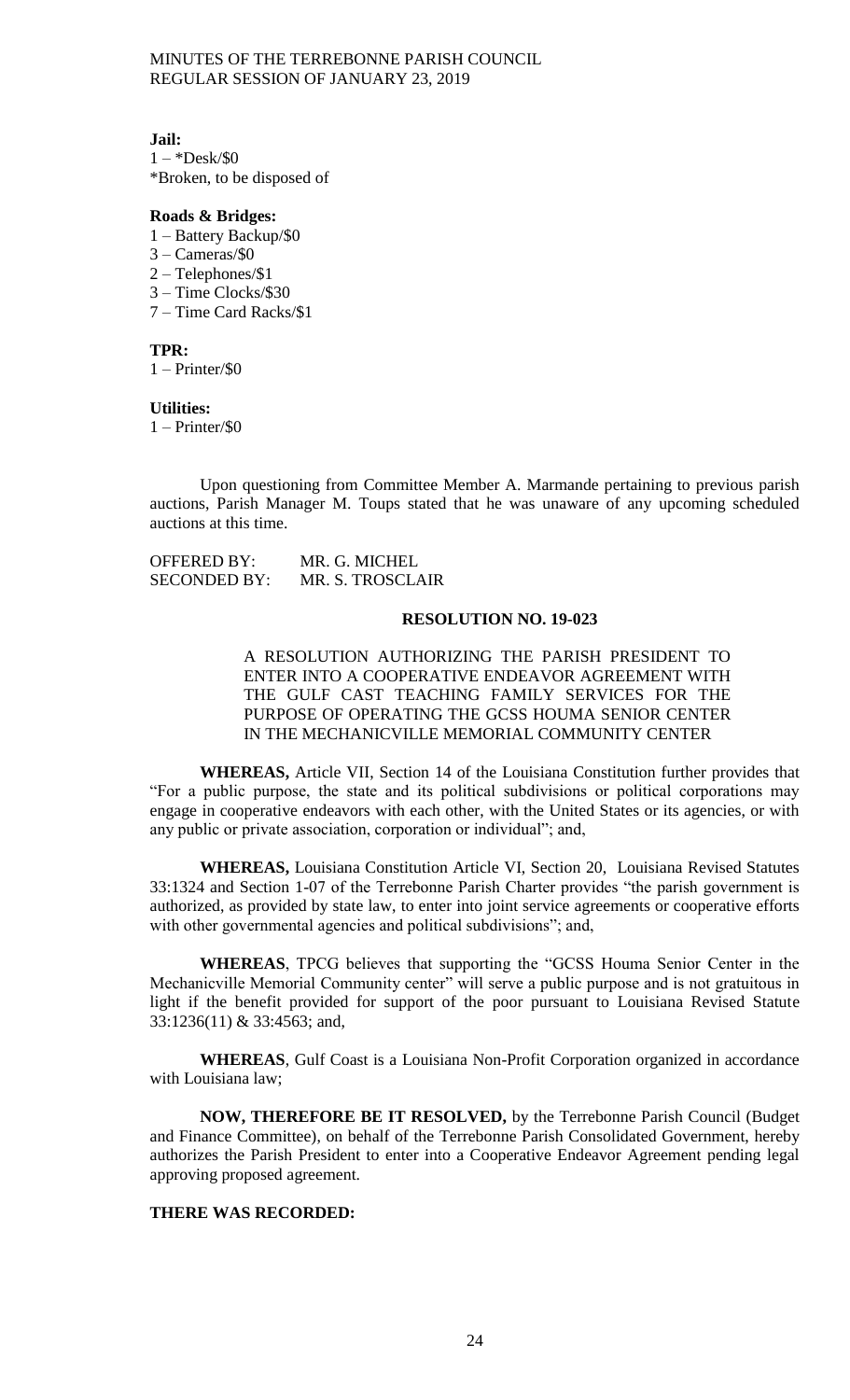**Jail:**
1 – *Desk/$0
*Broken, to be disposed of

**Roads & Bridges:**
1 – Battery Backup/$0
3 – Cameras/$0
2 – Telephones/$1
3 – Time Clocks/$30
7 – Time Card Racks/$1

**TPR:**
1 – Printer/$0

**Utilities:**
1 – Printer/$0

Upon questioning from Committee Member A. Marmande pertaining to previous parish auctions, Parish Manager M. Toups stated that he was unaware of any upcoming scheduled auctions at this time.

OFFERED BY: MR. G. MICHEL
SECONDED BY: MR. S. TROSCLAIR

**RESOLUTION NO. 19-023**

A RESOLUTION AUTHORIZING THE PARISH PRESIDENT TO ENTER INTO A COOPERATIVE ENDEAVOR AGREEMENT WITH THE GULF CAST TEACHING FAMILY SERVICES FOR THE PURPOSE OF OPERATING THE GCSS HOUMA SENIOR CENTER IN THE MECHANICVILLE MEMORIAL COMMUNITY CENTER

**WHEREAS,** Article VII, Section 14 of the Louisiana Constitution further provides that "For a public purpose, the state and its political subdivisions or political corporations may engage in cooperative endeavors with each other, with the United States or its agencies, or with any public or private association, corporation or individual"; and,

**WHEREAS,** Louisiana Constitution Article VI, Section 20, Louisiana Revised Statutes 33:1324 and Section 1-07 of the Terrebonne Parish Charter provides "the parish government is authorized, as provided by state law, to enter into joint service agreements or cooperative efforts with other governmental agencies and political subdivisions"; and,

**WHEREAS**, TPCG believes that supporting the "GCSS Houma Senior Center in the Mechanicville Memorial Community center" will serve a public purpose and is not gratuitous in light if the benefit provided for support of the poor pursuant to Louisiana Revised Statute 33:1236(11) & 33:4563; and,

**WHEREAS**, Gulf Coast is a Louisiana Non-Profit Corporation organized in accordance with Louisiana law;

**NOW, THEREFORE BE IT RESOLVED,** by the Terrebonne Parish Council (Budget and Finance Committee), on behalf of the Terrebonne Parish Consolidated Government, hereby authorizes the Parish President to enter into a Cooperative Endeavor Agreement pending legal approving proposed agreement.

**THERE WAS RECORDED:**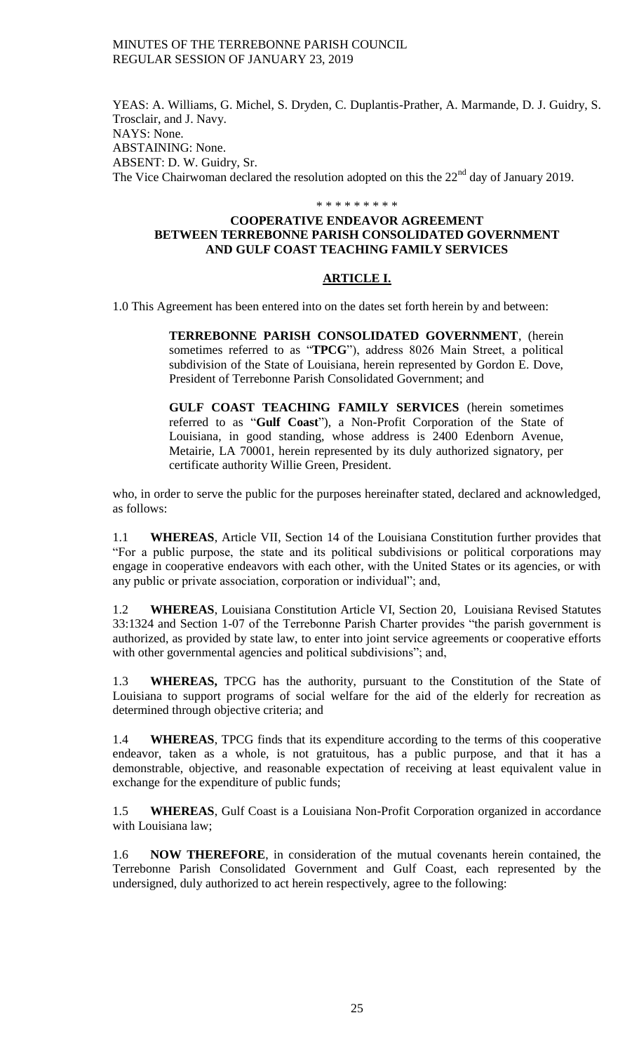YEAS: A. Williams, G. Michel, S. Dryden, C. Duplantis-Prather, A. Marmande, D. J. Guidry, S. Trosclair, and J. Navy.
NAYS: None.
ABSTAINING: None.
ABSENT: D. W. Guidry, Sr.
The Vice Chairwoman declared the resolution adopted on this the 22nd day of January 2019.

\* \* \* \* \* \* \* \* \*

**COOPERATIVE ENDEAVOR AGREEMENT**
**BETWEEN TERREBONNE PARISH CONSOLIDATED GOVERNMENT**
**AND GULF COAST TEACHING FAMILY SERVICES**

## ARTICLE I.

1.0 This Agreement has been entered into on the dates set forth herein by and between:

> **TERREBONNE PARISH CONSOLIDATED GOVERNMENT**, (herein sometimes referred to as "**TPCG**"), address 8026 Main Street, a political subdivision of the State of Louisiana, herein represented by Gordon E. Dove, President of Terrebonne Parish Consolidated Government; and
>
> **GULF COAST TEACHING FAMILY SERVICES** (herein sometimes referred to as "**Gulf Coast**"), a Non-Profit Corporation of the State of Louisiana, in good standing, whose address is 2400 Edenborn Avenue, Metairie, LA 70001, herein represented by its duly authorized signatory, per certificate authority Willie Green, President.

who, in order to serve the public for the purposes hereinafter stated, declared and acknowledged, as follows:

1.1 **WHEREAS**, Article VII, Section 14 of the Louisiana Constitution further provides that "For a public purpose, the state and its political subdivisions or political corporations may engage in cooperative endeavors with each other, with the United States or its agencies, or with any public or private association, corporation or individual"; and,

1.2 **WHEREAS**, Louisiana Constitution Article VI, Section 20, Louisiana Revised Statutes 33:1324 and Section 1-07 of the Terrebonne Parish Charter provides "the parish government is authorized, as provided by state law, to enter into joint service agreements or cooperative efforts with other governmental agencies and political subdivisions"; and,

1.3 **WHEREAS,** TPCG has the authority, pursuant to the Constitution of the State of Louisiana to support programs of social welfare for the aid of the elderly for recreation as determined through objective criteria; and

1.4 **WHEREAS**, TPCG finds that its expenditure according to the terms of this cooperative endeavor, taken as a whole, is not gratuitous, has a public purpose, and that it has a demonstrable, objective, and reasonable expectation of receiving at least equivalent value in exchange for the expenditure of public funds;

1.5 **WHEREAS**, Gulf Coast is a Louisiana Non-Profit Corporation organized in accordance with Louisiana law;

1.6 **NOW THEREFORE**, in consideration of the mutual covenants herein contained, the Terrebonne Parish Consolidated Government and Gulf Coast, each represented by the undersigned, duly authorized to act herein respectively, agree to the following: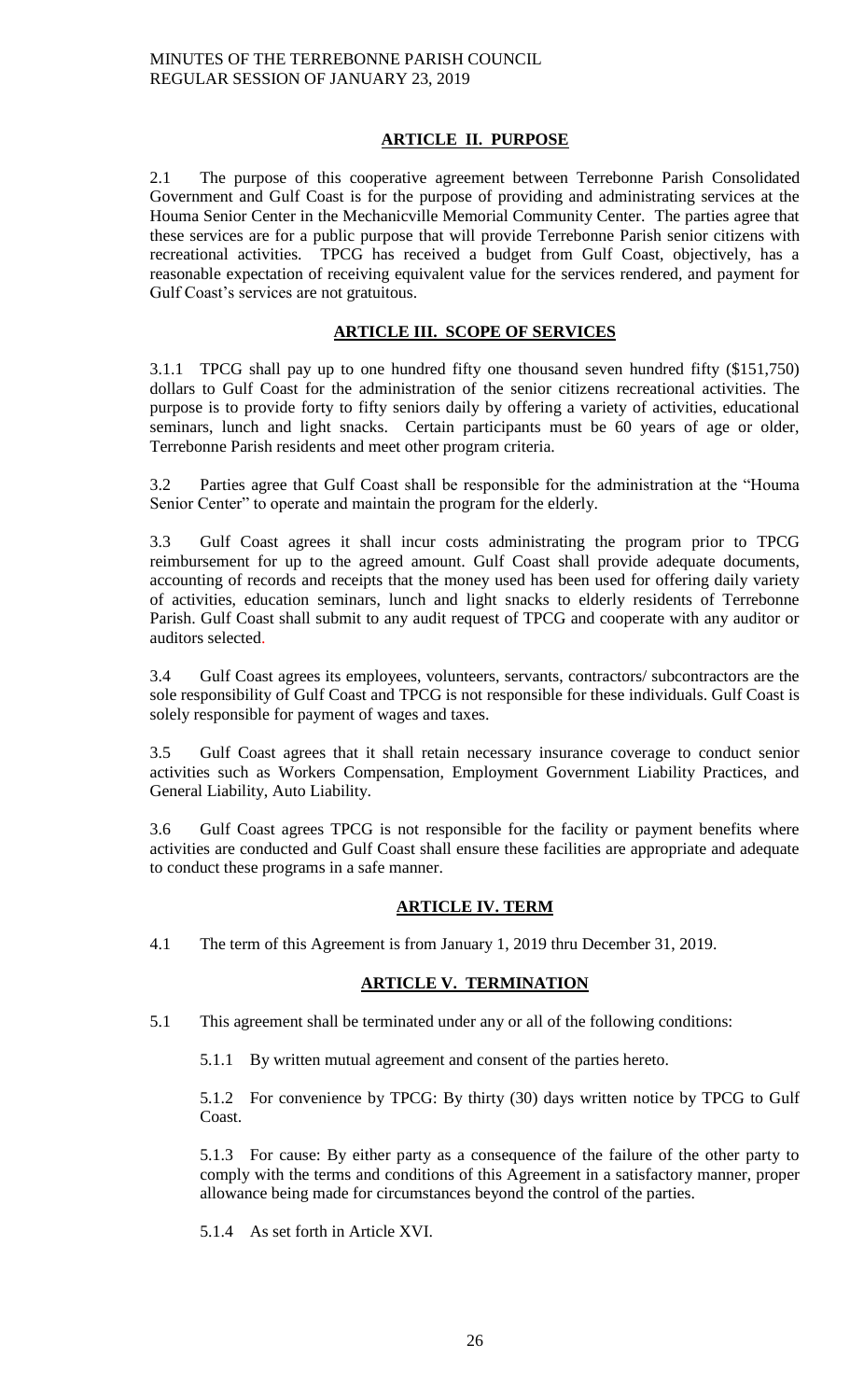## ARTICLE II. PURPOSE

2.1 The purpose of this cooperative agreement between Terrebonne Parish Consolidated Government and Gulf Coast is for the purpose of providing and administrating services at the Houma Senior Center in the Mechanicville Memorial Community Center. The parties agree that these services are for a public purpose that will provide Terrebonne Parish senior citizens with recreational activities. TPCG has received a budget from Gulf Coast, objectively, has a reasonable expectation of receiving equivalent value for the services rendered, and payment for Gulf Coast's services are not gratuitous.

## ARTICLE III. SCOPE OF SERVICES

3.1.1 TPCG shall pay up to one hundred fifty one thousand seven hundred fifty ($151,750) dollars to Gulf Coast for the administration of the senior citizens recreational activities. The purpose is to provide forty to fifty seniors daily by offering a variety of activities, educational seminars, lunch and light snacks. Certain participants must be 60 years of age or older, Terrebonne Parish residents and meet other program criteria.

3.2 Parties agree that Gulf Coast shall be responsible for the administration at the "Houma Senior Center" to operate and maintain the program for the elderly.

3.3 Gulf Coast agrees it shall incur costs administrating the program prior to TPCG reimbursement for up to the agreed amount. Gulf Coast shall provide adequate documents, accounting of records and receipts that the money used has been used for offering daily variety of activities, education seminars, lunch and light snacks to elderly residents of Terrebonne Parish. Gulf Coast shall submit to any audit request of TPCG and cooperate with any auditor or auditors selected.

3.4 Gulf Coast agrees its employees, volunteers, servants, contractors/ subcontractors are the sole responsibility of Gulf Coast and TPCG is not responsible for these individuals. Gulf Coast is solely responsible for payment of wages and taxes.

3.5 Gulf Coast agrees that it shall retain necessary insurance coverage to conduct senior activities such as Workers Compensation, Employment Government Liability Practices, and General Liability, Auto Liability.

3.6 Gulf Coast agrees TPCG is not responsible for the facility or payment benefits where activities are conducted and Gulf Coast shall ensure these facilities are appropriate and adequate to conduct these programs in a safe manner.

## ARTICLE IV. TERM

4.1 The term of this Agreement is from January 1, 2019 thru December 31, 2019.

## ARTICLE V. TERMINATION

5.1 This agreement shall be terminated under any or all of the following conditions:

5.1.1 By written mutual agreement and consent of the parties hereto.

5.1.2 For convenience by TPCG: By thirty (30) days written notice by TPCG to Gulf Coast.

5.1.3 For cause: By either party as a consequence of the failure of the other party to comply with the terms and conditions of this Agreement in a satisfactory manner, proper allowance being made for circumstances beyond the control of the parties.

5.1.4 As set forth in Article XVI.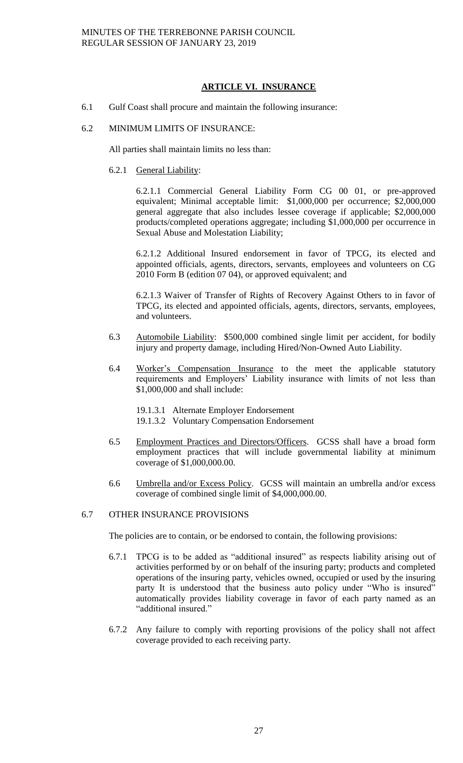## ARTICLE VI. INSURANCE

6.1 Gulf Coast shall procure and maintain the following insurance:

6.2 MINIMUM LIMITS OF INSURANCE:

All parties shall maintain limits no less than:

6.2.1 General Liability:

6.2.1.1 Commercial General Liability Form CG 00 01, or pre-approved equivalent; Minimal acceptable limit: $1,000,000 per occurrence; $2,000,000 general aggregate that also includes lessee coverage if applicable; $2,000,000 products/completed operations aggregate; including $1,000,000 per occurrence in Sexual Abuse and Molestation Liability;

6.2.1.2 Additional Insured endorsement in favor of TPCG, its elected and appointed officials, agents, directors, servants, employees and volunteers on CG 2010 Form B (edition 07 04), or approved equivalent; and

6.2.1.3 Waiver of Transfer of Rights of Recovery Against Others to in favor of TPCG, its elected and appointed officials, agents, directors, servants, employees, and volunteers.

6.3 Automobile Liability: $500,000 combined single limit per accident, for bodily injury and property damage, including Hired/Non-Owned Auto Liability.

6.4 Worker's Compensation Insurance to the meet the applicable statutory requirements and Employers' Liability insurance with limits of not less than $1,000,000 and shall include:

19.1.3.1 Alternate Employer Endorsement
19.1.3.2 Voluntary Compensation Endorsement

6.5 Employment Practices and Directors/Officers. GCSS shall have a broad form employment practices that will include governmental liability at minimum coverage of $1,000,000.00.

6.6 Umbrella and/or Excess Policy. GCSS will maintain an umbrella and/or excess coverage of combined single limit of $4,000,000.00.

6.7 OTHER INSURANCE PROVISIONS

The policies are to contain, or be endorsed to contain, the following provisions:

6.7.1 TPCG is to be added as "additional insured" as respects liability arising out of activities performed by or on behalf of the insuring party; products and completed operations of the insuring party, vehicles owned, occupied or used by the insuring party It is understood that the business auto policy under "Who is insured" automatically provides liability coverage in favor of each party named as an "additional insured."

6.7.2 Any failure to comply with reporting provisions of the policy shall not affect coverage provided to each receiving party.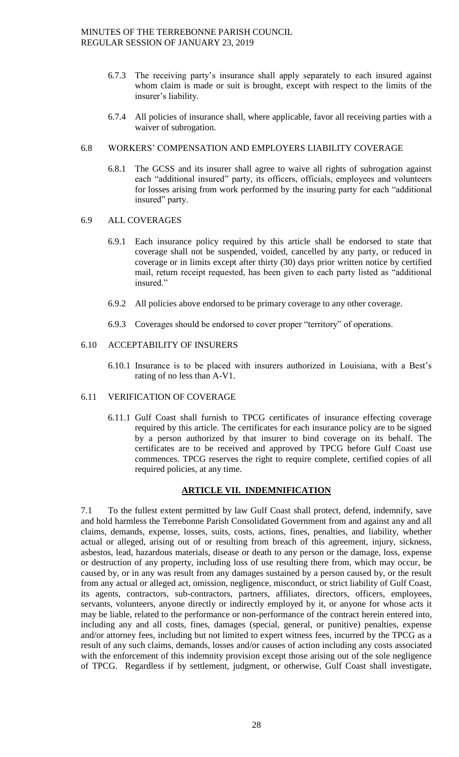6.7.3 The receiving party's insurance shall apply separately to each insured against whom claim is made or suit is brought, except with respect to the limits of the insurer's liability.

6.7.4 All policies of insurance shall, where applicable, favor all receiving parties with a waiver of subrogation.

6.8 WORKERS' COMPENSATION AND EMPLOYERS LIABILITY COVERAGE

6.8.1 The GCSS and its insurer shall agree to waive all rights of subrogation against each "additional insured" party, its officers, officials, employees and volunteers for losses arising from work performed by the insuring party for each "additional insured" party.

6.9 ALL COVERAGES

6.9.1 Each insurance policy required by this article shall be endorsed to state that coverage shall not be suspended, voided, cancelled by any party, or reduced in coverage or in limits except after thirty (30) days prior written notice by certified mail, return receipt requested, has been given to each party listed as "additional insured."

6.9.2 All policies above endorsed to be primary coverage to any other coverage.

6.9.3 Coverages should be endorsed to cover proper "territory" of operations.

6.10 ACCEPTABILITY OF INSURERS

6.10.1 Insurance is to be placed with insurers authorized in Louisiana, with a Best's rating of no less than A-V1.

6.11 VERIFICATION OF COVERAGE

6.11.1 Gulf Coast shall furnish to TPCG certificates of insurance effecting coverage required by this article. The certificates for each insurance policy are to be signed by a person authorized by that insurer to bind coverage on its behalf. The certificates are to be received and approved by TPCG before Gulf Coast use commences. TPCG reserves the right to require complete, certified copies of all required policies, at any time.

## **ARTICLE VII. INDEMNIFICATION**

7.1 To the fullest extent permitted by law Gulf Coast shall protect, defend, indemnify, save and hold harmless the Terrebonne Parish Consolidated Government from and against any and all claims, demands, expense, losses, suits, costs, actions, fines, penalties, and liability, whether actual or alleged, arising out of or resulting from breach of this agreement, injury, sickness, asbestos, lead, hazardous materials, disease or death to any person or the damage, loss, expense or destruction of any property, including loss of use resulting there from, which may occur, be caused by, or in any was result from any damages sustained by a person caused by, or the result from any actual or alleged act, omission, negligence, misconduct, or strict liability of Gulf Coast, its agents, contractors, sub-contractors, partners, affiliates, directors, officers, employees, servants, volunteers, anyone directly or indirectly employed by it, or anyone for whose acts it may be liable, related to the performance or non-performance of the contract herein entered into, including any and all costs, fines, damages (special, general, or punitive) penalties, expense and/or attorney fees, including but not limited to expert witness fees, incurred by the TPCG as a result of any such claims, demands, losses and/or causes of action including any costs associated with the enforcement of this indemnity provision except those arising out of the sole negligence of TPCG. Regardless if by settlement, judgment, or otherwise, Gulf Coast shall investigate,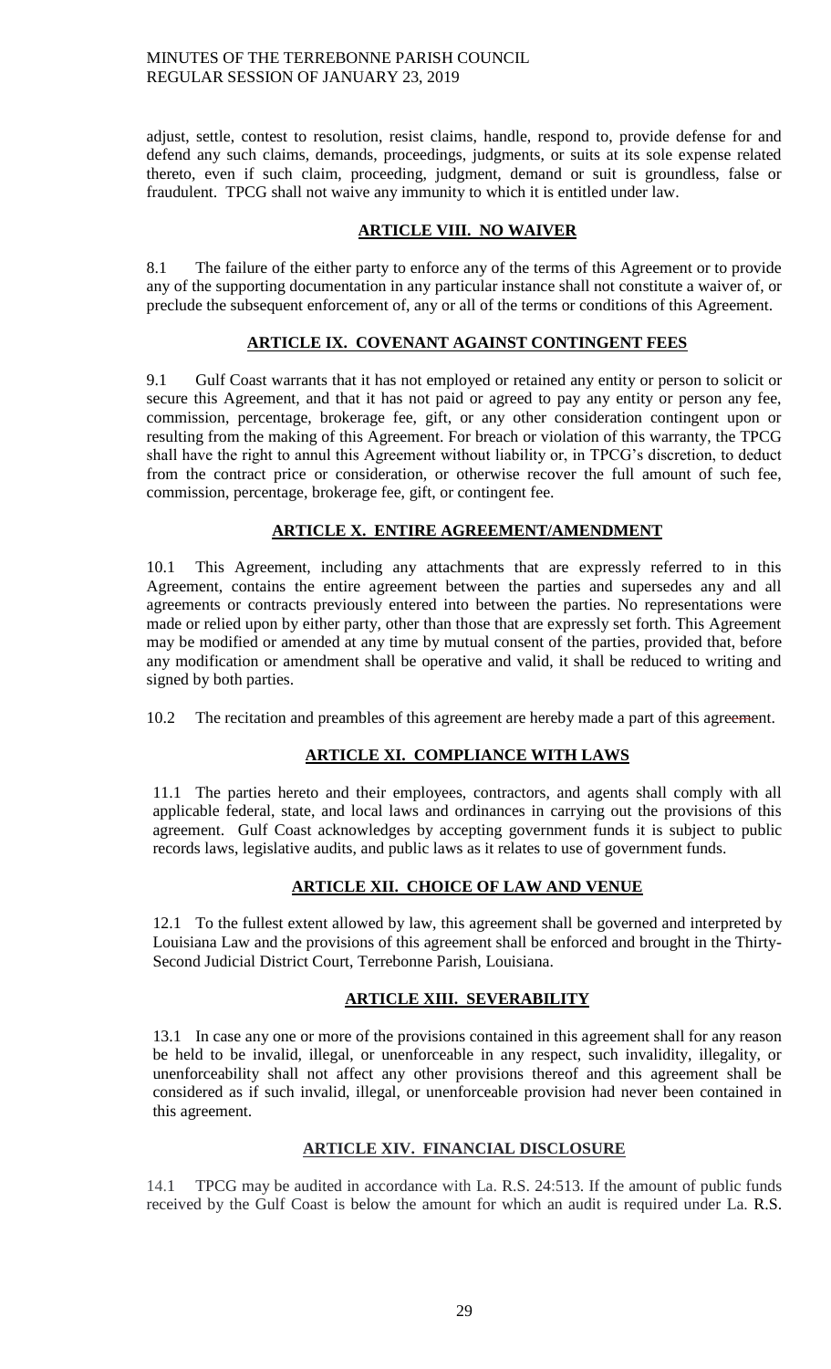adjust, settle, contest to resolution, resist claims, handle, respond to, provide defense for and defend any such claims, demands, proceedings, judgments, or suits at its sole expense related thereto, even if such claim, proceeding, judgment, demand or suit is groundless, false or fraudulent. TPCG shall not waive any immunity to which it is entitled under law.

## ARTICLE VIII. NO WAIVER

8.1 The failure of the either party to enforce any of the terms of this Agreement or to provide any of the supporting documentation in any particular instance shall not constitute a waiver of, or preclude the subsequent enforcement of, any or all of the terms or conditions of this Agreement.

## ARTICLE IX. COVENANT AGAINST CONTINGENT FEES

9.1 Gulf Coast warrants that it has not employed or retained any entity or person to solicit or secure this Agreement, and that it has not paid or agreed to pay any entity or person any fee, commission, percentage, brokerage fee, gift, or any other consideration contingent upon or resulting from the making of this Agreement. For breach or violation of this warranty, the TPCG shall have the right to annul this Agreement without liability or, in TPCG's discretion, to deduct from the contract price or consideration, or otherwise recover the full amount of such fee, commission, percentage, brokerage fee, gift, or contingent fee.

## ARTICLE X. ENTIRE AGREEMENT/AMENDMENT

10.1 This Agreement, including any attachments that are expressly referred to in this Agreement, contains the entire agreement between the parties and supersedes any and all agreements or contracts previously entered into between the parties. No representations were made or relied upon by either party, other than those that are expressly set forth. This Agreement may be modified or amended at any time by mutual consent of the parties, provided that, before any modification or amendment shall be operative and valid, it shall be reduced to writing and signed by both parties.

10.2 The recitation and preambles of this agreement are hereby made a part of this agreement.

## ARTICLE XI. COMPLIANCE WITH LAWS

11.1 The parties hereto and their employees, contractors, and agents shall comply with all applicable federal, state, and local laws and ordinances in carrying out the provisions of this agreement. Gulf Coast acknowledges by accepting government funds it is subject to public records laws, legislative audits, and public laws as it relates to use of government funds.

## ARTICLE XII. CHOICE OF LAW AND VENUE

12.1 To the fullest extent allowed by law, this agreement shall be governed and interpreted by Louisiana Law and the provisions of this agreement shall be enforced and brought in the Thirty-Second Judicial District Court, Terrebonne Parish, Louisiana.

## ARTICLE XIII. SEVERABILITY

13.1 In case any one or more of the provisions contained in this agreement shall for any reason be held to be invalid, illegal, or unenforceable in any respect, such invalidity, illegality, or unenforceability shall not affect any other provisions thereof and this agreement shall be considered as if such invalid, illegal, or unenforceable provision had never been contained in this agreement.

## ARTICLE XIV. FINANCIAL DISCLOSURE

14.1 TPCG may be audited in accordance with La. R.S. 24:513. If the amount of public funds received by the Gulf Coast is below the amount for which an audit is required under La. R.S.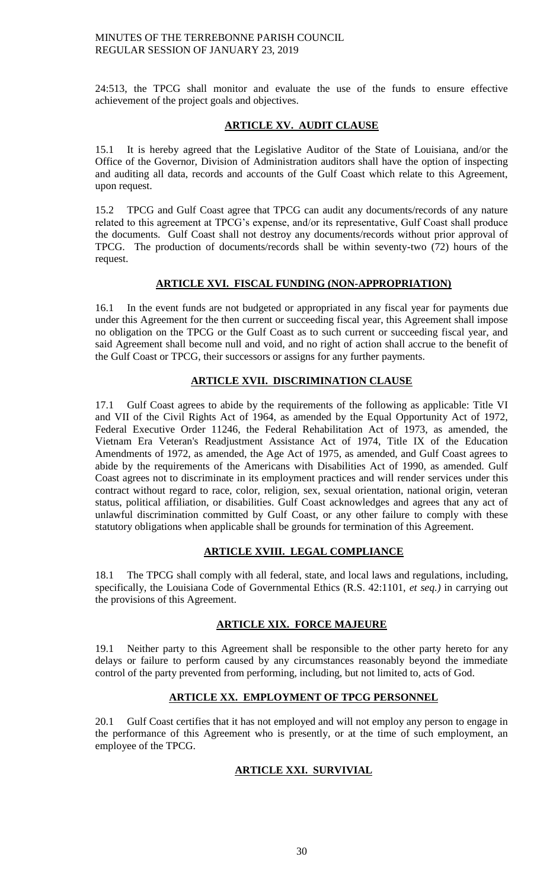24:513, the TPCG shall monitor and evaluate the use of the funds to ensure effective achievement of the project goals and objectives.

## ARTICLE XV. AUDIT CLAUSE

15.1 It is hereby agreed that the Legislative Auditor of the State of Louisiana, and/or the Office of the Governor, Division of Administration auditors shall have the option of inspecting and auditing all data, records and accounts of the Gulf Coast which relate to this Agreement, upon request.

15.2 TPCG and Gulf Coast agree that TPCG can audit any documents/records of any nature related to this agreement at TPCG's expense, and/or its representative, Gulf Coast shall produce the documents. Gulf Coast shall not destroy any documents/records without prior approval of TPCG. The production of documents/records shall be within seventy-two (72) hours of the request.

## ARTICLE XVI. FISCAL FUNDING (NON-APPROPRIATION)

16.1 In the event funds are not budgeted or appropriated in any fiscal year for payments due under this Agreement for the then current or succeeding fiscal year, this Agreement shall impose no obligation on the TPCG or the Gulf Coast as to such current or succeeding fiscal year, and said Agreement shall become null and void, and no right of action shall accrue to the benefit of the Gulf Coast or TPCG, their successors or assigns for any further payments.

## ARTICLE XVII. DISCRIMINATION CLAUSE

17.1 Gulf Coast agrees to abide by the requirements of the following as applicable: Title VI and VII of the Civil Rights Act of 1964, as amended by the Equal Opportunity Act of 1972, Federal Executive Order 11246, the Federal Rehabilitation Act of 1973, as amended, the Vietnam Era Veteran's Readjustment Assistance Act of 1974, Title IX of the Education Amendments of 1972, as amended, the Age Act of 1975, as amended, and Gulf Coast agrees to abide by the requirements of the Americans with Disabilities Act of 1990, as amended. Gulf Coast agrees not to discriminate in its employment practices and will render services under this contract without regard to race, color, religion, sex, sexual orientation, national origin, veteran status, political affiliation, or disabilities. Gulf Coast acknowledges and agrees that any act of unlawful discrimination committed by Gulf Coast, or any other failure to comply with these statutory obligations when applicable shall be grounds for termination of this Agreement.

## ARTICLE XVIII. LEGAL COMPLIANCE

18.1 The TPCG shall comply with all federal, state, and local laws and regulations, including, specifically, the Louisiana Code of Governmental Ethics (R.S. 42:1101, *et seq.)* in carrying out the provisions of this Agreement.

## ARTICLE XIX. FORCE MAJEURE

19.1 Neither party to this Agreement shall be responsible to the other party hereto for any delays or failure to perform caused by any circumstances reasonably beyond the immediate control of the party prevented from performing, including, but not limited to, acts of God.

## ARTICLE XX. EMPLOYMENT OF TPCG PERSONNEL

20.1 Gulf Coast certifies that it has not employed and will not employ any person to engage in the performance of this Agreement who is presently, or at the time of such employment, an employee of the TPCG.

## ARTICLE XXI. SURVIVIAL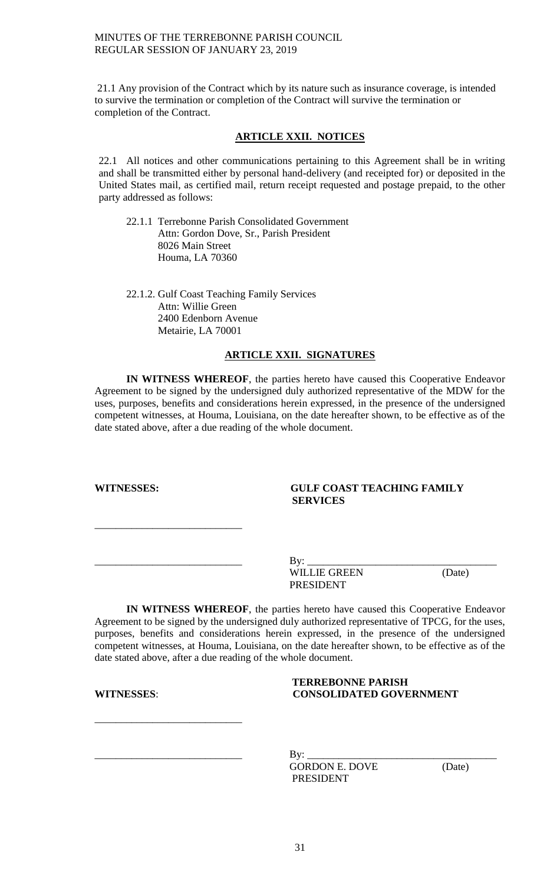21.1 Any provision of the Contract which by its nature such as insurance coverage, is intended to survive the termination or completion of the Contract will survive the termination or completion of the Contract.

**ARTICLE XXII. NOTICES**

22.1 All notices and other communications pertaining to this Agreement shall be in writing and shall be transmitted either by personal hand-delivery (and receipted for) or deposited in the United States mail, as certified mail, return receipt requested and postage prepaid, to the other party addressed as follows:

22.1.1 Terrebonne Parish Consolidated Government
Attn: Gordon Dove, Sr., Parish President
8026 Main Street
Houma, LA 70360

22.1.2. Gulf Coast Teaching Family Services
Attn: Willie Green
2400 Edenborn Avenue
Metairie, LA 70001

**ARTICLE XXII. SIGNATURES**

**IN WITNESS WHEREOF**, the parties hereto have caused this Cooperative Endeavor Agreement to be signed by the undersigned duly authorized representative of the MDW for the uses, purposes, benefits and considerations herein expressed, in the presence of the undersigned competent witnesses, at Houma, Louisiana, on the date hereafter shown, to be effective as of the date stated above, after a due reading of the whole document.

**WITNESSES:** **GULF COAST TEACHING FAMILY SERVICES**

\_\_\_\_\_\_\_\_\_\_\_\_\_\_\_\_\_\_\_\_\_\_\_\_\_\_\_\_

\_\_\_\_\_\_\_\_\_\_\_\_\_\_\_\_\_\_\_\_\_\_\_\_\_\_\_\_ By: \_\_\_\_\_\_\_\_\_\_\_\_\_\_\_\_\_\_\_\_\_\_\_\_\_\_\_\_\_\_\_\_\_\_\_\_
WILLIE GREEN (Date)
PRESIDENT

**IN WITNESS WHEREOF**, the parties hereto have caused this Cooperative Endeavor Agreement to be signed by the undersigned duly authorized representative of TPCG, for the uses, purposes, benefits and considerations herein expressed, in the presence of the undersigned competent witnesses, at Houma, Louisiana, on the date hereafter shown, to be effective as of the date stated above, after a due reading of the whole document.

**WITNESSES**: **TERREBONNE PARISH CONSOLIDATED GOVERNMENT**

\_\_\_\_\_\_\_\_\_\_\_\_\_\_\_\_\_\_\_\_\_\_\_\_\_\_\_\_

\_\_\_\_\_\_\_\_\_\_\_\_\_\_\_\_\_\_\_\_\_\_\_\_\_\_\_\_ By: \_\_\_\_\_\_\_\_\_\_\_\_\_\_\_\_\_\_\_\_\_\_\_\_\_\_\_\_\_\_\_\_\_\_\_\_
GORDON E. DOVE (Date)
PRESIDENT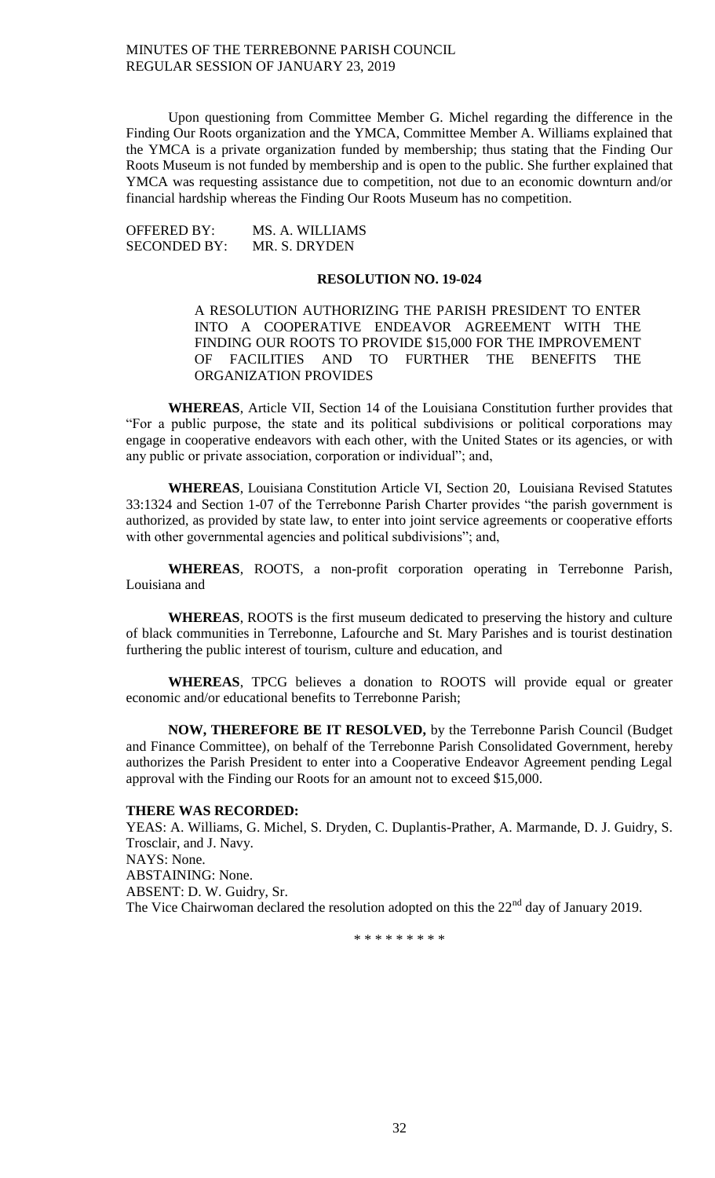Upon questioning from Committee Member G. Michel regarding the difference in the Finding Our Roots organization and the YMCA, Committee Member A. Williams explained that the YMCA is a private organization funded by membership; thus stating that the Finding Our Roots Museum is not funded by membership and is open to the public. She further explained that YMCA was requesting assistance due to competition, not due to an economic downturn and/or financial hardship whereas the Finding Our Roots Museum has no competition.

OFFERED BY: MS. A. WILLIAMS
SECONDED BY: MR. S. DRYDEN

**RESOLUTION NO. 19-024**

A RESOLUTION AUTHORIZING THE PARISH PRESIDENT TO ENTER INTO A COOPERATIVE ENDEAVOR AGREEMENT WITH THE FINDING OUR ROOTS TO PROVIDE $15,000 FOR THE IMPROVEMENT OF FACILITIES AND TO FURTHER THE BENEFITS THE ORGANIZATION PROVIDES

**WHEREAS**, Article VII, Section 14 of the Louisiana Constitution further provides that "For a public purpose, the state and its political subdivisions or political corporations may engage in cooperative endeavors with each other, with the United States or its agencies, or with any public or private association, corporation or individual"; and,

**WHEREAS**, Louisiana Constitution Article VI, Section 20, Louisiana Revised Statutes 33:1324 and Section 1-07 of the Terrebonne Parish Charter provides "the parish government is authorized, as provided by state law, to enter into joint service agreements or cooperative efforts with other governmental agencies and political subdivisions"; and,

**WHEREAS**, ROOTS, a non-profit corporation operating in Terrebonne Parish, Louisiana and

**WHEREAS**, ROOTS is the first museum dedicated to preserving the history and culture of black communities in Terrebonne, Lafourche and St. Mary Parishes and is tourist destination furthering the public interest of tourism, culture and education, and

**WHEREAS**, TPCG believes a donation to ROOTS will provide equal or greater economic and/or educational benefits to Terrebonne Parish;

**NOW, THEREFORE BE IT RESOLVED,** by the Terrebonne Parish Council (Budget and Finance Committee), on behalf of the Terrebonne Parish Consolidated Government, hereby authorizes the Parish President to enter into a Cooperative Endeavor Agreement pending Legal approval with the Finding our Roots for an amount not to exceed $15,000.

**THERE WAS RECORDED:**
YEAS: A. Williams, G. Michel, S. Dryden, C. Duplantis-Prather, A. Marmande, D. J. Guidry, S. Trosclair, and J. Navy.
NAYS: None.
ABSTAINING: None.
ABSENT: D. W. Guidry, Sr.
The Vice Chairwoman declared the resolution adopted on this the 22nd day of January 2019.

\* \* \* \* \* \* \* \* \*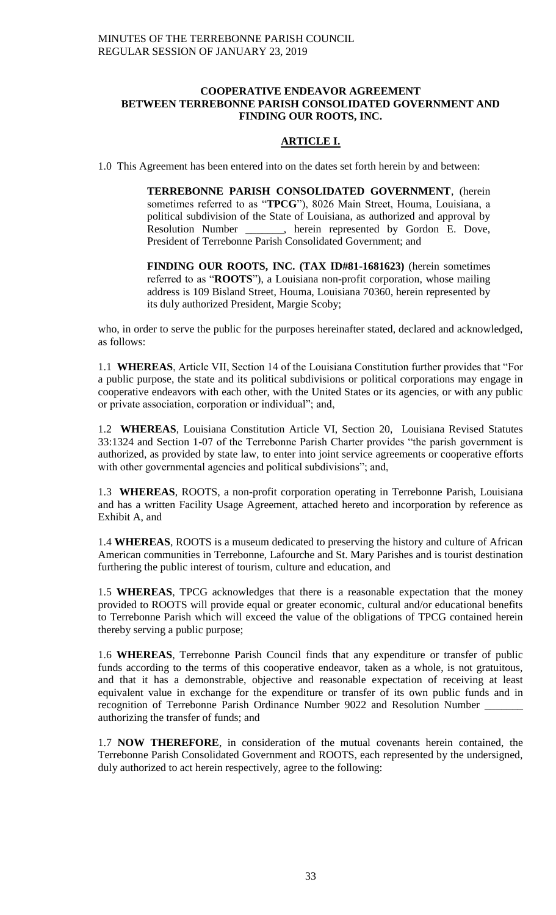## COOPERATIVE ENDEAVOR AGREEMENT BETWEEN TERREBONNE PARISH CONSOLIDATED GOVERNMENT AND FINDING OUR ROOTS, INC.

### ARTICLE I.

1.0 This Agreement has been entered into on the dates set forth herein by and between:

> **TERREBONNE PARISH CONSOLIDATED GOVERNMENT**, (herein sometimes referred to as "**TPCG**"), 8026 Main Street, Houma, Louisiana, a political subdivision of the State of Louisiana, as authorized and approval by Resolution Number _______, herein represented by Gordon E. Dove, President of Terrebonne Parish Consolidated Government; and
>
> **FINDING OUR ROOTS, INC. (TAX ID#81-1681623)** (herein sometimes referred to as "**ROOTS**"), a Louisiana non-profit corporation, whose mailing address is 109 Bisland Street, Houma, Louisiana 70360, herein represented by its duly authorized President, Margie Scoby;

who, in order to serve the public for the purposes hereinafter stated, declared and acknowledged, as follows:

1.1 **WHEREAS**, Article VII, Section 14 of the Louisiana Constitution further provides that "For a public purpose, the state and its political subdivisions or political corporations may engage in cooperative endeavors with each other, with the United States or its agencies, or with any public or private association, corporation or individual"; and,

1.2 **WHEREAS**, Louisiana Constitution Article VI, Section 20, Louisiana Revised Statutes 33:1324 and Section 1-07 of the Terrebonne Parish Charter provides "the parish government is authorized, as provided by state law, to enter into joint service agreements or cooperative efforts with other governmental agencies and political subdivisions"; and,

1.3 **WHEREAS**, ROOTS, a non-profit corporation operating in Terrebonne Parish, Louisiana and has a written Facility Usage Agreement, attached hereto and incorporation by reference as Exhibit A, and

1.4 **WHEREAS**, ROOTS is a museum dedicated to preserving the history and culture of African American communities in Terrebonne, Lafourche and St. Mary Parishes and is tourist destination furthering the public interest of tourism, culture and education, and

1.5 **WHEREAS**, TPCG acknowledges that there is a reasonable expectation that the money provided to ROOTS will provide equal or greater economic, cultural and/or educational benefits to Terrebonne Parish which will exceed the value of the obligations of TPCG contained herein thereby serving a public purpose;

1.6 **WHEREAS**, Terrebonne Parish Council finds that any expenditure or transfer of public funds according to the terms of this cooperative endeavor, taken as a whole, is not gratuitous, and that it has a demonstrable, objective and reasonable expectation of receiving at least equivalent value in exchange for the expenditure or transfer of its own public funds and in recognition of Terrebonne Parish Ordinance Number 9022 and Resolution Number _______ authorizing the transfer of funds; and

1.7 **NOW THEREFORE**, in consideration of the mutual covenants herein contained, the Terrebonne Parish Consolidated Government and ROOTS, each represented by the undersigned, duly authorized to act herein respectively, agree to the following: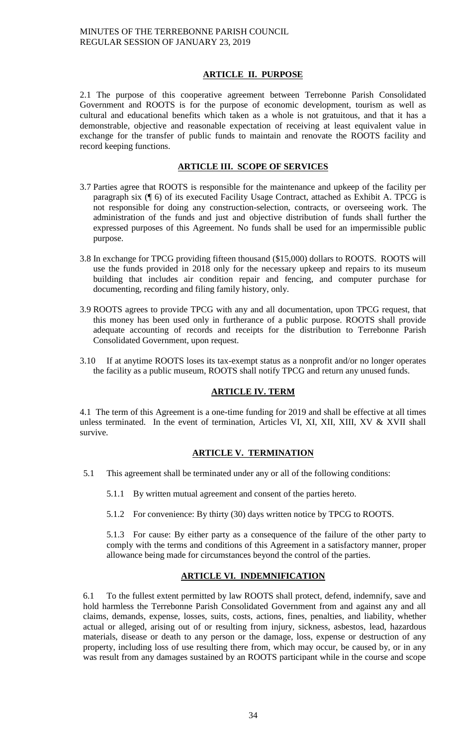## ARTICLE II. PURPOSE

2.1 The purpose of this cooperative agreement between Terrebonne Parish Consolidated Government and ROOTS is for the purpose of economic development, tourism as well as cultural and educational benefits which taken as a whole is not gratuitous, and that it has a demonstrable, objective and reasonable expectation of receiving at least equivalent value in exchange for the transfer of public funds to maintain and renovate the ROOTS facility and record keeping functions.

## ARTICLE III. SCOPE OF SERVICES

3.7 Parties agree that ROOTS is responsible for the maintenance and upkeep of the facility per paragraph six (¶ 6) of its executed Facility Usage Contract, attached as Exhibit A. TPCG is not responsible for doing any construction-selection, contracts, or overseeing work. The administration of the funds and just and objective distribution of funds shall further the expressed purposes of this Agreement. No funds shall be used for an impermissible public purpose.

3.8 In exchange for TPCG providing fifteen thousand ($15,000) dollars to ROOTS. ROOTS will use the funds provided in 2018 only for the necessary upkeep and repairs to its museum building that includes air condition repair and fencing, and computer purchase for documenting, recording and filing family history, only.

3.9 ROOTS agrees to provide TPCG with any and all documentation, upon TPCG request, that this money has been used only in furtherance of a public purpose. ROOTS shall provide adequate accounting of records and receipts for the distribution to Terrebonne Parish Consolidated Government, upon request.

3.10 If at anytime ROOTS loses its tax-exempt status as a nonprofit and/or no longer operates the facility as a public museum, ROOTS shall notify TPCG and return any unused funds.

## ARTICLE IV. TERM

4.1 The term of this Agreement is a one-time funding for 2019 and shall be effective at all times unless terminated. In the event of termination, Articles VI, XI, XII, XIII, XV & XVII shall survive.

## ARTICLE V. TERMINATION

5.1 This agreement shall be terminated under any or all of the following conditions:

5.1.1 By written mutual agreement and consent of the parties hereto.

5.1.2 For convenience: By thirty (30) days written notice by TPCG to ROOTS.

5.1.3 For cause: By either party as a consequence of the failure of the other party to comply with the terms and conditions of this Agreement in a satisfactory manner, proper allowance being made for circumstances beyond the control of the parties.

## ARTICLE VI. INDEMNIFICATION

6.1 To the fullest extent permitted by law ROOTS shall protect, defend, indemnify, save and hold harmless the Terrebonne Parish Consolidated Government from and against any and all claims, demands, expense, losses, suits, costs, actions, fines, penalties, and liability, whether actual or alleged, arising out of or resulting from injury, sickness, asbestos, lead, hazardous materials, disease or death to any person or the damage, loss, expense or destruction of any property, including loss of use resulting there from, which may occur, be caused by, or in any was result from any damages sustained by an ROOTS participant while in the course and scope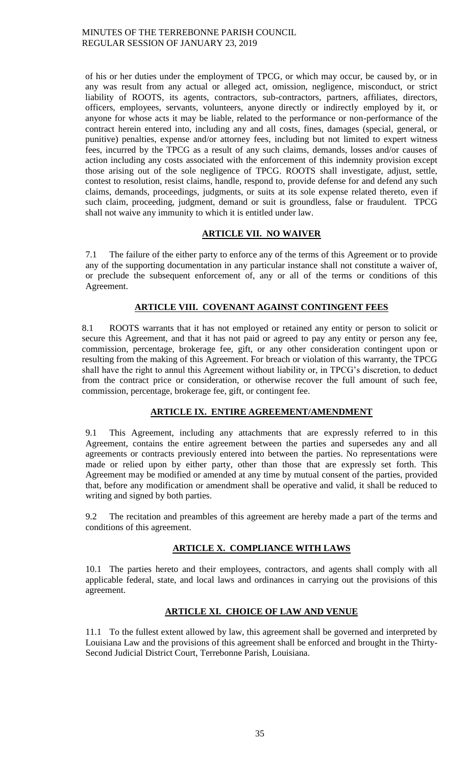of his or her duties under the employment of TPCG, or which may occur, be caused by, or in any was result from any actual or alleged act, omission, negligence, misconduct, or strict liability of ROOTS, its agents, contractors, sub-contractors, partners, affiliates, directors, officers, employees, servants, volunteers, anyone directly or indirectly employed by it, or anyone for whose acts it may be liable, related to the performance or non-performance of the contract herein entered into, including any and all costs, fines, damages (special, general, or punitive) penalties, expense and/or attorney fees, including but not limited to expert witness fees, incurred by the TPCG as a result of any such claims, demands, losses and/or causes of action including any costs associated with the enforcement of this indemnity provision except those arising out of the sole negligence of TPCG. ROOTS shall investigate, adjust, settle, contest to resolution, resist claims, handle, respond to, provide defense for and defend any such claims, demands, proceedings, judgments, or suits at its sole expense related thereto, even if such claim, proceeding, judgment, demand or suit is groundless, false or fraudulent. TPCG shall not waive any immunity to which it is entitled under law.

**ARTICLE VII. NO WAIVER**

7.1 The failure of the either party to enforce any of the terms of this Agreement or to provide any of the supporting documentation in any particular instance shall not constitute a waiver of, or preclude the subsequent enforcement of, any or all of the terms or conditions of this Agreement.

**ARTICLE VIII. COVENANT AGAINST CONTINGENT FEES**

8.1 ROOTS warrants that it has not employed or retained any entity or person to solicit or secure this Agreement, and that it has not paid or agreed to pay any entity or person any fee, commission, percentage, brokerage fee, gift, or any other consideration contingent upon or resulting from the making of this Agreement. For breach or violation of this warranty, the TPCG shall have the right to annul this Agreement without liability or, in TPCG's discretion, to deduct from the contract price or consideration, or otherwise recover the full amount of such fee, commission, percentage, brokerage fee, gift, or contingent fee.

**ARTICLE IX. ENTIRE AGREEMENT/AMENDMENT**

9.1 This Agreement, including any attachments that are expressly referred to in this Agreement, contains the entire agreement between the parties and supersedes any and all agreements or contracts previously entered into between the parties. No representations were made or relied upon by either party, other than those that are expressly set forth. This Agreement may be modified or amended at any time by mutual consent of the parties, provided that, before any modification or amendment shall be operative and valid, it shall be reduced to writing and signed by both parties.

9.2 The recitation and preambles of this agreement are hereby made a part of the terms and conditions of this agreement.

**ARTICLE X. COMPLIANCE WITH LAWS**

10.1 The parties hereto and their employees, contractors, and agents shall comply with all applicable federal, state, and local laws and ordinances in carrying out the provisions of this agreement.

**ARTICLE XI. CHOICE OF LAW AND VENUE**

11.1 To the fullest extent allowed by law, this agreement shall be governed and interpreted by Louisiana Law and the provisions of this agreement shall be enforced and brought in the Thirty-Second Judicial District Court, Terrebonne Parish, Louisiana.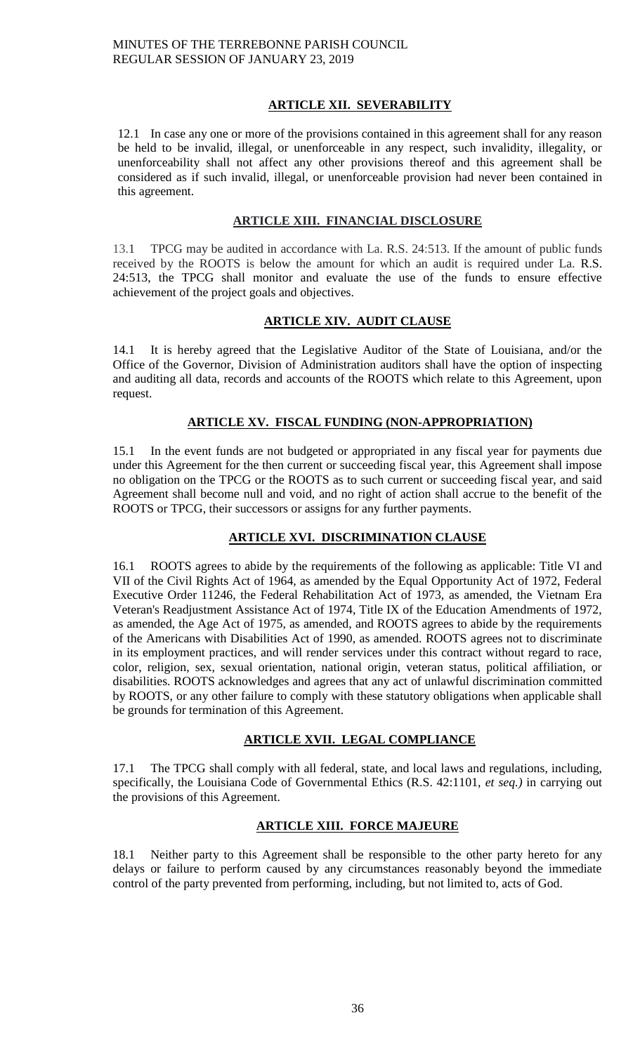**ARTICLE XII. SEVERABILITY**

12.1 In case any one or more of the provisions contained in this agreement shall for any reason be held to be invalid, illegal, or unenforceable in any respect, such invalidity, illegality, or unenforceability shall not affect any other provisions thereof and this agreement shall be considered as if such invalid, illegal, or unenforceable provision had never been contained in this agreement.

**ARTICLE XIII. FINANCIAL DISCLOSURE**

13.1 TPCG may be audited in accordance with La. R.S. 24:513. If the amount of public funds received by the ROOTS is below the amount for which an audit is required under La. R.S. 24:513, the TPCG shall monitor and evaluate the use of the funds to ensure effective achievement of the project goals and objectives.

**ARTICLE XIV. AUDIT CLAUSE**

14.1 It is hereby agreed that the Legislative Auditor of the State of Louisiana, and/or the Office of the Governor, Division of Administration auditors shall have the option of inspecting and auditing all data, records and accounts of the ROOTS which relate to this Agreement, upon request.

**ARTICLE XV. FISCAL FUNDING (NON-APPROPRIATION)**

15.1 In the event funds are not budgeted or appropriated in any fiscal year for payments due under this Agreement for the then current or succeeding fiscal year, this Agreement shall impose no obligation on the TPCG or the ROOTS as to such current or succeeding fiscal year, and said Agreement shall become null and void, and no right of action shall accrue to the benefit of the ROOTS or TPCG, their successors or assigns for any further payments.

**ARTICLE XVI. DISCRIMINATION CLAUSE**

16.1 ROOTS agrees to abide by the requirements of the following as applicable: Title VI and VII of the Civil Rights Act of 1964, as amended by the Equal Opportunity Act of 1972, Federal Executive Order 11246, the Federal Rehabilitation Act of 1973, as amended, the Vietnam Era Veteran's Readjustment Assistance Act of 1974, Title IX of the Education Amendments of 1972, as amended, the Age Act of 1975, as amended, and ROOTS agrees to abide by the requirements of the Americans with Disabilities Act of 1990, as amended. ROOTS agrees not to discriminate in its employment practices, and will render services under this contract without regard to race, color, religion, sex, sexual orientation, national origin, veteran status, political affiliation, or disabilities. ROOTS acknowledges and agrees that any act of unlawful discrimination committed by ROOTS, or any other failure to comply with these statutory obligations when applicable shall be grounds for termination of this Agreement.

**ARTICLE XVII. LEGAL COMPLIANCE**

17.1 The TPCG shall comply with all federal, state, and local laws and regulations, including, specifically, the Louisiana Code of Governmental Ethics (R.S. 42:1101, *et seq.)* in carrying out the provisions of this Agreement.

**ARTICLE XIII. FORCE MAJEURE**

18.1 Neither party to this Agreement shall be responsible to the other party hereto for any delays or failure to perform caused by any circumstances reasonably beyond the immediate control of the party prevented from performing, including, but not limited to, acts of God.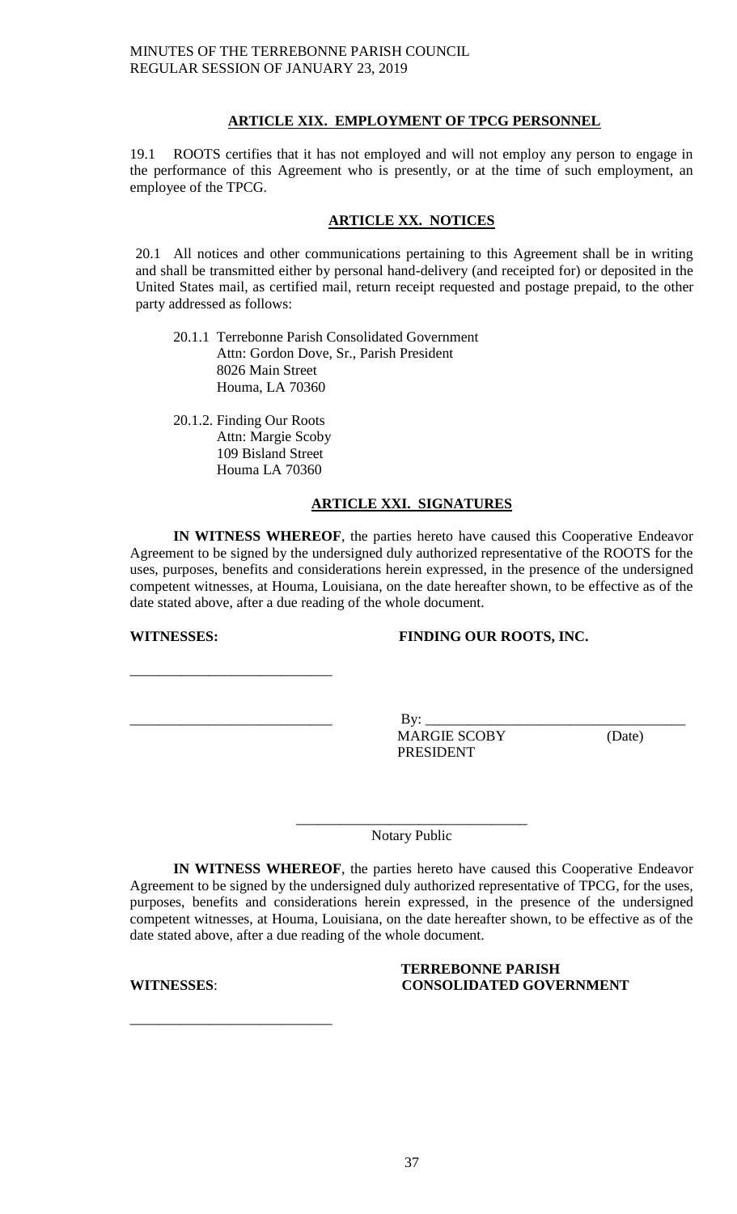## ARTICLE XIX. EMPLOYMENT OF TPCG PERSONNEL

19.1 ROOTS certifies that it has not employed and will not employ any person to engage in the performance of this Agreement who is presently, or at the time of such employment, an employee of the TPCG.

## ARTICLE XX. NOTICES

20.1 All notices and other communications pertaining to this Agreement shall be in writing and shall be transmitted either by personal hand-delivery (and receipted for) or deposited in the United States mail, as certified mail, return receipt requested and postage prepaid, to the other party addressed as follows:

20.1.1 Terrebonne Parish Consolidated Government
Attn: Gordon Dove, Sr., Parish President
8026 Main Street
Houma, LA 70360

20.1.2. Finding Our Roots
Attn: Margie Scoby
109 Bisland Street
Houma LA 70360

## ARTICLE XXI. SIGNATURES

**IN WITNESS WHEREOF**, the parties hereto have caused this Cooperative Endeavor Agreement to be signed by the undersigned duly authorized representative of the ROOTS for the uses, purposes, benefits and considerations herein expressed, in the presence of the undersigned competent witnesses, at Houma, Louisiana, on the date hereafter shown, to be effective as of the date stated above, after a due reading of the whole document.

**WITNESSES:** **FINDING OUR ROOTS, INC.**

\_\_\_\_\_\_\_\_\_\_\_\_\_\_\_\_\_\_\_\_\_\_\_\_\_\_\_\_

\_\_\_\_\_\_\_\_\_\_\_\_\_\_\_\_\_\_\_\_\_\_\_\_\_\_\_\_ By: \_\_\_\_\_\_\_\_\_\_\_\_\_\_\_\_\_\_\_\_\_\_\_\_\_\_\_\_\_\_\_\_\_\_\_\_
MARGIE SCOBY (Date)
PRESIDENT

\_\_\_\_\_\_\_\_\_\_\_\_\_\_\_\_\_\_\_\_\_\_\_\_\_\_\_\_\_\_\_\_
Notary Public

**IN WITNESS WHEREOF**, the parties hereto have caused this Cooperative Endeavor Agreement to be signed by the undersigned duly authorized representative of TPCG, for the uses, purposes, benefits and considerations herein expressed, in the presence of the undersigned competent witnesses, at Houma, Louisiana, on the date hereafter shown, to be effective as of the date stated above, after a due reading of the whole document.

**WITNESSES**: **TERREBONNE PARISH CONSOLIDATED GOVERNMENT**

\_\_\_\_\_\_\_\_\_\_\_\_\_\_\_\_\_\_\_\_\_\_\_\_\_\_\_\_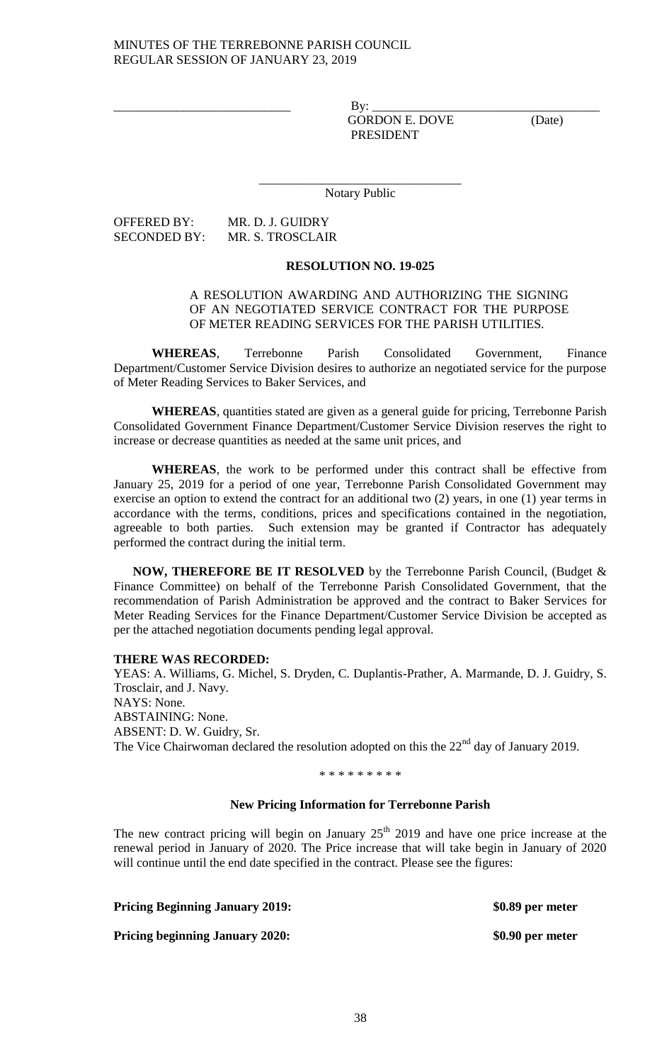\_\_\_\_\_\_\_\_\_\_\_\_\_\_\_\_\_\_\_\_\_\_\_\_\_\_\_\_ By: \_\_\_\_\_\_\_\_\_\_\_\_\_\_\_\_\_\_\_\_\_\_\_\_\_\_\_\_\_\_\_\_\_\_\_\_

GORDON E. DOVE (Date)
PRESIDENT

\_\_\_\_\_\_\_\_\_\_\_\_\_\_\_\_\_\_\_\_\_\_\_\_\_\_\_\_\_\_\_\_

Notary Public

OFFERED BY: MR. D. J. GUIDRY
SECONDED BY: MR. S. TROSCLAIR

**RESOLUTION NO. 19-025**

A RESOLUTION AWARDING AND AUTHORIZING THE SIGNING OF AN NEGOTIATED SERVICE CONTRACT FOR THE PURPOSE OF METER READING SERVICES FOR THE PARISH UTILITIES.

**WHEREAS**, Terrebonne Parish Consolidated Government, Finance Department/Customer Service Division desires to authorize an negotiated service for the purpose of Meter Reading Services to Baker Services, and

**WHEREAS**, quantities stated are given as a general guide for pricing, Terrebonne Parish Consolidated Government Finance Department/Customer Service Division reserves the right to increase or decrease quantities as needed at the same unit prices, and

**WHEREAS**, the work to be performed under this contract shall be effective from January 25, 2019 for a period of one year, Terrebonne Parish Consolidated Government may exercise an option to extend the contract for an additional two (2) years, in one (1) year terms in accordance with the terms, conditions, prices and specifications contained in the negotiation, agreeable to both parties. Such extension may be granted if Contractor has adequately performed the contract during the initial term.

**NOW, THEREFORE BE IT RESOLVED** by the Terrebonne Parish Council, (Budget & Finance Committee) on behalf of the Terrebonne Parish Consolidated Government, that the recommendation of Parish Administration be approved and the contract to Baker Services for Meter Reading Services for the Finance Department/Customer Service Division be accepted as per the attached negotiation documents pending legal approval.

**THERE WAS RECORDED:**
YEAS: A. Williams, G. Michel, S. Dryden, C. Duplantis-Prather, A. Marmande, D. J. Guidry, S. Trosclair, and J. Navy.
NAYS: None.
ABSTAINING: None.
ABSENT: D. W. Guidry, Sr.
The Vice Chairwoman declared the resolution adopted on this the 22nd day of January 2019.

\* \* \* \* \* \* \* \* \*

**New Pricing Information for Terrebonne Parish**

The new contract pricing will begin on January 25th 2019 and have one price increase at the renewal period in January of 2020. The Price increase that will take begin in January of 2020 will continue until the end date specified in the contract. Please see the figures:

**Pricing Beginning January 2019:** **\$0.89 per meter**

**Pricing beginning January 2020:** **\$0.90 per meter**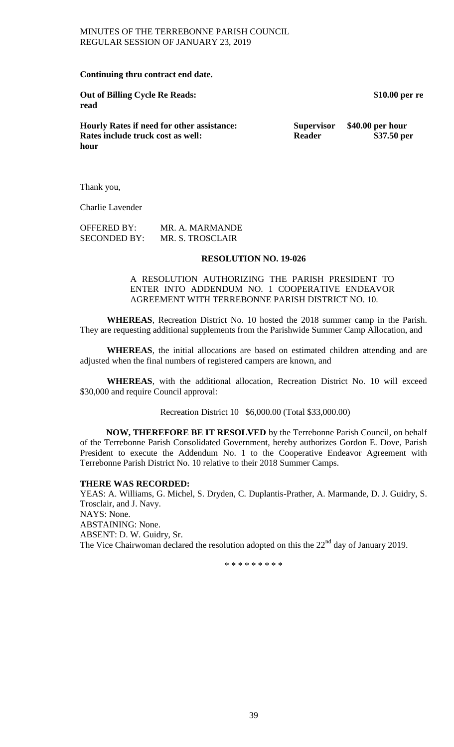**Continuing thru contract end date.**

**Out of Billing Cycle Re Reads:** **$10.00 per re read**

**Hourly Rates if need for other assistance:** **Supervisor** **$40.00 per hour**
**Rates include truck cost as well:** **Reader** **$37.50 per hour**

Thank you,

Charlie Lavender

OFFERED BY: MR. A. MARMANDE
SECONDED BY: MR. S. TROSCLAIR

**RESOLUTION NO. 19-026**

A RESOLUTION AUTHORIZING THE PARISH PRESIDENT TO ENTER INTO ADDENDUM NO. 1 COOPERATIVE ENDEAVOR AGREEMENT WITH TERREBONNE PARISH DISTRICT NO. 10.

**WHEREAS**, Recreation District No. 10 hosted the 2018 summer camp in the Parish. They are requesting additional supplements from the Parishwide Summer Camp Allocation, and

**WHEREAS**, the initial allocations are based on estimated children attending and are adjusted when the final numbers of registered campers are known, and

**WHEREAS**, with the additional allocation, Recreation District No. 10 will exceed $30,000 and require Council approval:

Recreation District 10 $6,000.00 (Total $33,000.00)

**NOW, THEREFORE BE IT RESOLVED** by the Terrebonne Parish Council, on behalf of the Terrebonne Parish Consolidated Government, hereby authorizes Gordon E. Dove, Parish President to execute the Addendum No. 1 to the Cooperative Endeavor Agreement with Terrebonne Parish District No. 10 relative to their 2018 Summer Camps.

**THERE WAS RECORDED:**
YEAS: A. Williams, G. Michel, S. Dryden, C. Duplantis-Prather, A. Marmande, D. J. Guidry, S. Trosclair, and J. Navy.
NAYS: None.
ABSTAINING: None.
ABSENT: D. W. Guidry, Sr.
The Vice Chairwoman declared the resolution adopted on this the 22nd day of January 2019.

\* \* \* \* \* \* \* \* \*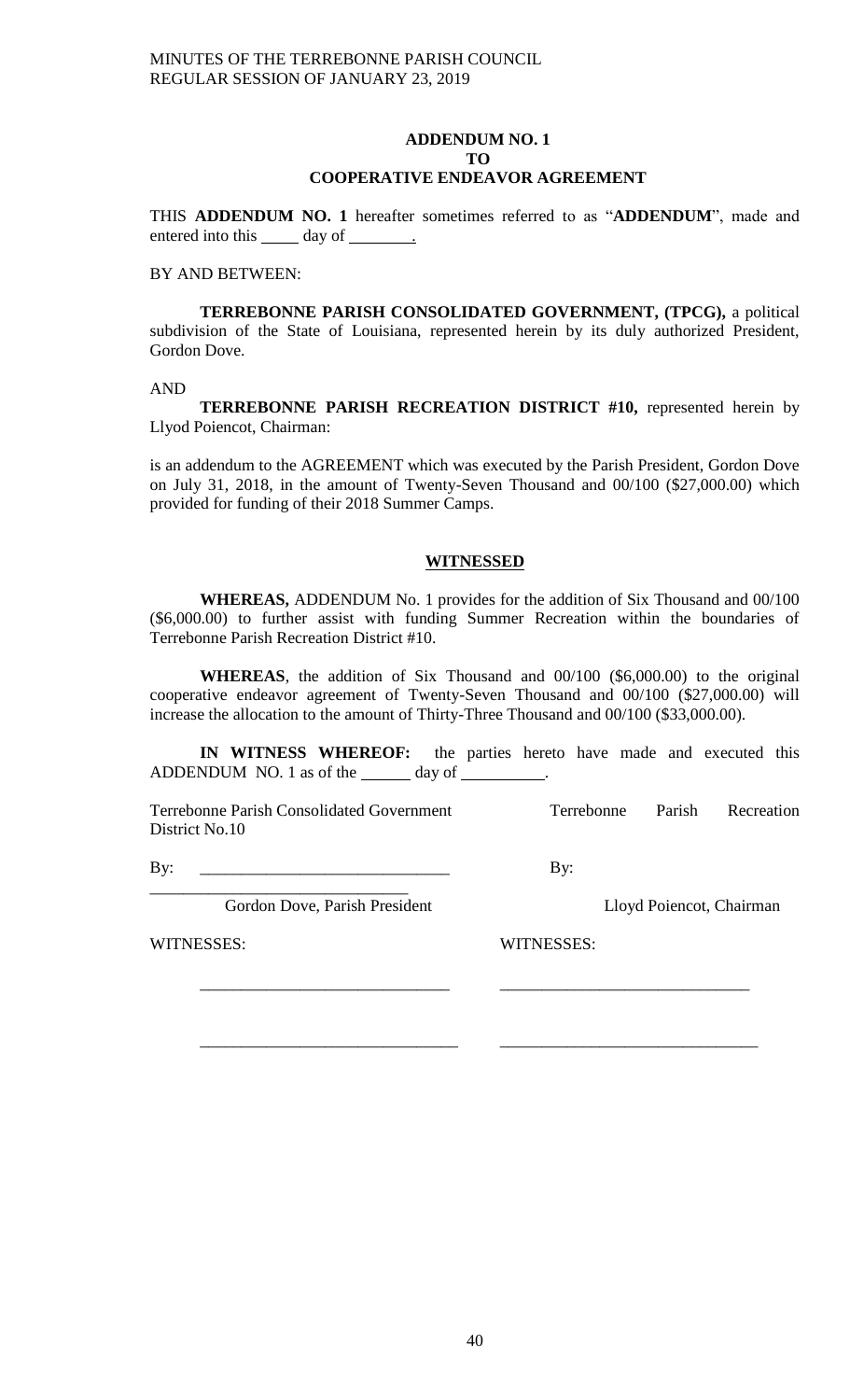**ADDENDUM NO. 1**
**TO**
**COOPERATIVE ENDEAVOR AGREEMENT**

THIS **ADDENDUM NO. 1** hereafter sometimes referred to as "**ADDENDUM**", made and entered into this _____ day of ________.

BY AND BETWEEN:

**TERREBONNE PARISH CONSOLIDATED GOVERNMENT, (TPCG),** a political subdivision of the State of Louisiana, represented herein by its duly authorized President, Gordon Dove.

AND

**TERREBONNE PARISH RECREATION DISTRICT #10,** represented herein by Llyod Poiencot, Chairman:

is an addendum to the AGREEMENT which was executed by the Parish President, Gordon Dove on July 31, 2018, in the amount of Twenty-Seven Thousand and 00/100 ($27,000.00) which provided for funding of their 2018 Summer Camps.

**WITNESSED**

**WHEREAS,** ADDENDUM No. 1 provides for the addition of Six Thousand and 00/100 ($6,000.00) to further assist with funding Summer Recreation within the boundaries of Terrebonne Parish Recreation District #10.

**WHEREAS**, the addition of Six Thousand and 00/100 ($6,000.00) to the original cooperative endeavor agreement of Twenty-Seven Thousand and 00/100 ($27,000.00) will increase the allocation to the amount of Thirty-Three Thousand and 00/100 ($33,000.00).

**IN WITNESS WHEREOF:** the parties hereto have made and executed this ADDENDUM NO. 1 as of the ______ day of __________.

Terrebonne Parish Consolidated Government

By: ______________________________

Gordon Dove, Parish President

WITNESSES:

______________________________

______________________________

Terrebonne Parish Recreation District No.10

By: ______________________________

Lloyd Poiencot, Chairman

WITNESSES:

______________________________

______________________________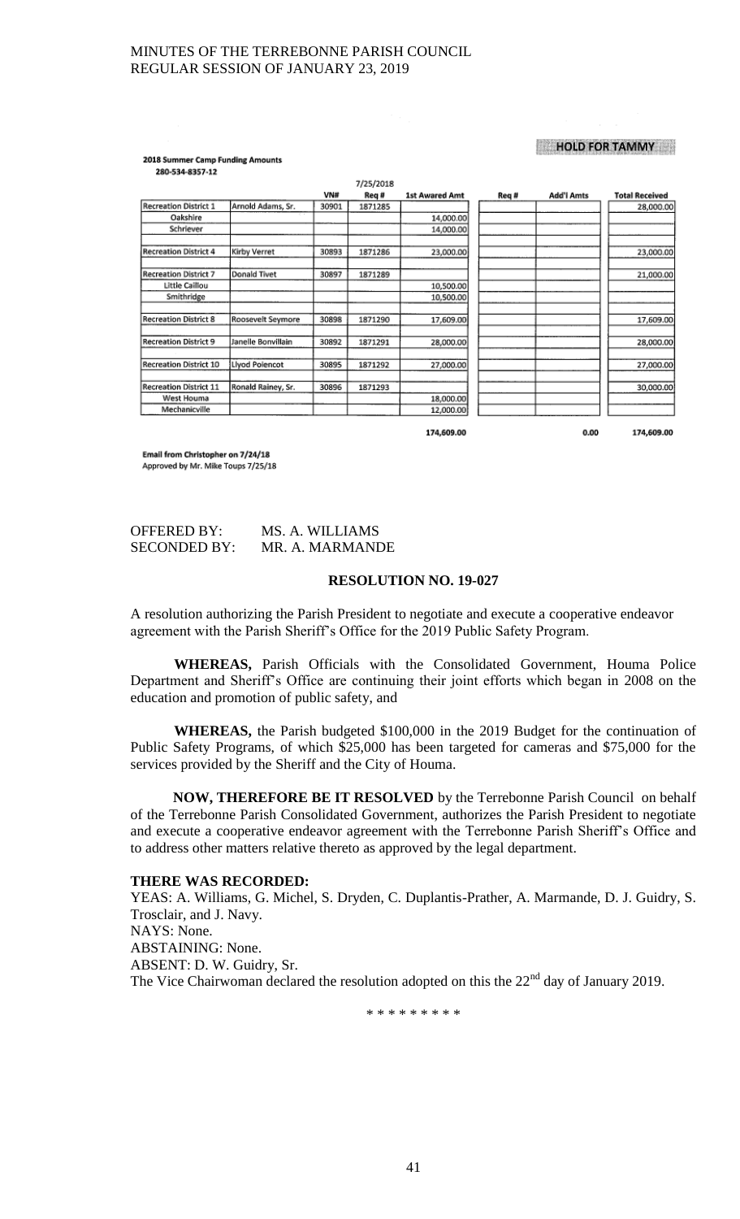HOLD FOR TAMMY

**2018 Summer Camp Funding Amounts**
280-534-8357-12

| | | VN# | 7/25/2018 Req # | 1st Award Amt | Req # | Add'l Amts | Total Received |
|---|---|---|---|---|---|---|---|
| Recreation District 1 | Arnold Adams, Sr. | 30901 | 1871285 | | | | 28,000.00 |
| Oakshire | | | | 14,000.00 | | | |
| Schriever | | | | 14,000.00 | | | |
| Recreation District 4 | Kirby Verret | 30893 | 1871286 | 23,000.00 | | | 23,000.00 |
| Recreation District 7 | Donald Tivet | 30897 | 1871289 | | | | 21,000.00 |
| Little Caillou | | | | 10,500.00 | | | |
| Smithridge | | | | 10,500.00 | | | |
| Recreation District 8 | Roosevelt Seymore | 30898 | 1871290 | 17,609.00 | | | 17,609.00 |
| Recreation District 9 | Janelle Bonvillain | 30892 | 1871291 | 28,000.00 | | | 28,000.00 |
| Recreation District 10 | Llyod Poiencot | 30895 | 1871292 | 27,000.00 | | | 27,000.00 |
| Recreation District 11 | Ronald Rainey, Sr. | 30896 | 1871293 | | | | 30,000.00 |
| West Houma | | | | 18,000.00 | | | |
| Mechanicville | | | | 12,000.00 | | | |
| | | | | 174,609.00 | | 0.00 | 174,609.00 |

Email from Christopher on 7/24/18
Approved by Mr. Mike Toups 7/25/18

OFFERED BY: MS. A. WILLIAMS
SECONDED BY: MR. A. MARMANDE

**RESOLUTION NO. 19-027**

A resolution authorizing the Parish President to negotiate and execute a cooperative endeavor agreement with the Parish Sheriff's Office for the 2019 Public Safety Program.

**WHEREAS,** Parish Officials with the Consolidated Government, Houma Police Department and Sheriff's Office are continuing their joint efforts which began in 2008 on the education and promotion of public safety, and

**WHEREAS,** the Parish budgeted $100,000 in the 2019 Budget for the continuation of Public Safety Programs, of which $25,000 has been targeted for cameras and $75,000 for the services provided by the Sheriff and the City of Houma.

**NOW, THEREFORE BE IT RESOLVED** by the Terrebonne Parish Council on behalf of the Terrebonne Parish Consolidated Government, authorizes the Parish President to negotiate and execute a cooperative endeavor agreement with the Terrebonne Parish Sheriff's Office and to address other matters relative thereto as approved by the legal department.

**THERE WAS RECORDED:**
YEAS: A. Williams, G. Michel, S. Dryden, C. Duplantis-Prather, A. Marmande, D. J. Guidry, S. Trosclair, and J. Navy.
NAYS: None.
ABSTAINING: None.
ABSENT: D. W. Guidry, Sr.
The Vice Chairwoman declared the resolution adopted on this the 22nd day of January 2019.

\* \* \* \* \* \* \* \* \*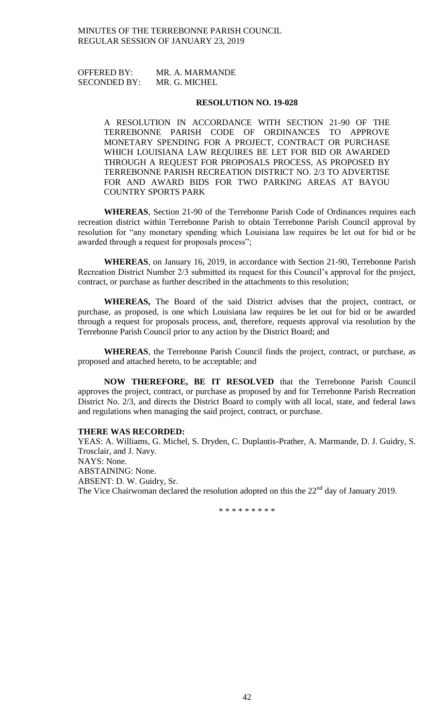OFFERED BY: MR. A. MARMANDE
SECONDED BY: MR. G. MICHEL

**RESOLUTION NO. 19-028**

A RESOLUTION IN ACCORDANCE WITH SECTION 21-90 OF THE TERREBONNE PARISH CODE OF ORDINANCES TO APPROVE MONETARY SPENDING FOR A PROJECT, CONTRACT OR PURCHASE WHICH LOUISIANA LAW REQUIRES BE LET FOR BID OR AWARDED THROUGH A REQUEST FOR PROPOSALS PROCESS, AS PROPOSED BY TERREBONNE PARISH RECREATION DISTRICT NO. 2/3 TO ADVERTISE FOR AND AWARD BIDS FOR TWO PARKING AREAS AT BAYOU COUNTRY SPORTS PARK

**WHEREAS**, Section 21-90 of the Terrebonne Parish Code of Ordinances requires each recreation district within Terrebonne Parish to obtain Terrebonne Parish Council approval by resolution for "any monetary spending which Louisiana law requires be let out for bid or be awarded through a request for proposals process";

**WHEREAS**, on January 16, 2019, in accordance with Section 21-90, Terrebonne Parish Recreation District Number 2/3 submitted its request for this Council's approval for the project, contract, or purchase as further described in the attachments to this resolution;

**WHEREAS,** The Board of the said District advises that the project, contract, or purchase, as proposed, is one which Louisiana law requires be let out for bid or be awarded through a request for proposals process, and, therefore, requests approval via resolution by the Terrebonne Parish Council prior to any action by the District Board; and

**WHEREAS**, the Terrebonne Parish Council finds the project, contract, or purchase, as proposed and attached hereto, to be acceptable; and

**NOW THEREFORE, BE IT RESOLVED** that the Terrebonne Parish Council approves the project, contract, or purchase as proposed by and for Terrebonne Parish Recreation District No. 2/3, and directs the District Board to comply with all local, state, and federal laws and regulations when managing the said project, contract, or purchase.

**THERE WAS RECORDED:**
YEAS: A. Williams, G. Michel, S. Dryden, C. Duplantis-Prather, A. Marmande, D. J. Guidry, S. Trosclair, and J. Navy.
NAYS: None.
ABSTAINING: None.
ABSENT: D. W. Guidry, Sr.
The Vice Chairwoman declared the resolution adopted on this the 22nd day of January 2019.

\* \* \* \* \* \* \* \* \*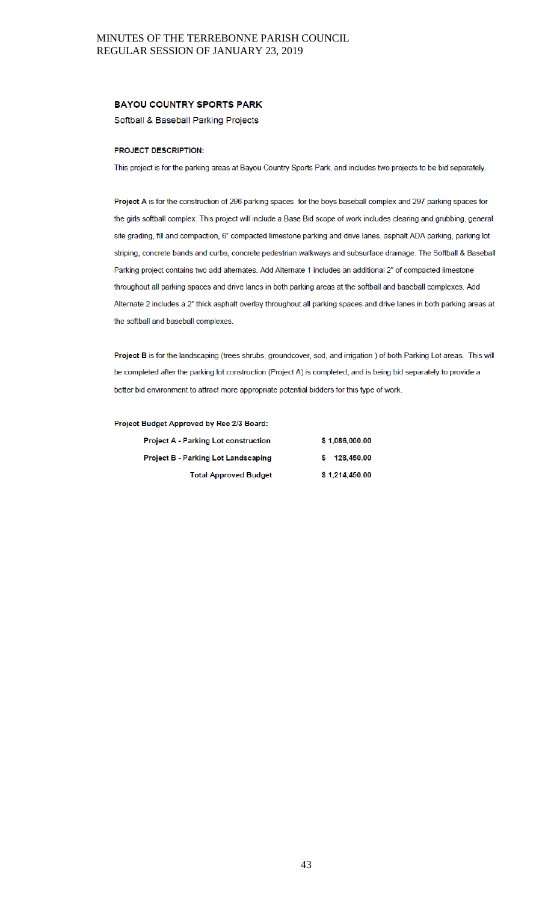## BAYOU COUNTRY SPORTS PARK

Softball & Baseball Parking Projects

**PROJECT DESCRIPTION:**

This project is for the parking areas at Bayou Country Sports Park, and includes two projects to be bid separately.

**Project A** is for the construction of 296 parking spaces for the boys baseball complex and 297 parking spaces for the girls softball complex. This project will include a Base Bid scope of work includes clearing and grubbing, general site grading, fill and compaction, 6" compacted limestone parking and drive lanes, asphalt ADA parking, parking lot striping, concrete bands and curbs, concrete pedestrian walkways and subsurface drainage. The Softball & Baseball Parking project contains two add alternates. Add Alternate 1 includes an additional 2" of compacted limestone throughout all parking spaces and drive lanes in both parking areas at the softball and baseball complexes. Add Alternate 2 includes a 2" thick asphalt overlay throughout all parking spaces and drive lanes in both parking areas at the softball and baseball complexes.

**Project B** is for the landscaping (trees shrubs, groundcover, sod, and irrigation ) of both Parking Lot areas. This will be completed after the parking lot construction (Project A) is completed, and is being bid separately to provide a better bid environment to attract more appropriate potential bidders for this type of work.

**Project Budget Approved by Rec 2/3 Board:**

| | |
|---|---|
| **Project A - Parking Lot construction** | **$ 1,086,000.00** |
| **Project B - Parking Lot Landscaping** | **$ 128,450.00** |
| **Total Approved Budget** | **$ 1,214,450.00** |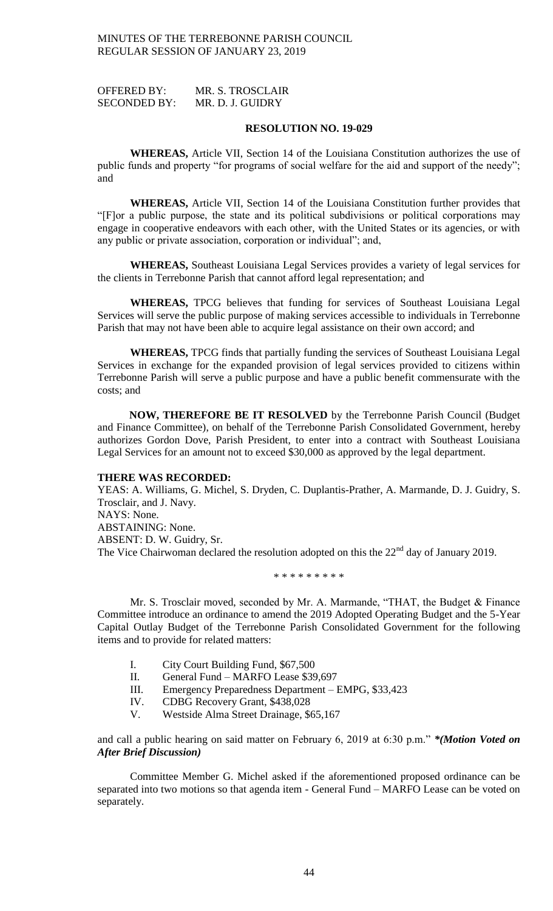OFFERED BY: MR. S. TROSCLAIR
SECONDED BY: MR. D. J. GUIDRY

**RESOLUTION NO. 19-029**

**WHEREAS,** Article VII, Section 14 of the Louisiana Constitution authorizes the use of public funds and property "for programs of social welfare for the aid and support of the needy"; and

**WHEREAS,** Article VII, Section 14 of the Louisiana Constitution further provides that "[F]or a public purpose, the state and its political subdivisions or political corporations may engage in cooperative endeavors with each other, with the United States or its agencies, or with any public or private association, corporation or individual"; and,

**WHEREAS,** Southeast Louisiana Legal Services provides a variety of legal services for the clients in Terrebonne Parish that cannot afford legal representation; and

**WHEREAS,** TPCG believes that funding for services of Southeast Louisiana Legal Services will serve the public purpose of making services accessible to individuals in Terrebonne Parish that may not have been able to acquire legal assistance on their own accord; and

**WHEREAS,** TPCG finds that partially funding the services of Southeast Louisiana Legal Services in exchange for the expanded provision of legal services provided to citizens within Terrebonne Parish will serve a public purpose and have a public benefit commensurate with the costs; and

**NOW, THEREFORE BE IT RESOLVED** by the Terrebonne Parish Council (Budget and Finance Committee), on behalf of the Terrebonne Parish Consolidated Government, hereby authorizes Gordon Dove, Parish President, to enter into a contract with Southeast Louisiana Legal Services for an amount not to exceed $30,000 as approved by the legal department.

**THERE WAS RECORDED:**
YEAS: A. Williams, G. Michel, S. Dryden, C. Duplantis-Prather, A. Marmande, D. J. Guidry, S. Trosclair, and J. Navy.
NAYS: None.
ABSTAINING: None.
ABSENT: D. W. Guidry, Sr.
The Vice Chairwoman declared the resolution adopted on this the 22nd day of January 2019.

\* \* \* \* \* \* \* \* \*

Mr. S. Trosclair moved, seconded by Mr. A. Marmande, "THAT, the Budget & Finance Committee introduce an ordinance to amend the 2019 Adopted Operating Budget and the 5-Year Capital Outlay Budget of the Terrebonne Parish Consolidated Government for the following items and to provide for related matters:

I. City Court Building Fund, $67,500
II. General Fund – MARFO Lease $39,697
III. Emergency Preparedness Department – EMPG, $33,423
IV. CDBG Recovery Grant, $438,028
V. Westside Alma Street Drainage, $65,167

and call a public hearing on said matter on February 6, 2019 at 6:30 p.m." ***(Motion Voted on After Brief Discussion)***

Committee Member G. Michel asked if the aforementioned proposed ordinance can be separated into two motions so that agenda item - General Fund – MARFO Lease can be voted on separately.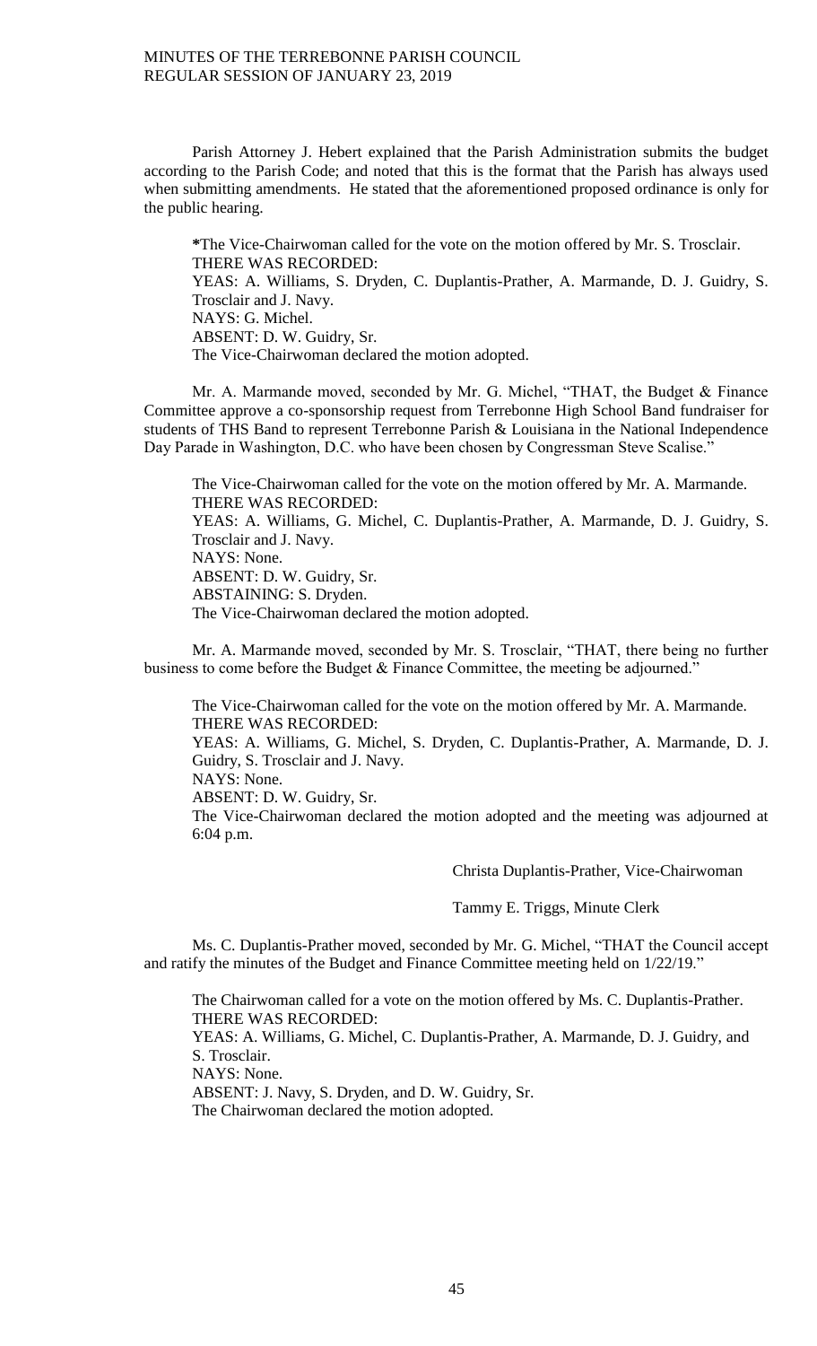Parish Attorney J. Hebert explained that the Parish Administration submits the budget according to the Parish Code; and noted that this is the format that the Parish has always used when submitting amendments. He stated that the aforementioned proposed ordinance is only for the public hearing.

*The Vice-Chairwoman called for the vote on the motion offered by Mr. S. Trosclair.
THERE WAS RECORDED:
YEAS: A. Williams, S. Dryden, C. Duplantis-Prather, A. Marmande, D. J. Guidry, S. Trosclair and J. Navy.
NAYS: G. Michel.
ABSENT: D. W. Guidry, Sr.
The Vice-Chairwoman declared the motion adopted.

Mr. A. Marmande moved, seconded by Mr. G. Michel, "THAT, the Budget & Finance Committee approve a co-sponsorship request from Terrebonne High School Band fundraiser for students of THS Band to represent Terrebonne Parish & Louisiana in the National Independence Day Parade in Washington, D.C. who have been chosen by Congressman Steve Scalise."

The Vice-Chairwoman called for the vote on the motion offered by Mr. A. Marmande.
THERE WAS RECORDED:
YEAS: A. Williams, G. Michel, C. Duplantis-Prather, A. Marmande, D. J. Guidry, S. Trosclair and J. Navy.
NAYS: None.
ABSENT: D. W. Guidry, Sr.
ABSTAINING: S. Dryden.
The Vice-Chairwoman declared the motion adopted.

Mr. A. Marmande moved, seconded by Mr. S. Trosclair, "THAT, there being no further business to come before the Budget & Finance Committee, the meeting be adjourned."

The Vice-Chairwoman called for the vote on the motion offered by Mr. A. Marmande.
THERE WAS RECORDED:
YEAS: A. Williams, G. Michel, S. Dryden, C. Duplantis-Prather, A. Marmande, D. J. Guidry, S. Trosclair and J. Navy.
NAYS: None.
ABSENT: D. W. Guidry, Sr.
The Vice-Chairwoman declared the motion adopted and the meeting was adjourned at 6:04 p.m.

Christa Duplantis-Prather, Vice-Chairwoman

Tammy E. Triggs, Minute Clerk

Ms. C. Duplantis-Prather moved, seconded by Mr. G. Michel, "THAT the Council accept and ratify the minutes of the Budget and Finance Committee meeting held on 1/22/19."

The Chairwoman called for a vote on the motion offered by Ms. C. Duplantis-Prather.
THERE WAS RECORDED:
YEAS: A. Williams, G. Michel, C. Duplantis-Prather, A. Marmande, D. J. Guidry, and S. Trosclair.
NAYS: None.
ABSENT: J. Navy, S. Dryden, and D. W. Guidry, Sr.
The Chairwoman declared the motion adopted.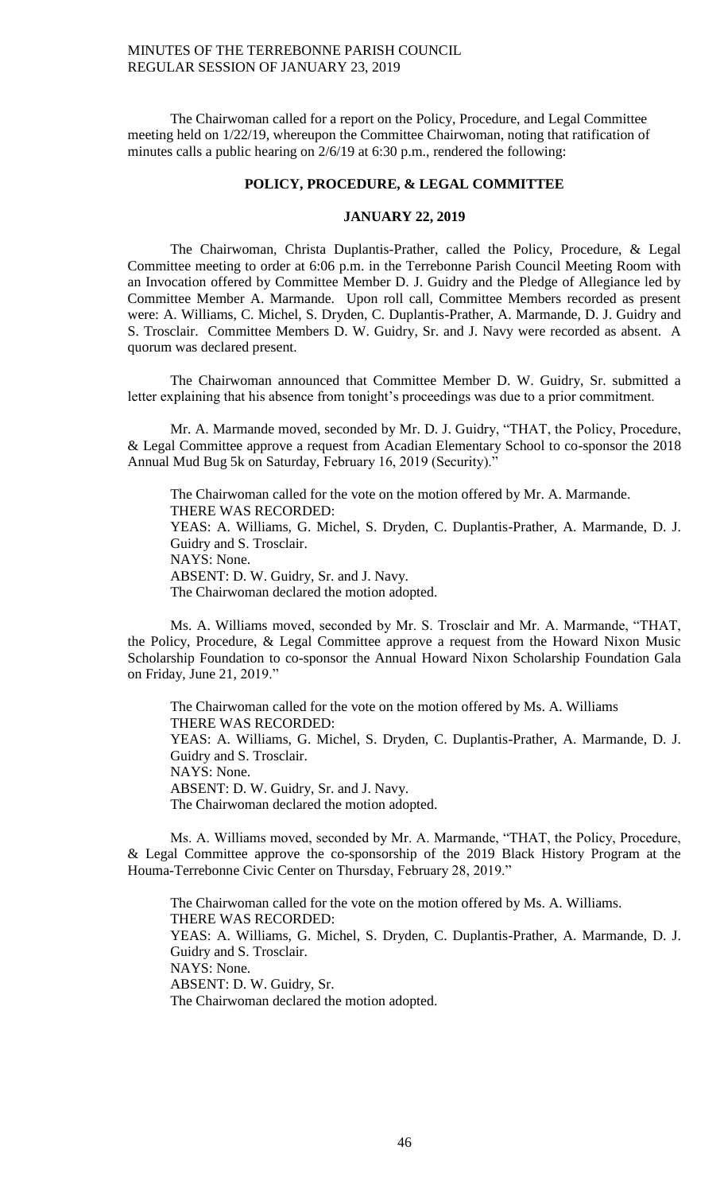The Chairwoman called for a report on the Policy, Procedure, and Legal Committee meeting held on 1/22/19, whereupon the Committee Chairwoman, noting that ratification of minutes calls a public hearing on 2/6/19 at 6:30 p.m., rendered the following:

**POLICY, PROCEDURE, & LEGAL COMMITTEE**

**JANUARY 22, 2019**

The Chairwoman, Christa Duplantis-Prather, called the Policy, Procedure, & Legal Committee meeting to order at 6:06 p.m. in the Terrebonne Parish Council Meeting Room with an Invocation offered by Committee Member D. J. Guidry and the Pledge of Allegiance led by Committee Member A. Marmande. Upon roll call, Committee Members recorded as present were: A. Williams, C. Michel, S. Dryden, C. Duplantis-Prather, A. Marmande, D. J. Guidry and S. Trosclair. Committee Members D. W. Guidry, Sr. and J. Navy were recorded as absent. A quorum was declared present.

The Chairwoman announced that Committee Member D. W. Guidry, Sr. submitted a letter explaining that his absence from tonight's proceedings was due to a prior commitment.

Mr. A. Marmande moved, seconded by Mr. D. J. Guidry, "THAT, the Policy, Procedure, & Legal Committee approve a request from Acadian Elementary School to co-sponsor the 2018 Annual Mud Bug 5k on Saturday, February 16, 2019 (Security)."

The Chairwoman called for the vote on the motion offered by Mr. A. Marmande.
THERE WAS RECORDED:
YEAS: A. Williams, G. Michel, S. Dryden, C. Duplantis-Prather, A. Marmande, D. J. Guidry and S. Trosclair.
NAYS: None.
ABSENT: D. W. Guidry, Sr. and J. Navy.
The Chairwoman declared the motion adopted.

Ms. A. Williams moved, seconded by Mr. S. Trosclair and Mr. A. Marmande, "THAT, the Policy, Procedure, & Legal Committee approve a request from the Howard Nixon Music Scholarship Foundation to co-sponsor the Annual Howard Nixon Scholarship Foundation Gala on Friday, June 21, 2019."

The Chairwoman called for the vote on the motion offered by Ms. A. Williams
THERE WAS RECORDED:
YEAS: A. Williams, G. Michel, S. Dryden, C. Duplantis-Prather, A. Marmande, D. J. Guidry and S. Trosclair.
NAYS: None.
ABSENT: D. W. Guidry, Sr. and J. Navy.
The Chairwoman declared the motion adopted.

Ms. A. Williams moved, seconded by Mr. A. Marmande, "THAT, the Policy, Procedure, & Legal Committee approve the co-sponsorship of the 2019 Black History Program at the Houma-Terrebonne Civic Center on Thursday, February 28, 2019."

The Chairwoman called for the vote on the motion offered by Ms. A. Williams.
THERE WAS RECORDED:
YEAS: A. Williams, G. Michel, S. Dryden, C. Duplantis-Prather, A. Marmande, D. J. Guidry and S. Trosclair.
NAYS: None.
ABSENT: D. W. Guidry, Sr.
The Chairwoman declared the motion adopted.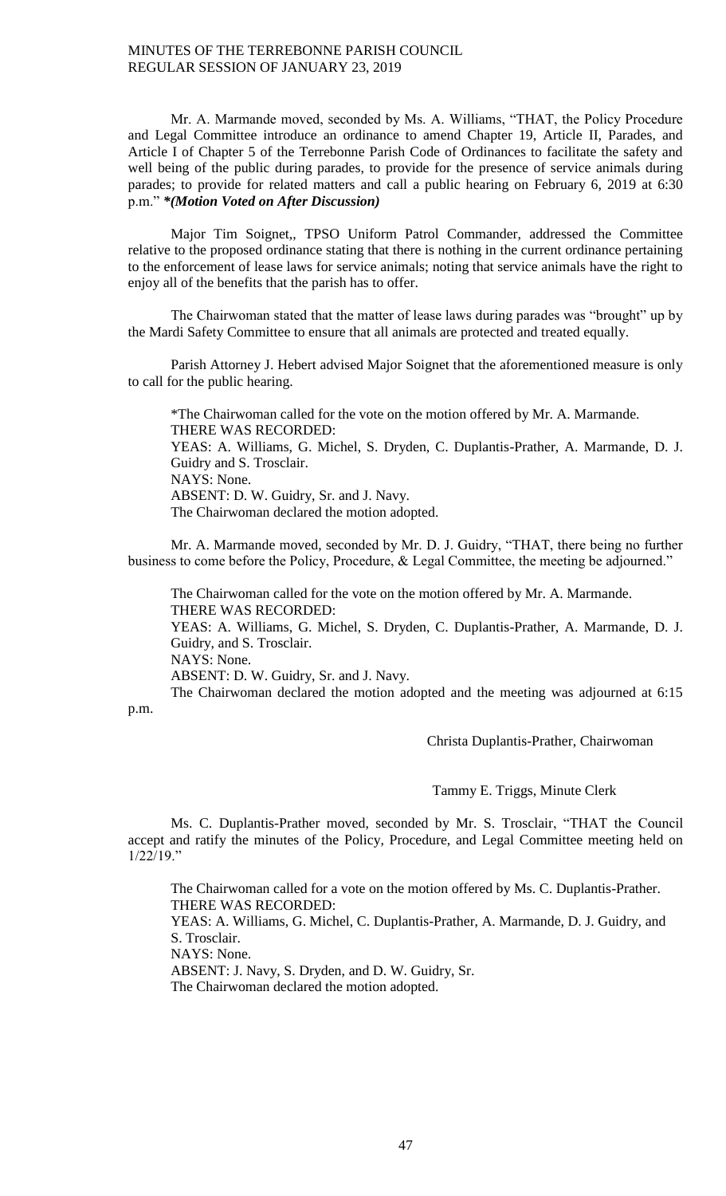Mr. A. Marmande moved, seconded by Ms. A. Williams, "THAT, the Policy Procedure and Legal Committee introduce an ordinance to amend Chapter 19, Article II, Parades, and Article I of Chapter 5 of the Terrebonne Parish Code of Ordinances to facilitate the safety and well being of the public during parades, to provide for the presence of service animals during parades; to provide for related matters and call a public hearing on February 6, 2019 at 6:30 p.m." ***(Motion Voted on After Discussion)***

Major Tim Soignet,, TPSO Uniform Patrol Commander, addressed the Committee relative to the proposed ordinance stating that there is nothing in the current ordinance pertaining to the enforcement of lease laws for service animals; noting that service animals have the right to enjoy all of the benefits that the parish has to offer.

The Chairwoman stated that the matter of lease laws during parades was "brought" up by the Mardi Safety Committee to ensure that all animals are protected and treated equally.

Parish Attorney J. Hebert advised Major Soignet that the aforementioned measure is only to call for the public hearing.

\*The Chairwoman called for the vote on the motion offered by Mr. A. Marmande.
THERE WAS RECORDED:
YEAS: A. Williams, G. Michel, S. Dryden, C. Duplantis-Prather, A. Marmande, D. J. Guidry and S. Trosclair.
NAYS: None.
ABSENT: D. W. Guidry, Sr. and J. Navy.
The Chairwoman declared the motion adopted.

Mr. A. Marmande moved, seconded by Mr. D. J. Guidry, "THAT, there being no further business to come before the Policy, Procedure, & Legal Committee, the meeting be adjourned."

The Chairwoman called for the vote on the motion offered by Mr. A. Marmande.
THERE WAS RECORDED:
YEAS: A. Williams, G. Michel, S. Dryden, C. Duplantis-Prather, A. Marmande, D. J. Guidry, and S. Trosclair.
NAYS: None.
ABSENT: D. W. Guidry, Sr. and J. Navy.
The Chairwoman declared the motion adopted and the meeting was adjourned at 6:15 p.m.

Christa Duplantis-Prather, Chairwoman

Tammy E. Triggs, Minute Clerk

Ms. C. Duplantis-Prather moved, seconded by Mr. S. Trosclair, "THAT the Council accept and ratify the minutes of the Policy, Procedure, and Legal Committee meeting held on 1/22/19."

The Chairwoman called for a vote on the motion offered by Ms. C. Duplantis-Prather.
THERE WAS RECORDED:
YEAS: A. Williams, G. Michel, C. Duplantis-Prather, A. Marmande, D. J. Guidry, and S. Trosclair.
NAYS: None.
ABSENT: J. Navy, S. Dryden, and D. W. Guidry, Sr.
The Chairwoman declared the motion adopted.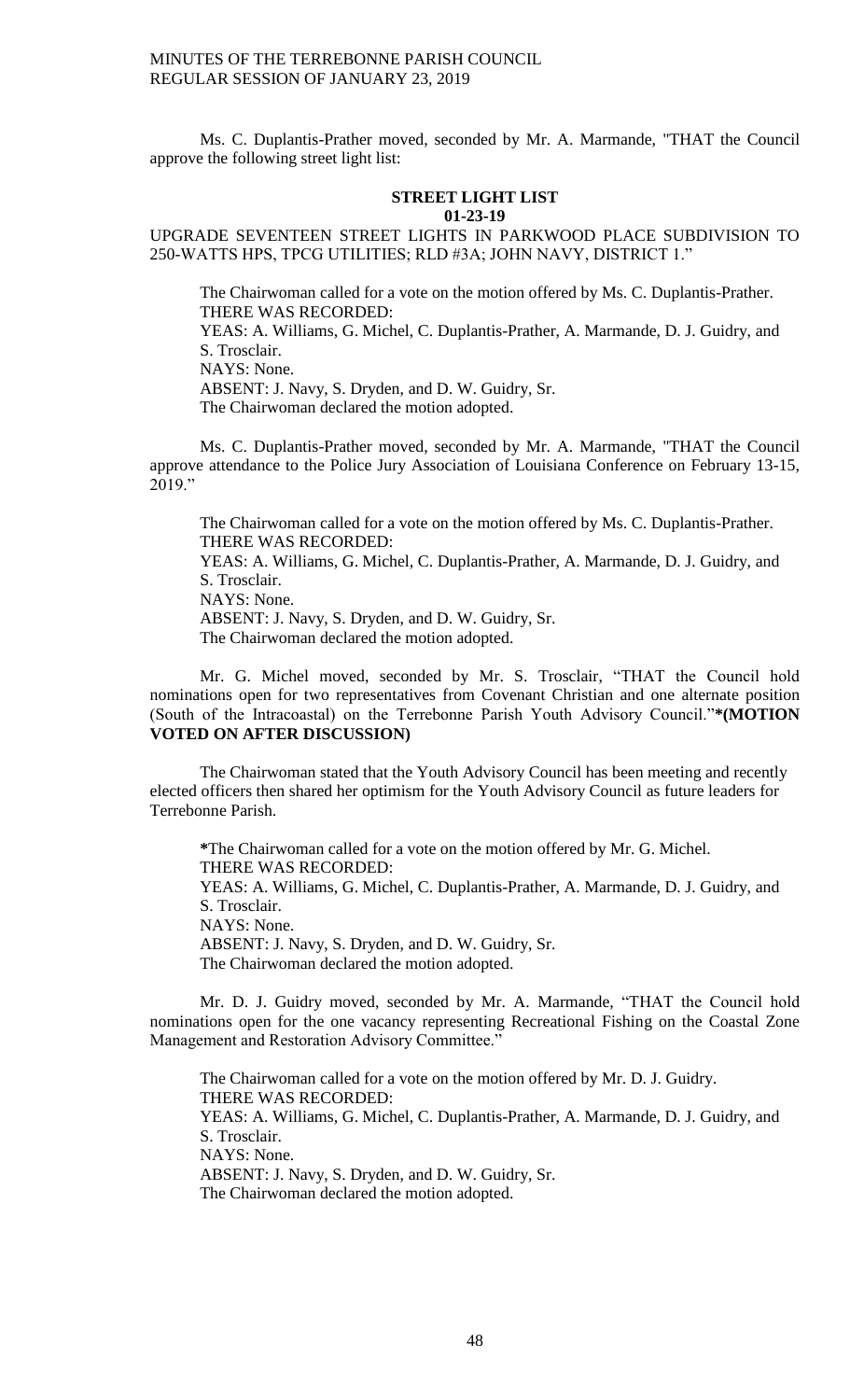Ms. C. Duplantis-Prather moved, seconded by Mr. A. Marmande, "THAT the Council approve the following street light list:

**STREET LIGHT LIST**
**01-23-19**

UPGRADE SEVENTEEN STREET LIGHTS IN PARKWOOD PLACE SUBDIVISION TO 250-WATTS HPS, TPCG UTILITIES; RLD #3A; JOHN NAVY, DISTRICT 1."

The Chairwoman called for a vote on the motion offered by Ms. C. Duplantis-Prather.
THERE WAS RECORDED:
YEAS: A. Williams, G. Michel, C. Duplantis-Prather, A. Marmande, D. J. Guidry, and S. Trosclair.
NAYS: None.
ABSENT: J. Navy, S. Dryden, and D. W. Guidry, Sr.
The Chairwoman declared the motion adopted.

Ms. C. Duplantis-Prather moved, seconded by Mr. A. Marmande, "THAT the Council approve attendance to the Police Jury Association of Louisiana Conference on February 13-15, 2019."

The Chairwoman called for a vote on the motion offered by Ms. C. Duplantis-Prather.
THERE WAS RECORDED:
YEAS: A. Williams, G. Michel, C. Duplantis-Prather, A. Marmande, D. J. Guidry, and S. Trosclair.
NAYS: None.
ABSENT: J. Navy, S. Dryden, and D. W. Guidry, Sr.
The Chairwoman declared the motion adopted.

Mr. G. Michel moved, seconded by Mr. S. Trosclair, "THAT the Council hold nominations open for two representatives from Covenant Christian and one alternate position (South of the Intracoastal) on the Terrebonne Parish Youth Advisory Council."**\*(MOTION VOTED ON AFTER DISCUSSION)**

The Chairwoman stated that the Youth Advisory Council has been meeting and recently elected officers then shared her optimism for the Youth Advisory Council as future leaders for Terrebonne Parish.

**\***The Chairwoman called for a vote on the motion offered by Mr. G. Michel.
THERE WAS RECORDED:
YEAS: A. Williams, G. Michel, C. Duplantis-Prather, A. Marmande, D. J. Guidry, and S. Trosclair.
NAYS: None.
ABSENT: J. Navy, S. Dryden, and D. W. Guidry, Sr.
The Chairwoman declared the motion adopted.

Mr. D. J. Guidry moved, seconded by Mr. A. Marmande, "THAT the Council hold nominations open for the one vacancy representing Recreational Fishing on the Coastal Zone Management and Restoration Advisory Committee."

The Chairwoman called for a vote on the motion offered by Mr. D. J. Guidry.
THERE WAS RECORDED:
YEAS: A. Williams, G. Michel, C. Duplantis-Prather, A. Marmande, D. J. Guidry, and S. Trosclair.
NAYS: None.
ABSENT: J. Navy, S. Dryden, and D. W. Guidry, Sr.
The Chairwoman declared the motion adopted.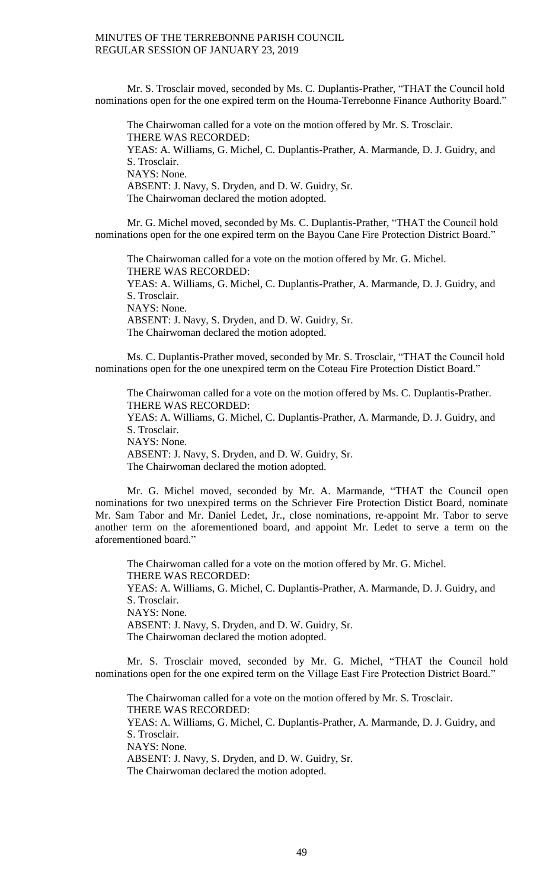Mr. S. Trosclair moved, seconded by Ms. C. Duplantis-Prather, "THAT the Council hold nominations open for the one expired term on the Houma-Terrebonne Finance Authority Board."

The Chairwoman called for a vote on the motion offered by Mr. S. Trosclair.
THERE WAS RECORDED:
YEAS: A. Williams, G. Michel, C. Duplantis-Prather, A. Marmande, D. J. Guidry, and S. Trosclair.
NAYS: None.
ABSENT: J. Navy, S. Dryden, and D. W. Guidry, Sr.
The Chairwoman declared the motion adopted.

Mr. G. Michel moved, seconded by Ms. C. Duplantis-Prather, "THAT the Council hold nominations open for the one expired term on the Bayou Cane Fire Protection District Board."

The Chairwoman called for a vote on the motion offered by Mr. G. Michel.
THERE WAS RECORDED:
YEAS: A. Williams, G. Michel, C. Duplantis-Prather, A. Marmande, D. J. Guidry, and S. Trosclair.
NAYS: None.
ABSENT: J. Navy, S. Dryden, and D. W. Guidry, Sr.
The Chairwoman declared the motion adopted.

Ms. C. Duplantis-Prather moved, seconded by Mr. S. Trosclair, "THAT the Council hold nominations open for the one unexpired term on the Coteau Fire Protection Distict Board."

The Chairwoman called for a vote on the motion offered by Ms. C. Duplantis-Prather.
THERE WAS RECORDED:
YEAS: A. Williams, G. Michel, C. Duplantis-Prather, A. Marmande, D. J. Guidry, and S. Trosclair.
NAYS: None.
ABSENT: J. Navy, S. Dryden, and D. W. Guidry, Sr.
The Chairwoman declared the motion adopted.

Mr. G. Michel moved, seconded by Mr. A. Marmande, "THAT the Council open nominations for two unexpired terms on the Schriever Fire Protection Distict Board, nominate Mr. Sam Tabor and Mr. Daniel Ledet, Jr., close nominations, re-appoint Mr. Tabor to serve another term on the aforementioned board, and appoint Mr. Ledet to serve a term on the aforementioned board."

The Chairwoman called for a vote on the motion offered by Mr. G. Michel.
THERE WAS RECORDED:
YEAS: A. Williams, G. Michel, C. Duplantis-Prather, A. Marmande, D. J. Guidry, and S. Trosclair.
NAYS: None.
ABSENT: J. Navy, S. Dryden, and D. W. Guidry, Sr.
The Chairwoman declared the motion adopted.

Mr. S. Trosclair moved, seconded by Mr. G. Michel, "THAT the Council hold nominations open for the one expired term on the Village East Fire Protection District Board."

The Chairwoman called for a vote on the motion offered by Mr. S. Trosclair.
THERE WAS RECORDED:
YEAS: A. Williams, G. Michel, C. Duplantis-Prather, A. Marmande, D. J. Guidry, and S. Trosclair.
NAYS: None.
ABSENT: J. Navy, S. Dryden, and D. W. Guidry, Sr.
The Chairwoman declared the motion adopted.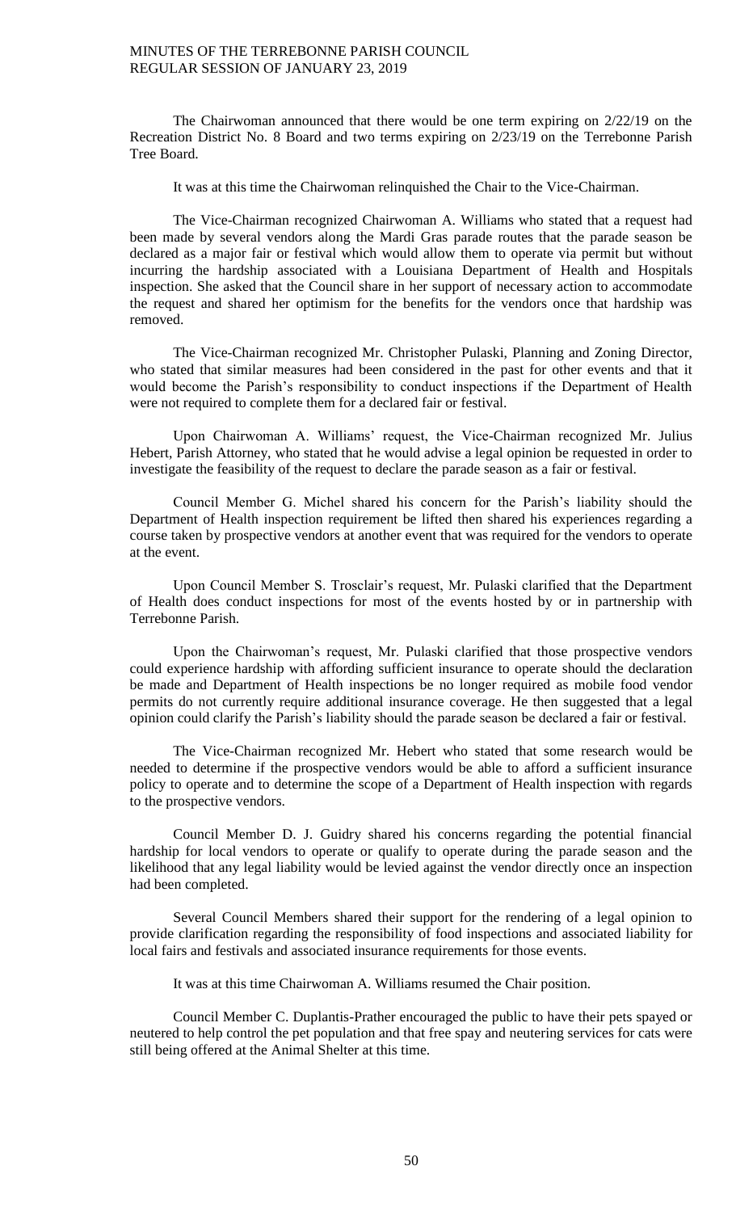The Chairwoman announced that there would be one term expiring on 2/22/19 on the Recreation District No. 8 Board and two terms expiring on 2/23/19 on the Terrebonne Parish Tree Board.

It was at this time the Chairwoman relinquished the Chair to the Vice-Chairman.

The Vice-Chairman recognized Chairwoman A. Williams who stated that a request had been made by several vendors along the Mardi Gras parade routes that the parade season be declared as a major fair or festival which would allow them to operate via permit but without incurring the hardship associated with a Louisiana Department of Health and Hospitals inspection. She asked that the Council share in her support of necessary action to accommodate the request and shared her optimism for the benefits for the vendors once that hardship was removed.

The Vice-Chairman recognized Mr. Christopher Pulaski, Planning and Zoning Director, who stated that similar measures had been considered in the past for other events and that it would become the Parish's responsibility to conduct inspections if the Department of Health were not required to complete them for a declared fair or festival.

Upon Chairwoman A. Williams' request, the Vice-Chairman recognized Mr. Julius Hebert, Parish Attorney, who stated that he would advise a legal opinion be requested in order to investigate the feasibility of the request to declare the parade season as a fair or festival.

Council Member G. Michel shared his concern for the Parish's liability should the Department of Health inspection requirement be lifted then shared his experiences regarding a course taken by prospective vendors at another event that was required for the vendors to operate at the event.

Upon Council Member S. Trosclair's request, Mr. Pulaski clarified that the Department of Health does conduct inspections for most of the events hosted by or in partnership with Terrebonne Parish.

Upon the Chairwoman's request, Mr. Pulaski clarified that those prospective vendors could experience hardship with affording sufficient insurance to operate should the declaration be made and Department of Health inspections be no longer required as mobile food vendor permits do not currently require additional insurance coverage. He then suggested that a legal opinion could clarify the Parish's liability should the parade season be declared a fair or festival.

The Vice-Chairman recognized Mr. Hebert who stated that some research would be needed to determine if the prospective vendors would be able to afford a sufficient insurance policy to operate and to determine the scope of a Department of Health inspection with regards to the prospective vendors.

Council Member D. J. Guidry shared his concerns regarding the potential financial hardship for local vendors to operate or qualify to operate during the parade season and the likelihood that any legal liability would be levied against the vendor directly once an inspection had been completed.

Several Council Members shared their support for the rendering of a legal opinion to provide clarification regarding the responsibility of food inspections and associated liability for local fairs and festivals and associated insurance requirements for those events.

It was at this time Chairwoman A. Williams resumed the Chair position.

Council Member C. Duplantis-Prather encouraged the public to have their pets spayed or neutered to help control the pet population and that free spay and neutering services for cats were still being offered at the Animal Shelter at this time.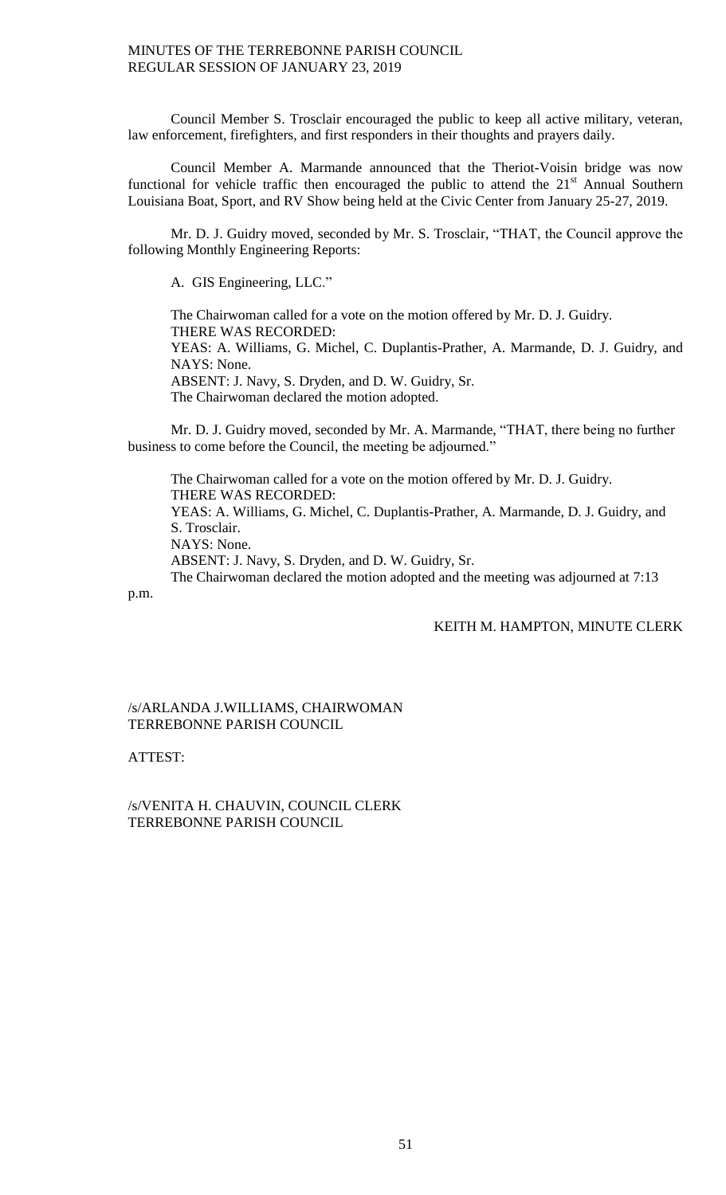Council Member S. Trosclair encouraged the public to keep all active military, veteran, law enforcement, firefighters, and first responders in their thoughts and prayers daily.

Council Member A. Marmande announced that the Theriot-Voisin bridge was now functional for vehicle traffic then encouraged the public to attend the 21st Annual Southern Louisiana Boat, Sport, and RV Show being held at the Civic Center from January 25-27, 2019.

Mr. D. J. Guidry moved, seconded by Mr. S. Trosclair, "THAT, the Council approve the following Monthly Engineering Reports:

A. GIS Engineering, LLC."

The Chairwoman called for a vote on the motion offered by Mr. D. J. Guidry.
THERE WAS RECORDED:
YEAS: A. Williams, G. Michel, C. Duplantis-Prather, A. Marmande, D. J. Guidry, and
NAYS: None.
ABSENT: J. Navy, S. Dryden, and D. W. Guidry, Sr.
The Chairwoman declared the motion adopted.

Mr. D. J. Guidry moved, seconded by Mr. A. Marmande, "THAT, there being no further business to come before the Council, the meeting be adjourned."

The Chairwoman called for a vote on the motion offered by Mr. D. J. Guidry.
THERE WAS RECORDED:
YEAS: A. Williams, G. Michel, C. Duplantis-Prather, A. Marmande, D. J. Guidry, and S. Trosclair.
NAYS: None.
ABSENT: J. Navy, S. Dryden, and D. W. Guidry, Sr.
The Chairwoman declared the motion adopted and the meeting was adjourned at 7:13 p.m.

KEITH M. HAMPTON, MINUTE CLERK

/s/ARLANDA J.WILLIAMS, CHAIRWOMAN
TERREBONNE PARISH COUNCIL

ATTEST:

/s/VENITA H. CHAUVIN, COUNCIL CLERK
TERREBONNE PARISH COUNCIL